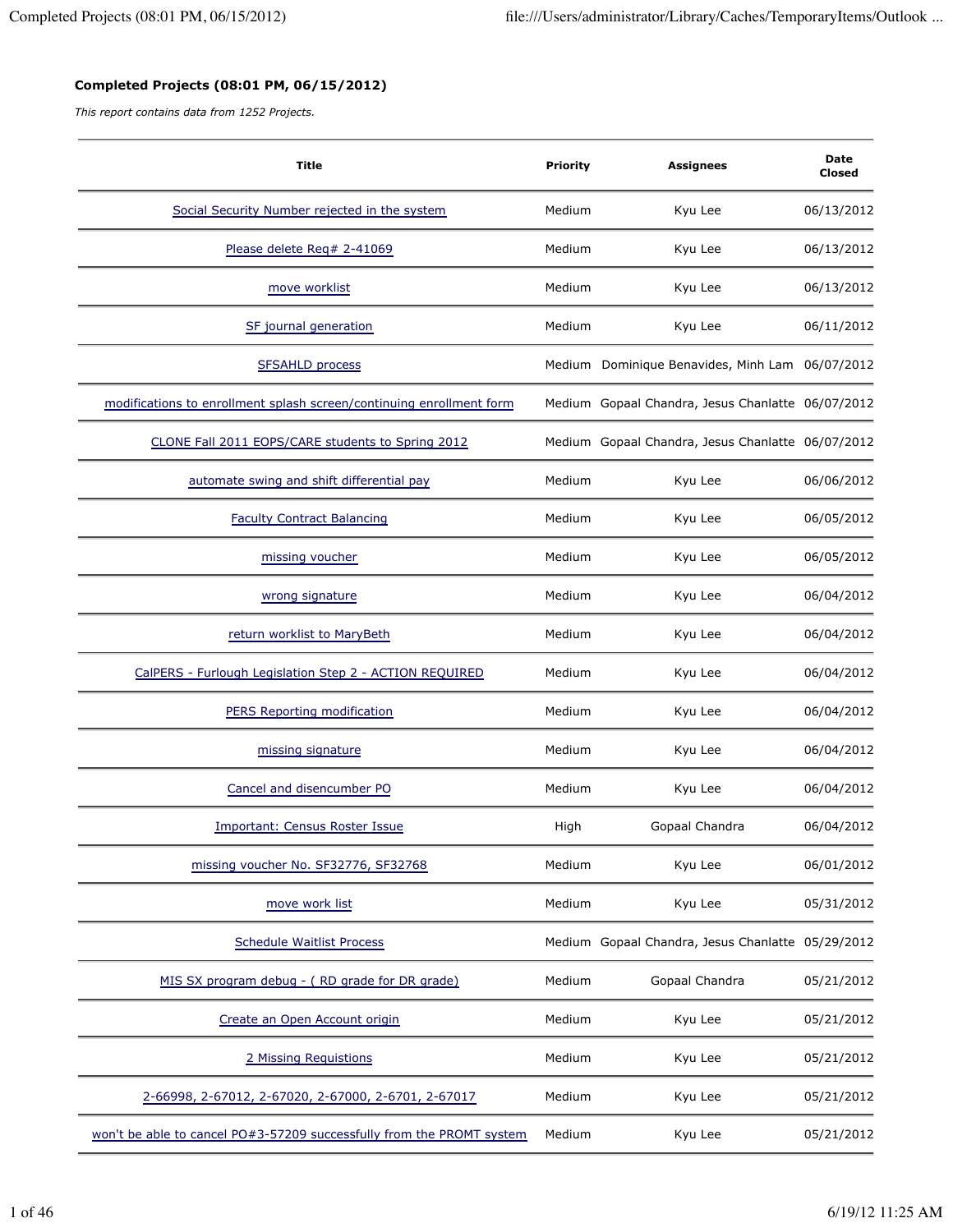**Completed Projects (08:01 PM, 06/15/2012)**

*This report contains data from 1252 Projects.*

| Title | Priority | Assignees | Date Closed |
|---|---|---|---|
| Social Security Number rejected in the system | Medium | Kyu Lee | 06/13/2012 |
| Please delete Req# 2-41069 | Medium | Kyu Lee | 06/13/2012 |
| move worklist | Medium | Kyu Lee | 06/13/2012 |
| SF journal generation | Medium | Kyu Lee | 06/11/2012 |
| SFSAHLD process | Medium | Dominique Benavides, Minh Lam | 06/07/2012 |
| modifications to enrollment splash screen/continuing enrollment form | Medium | Gopaal Chandra, Jesus Chanlatte | 06/07/2012 |
| CLONE Fall 2011 EOPS/CARE students to Spring 2012 | Medium | Gopaal Chandra, Jesus Chanlatte | 06/07/2012 |
| automate swing and shift differential pay | Medium | Kyu Lee | 06/06/2012 |
| Faculty Contract Balancing | Medium | Kyu Lee | 06/05/2012 |
| missing voucher | Medium | Kyu Lee | 06/05/2012 |
| wrong signature | Medium | Kyu Lee | 06/04/2012 |
| return worklist to MaryBeth | Medium | Kyu Lee | 06/04/2012 |
| CalPERS - Furlough Legislation Step 2 - ACTION REQUIRED | Medium | Kyu Lee | 06/04/2012 |
| PERS Reporting modification | Medium | Kyu Lee | 06/04/2012 |
| missing signature | Medium | Kyu Lee | 06/04/2012 |
| Cancel and disencumber PO | Medium | Kyu Lee | 06/04/2012 |
| Important: Census Roster Issue | High | Gopaal Chandra | 06/04/2012 |
| missing voucher No. SF32776, SF32768 | Medium | Kyu Lee | 06/01/2012 |
| move work list | Medium | Kyu Lee | 05/31/2012 |
| Schedule Waitlist Process | Medium | Gopaal Chandra, Jesus Chanlatte | 05/29/2012 |
| MIS SX program debug - ( RD grade for DR grade) | Medium | Gopaal Chandra | 05/21/2012 |
| Create an Open Account origin | Medium | Kyu Lee | 05/21/2012 |
| 2 Missing Requistions | Medium | Kyu Lee | 05/21/2012 |
| 2-66998, 2-67012, 2-67020, 2-67000, 2-6701, 2-67017 | Medium | Kyu Lee | 05/21/2012 |
| won't be able to cancel PO#3-57209 successfully from the PROMT system | Medium | Kyu Lee | 05/21/2012 |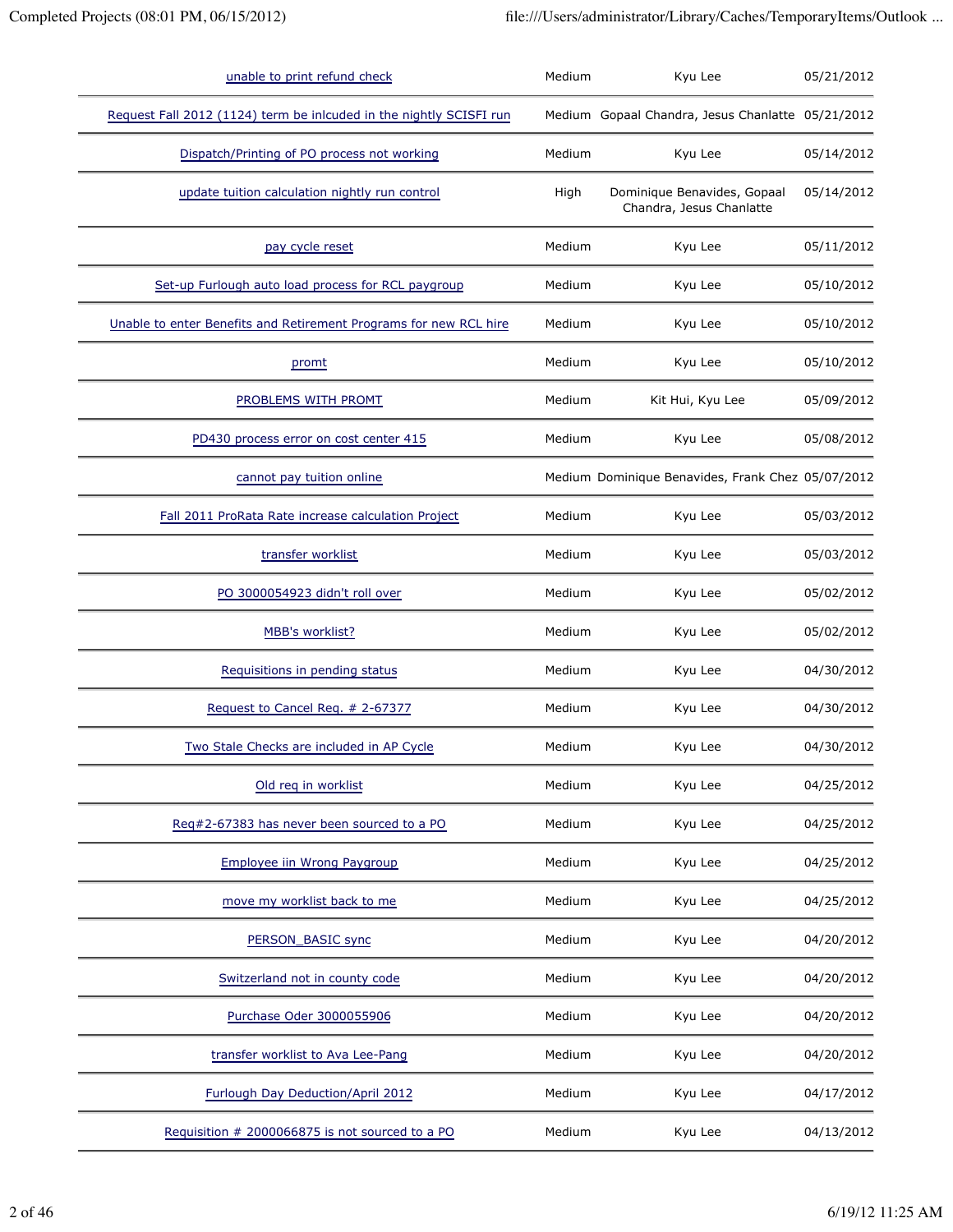| | | | |
|---|---|---|---|
| unable to print refund check | Medium | Kyu Lee | 05/21/2012 |
| Request Fall 2012 (1124) term be inlcuded in the nightly SCISFI run | Medium | Gopaal Chandra, Jesus Chanlatte | 05/21/2012 |
| Dispatch/Printing of PO process not working | Medium | Kyu Lee | 05/14/2012 |
| update tuition calculation nightly run control | High | Dominique Benavides, Gopaal Chandra, Jesus Chanlatte | 05/14/2012 |
| pay cycle reset | Medium | Kyu Lee | 05/11/2012 |
| Set-up Furlough auto load process for RCL paygroup | Medium | Kyu Lee | 05/10/2012 |
| Unable to enter Benefits and Retirement Programs for new RCL hire | Medium | Kyu Lee | 05/10/2012 |
| promt | Medium | Kyu Lee | 05/10/2012 |
| PROBLEMS WITH PROMT | Medium | Kit Hui, Kyu Lee | 05/09/2012 |
| PD430 process error on cost center 415 | Medium | Kyu Lee | 05/08/2012 |
| cannot pay tuition online | Medium | Dominique Benavides, Frank Chez | 05/07/2012 |
| Fall 2011 ProRata Rate increase calculation Project | Medium | Kyu Lee | 05/03/2012 |
| transfer worklist | Medium | Kyu Lee | 05/03/2012 |
| PO 3000054923 didn't roll over | Medium | Kyu Lee | 05/02/2012 |
| MBB's worklist? | Medium | Kyu Lee | 05/02/2012 |
| Requisitions in pending status | Medium | Kyu Lee | 04/30/2012 |
| Request to Cancel Req. # 2-67377 | Medium | Kyu Lee | 04/30/2012 |
| Two Stale Checks are included in AP Cycle | Medium | Kyu Lee | 04/30/2012 |
| Old req in worklist | Medium | Kyu Lee | 04/25/2012 |
| Req#2-67383 has never been sourced to a PO | Medium | Kyu Lee | 04/25/2012 |
| Employee iin Wrong Paygroup | Medium | Kyu Lee | 04/25/2012 |
| move my worklist back to me | Medium | Kyu Lee | 04/25/2012 |
| PERSON_BASIC sync | Medium | Kyu Lee | 04/20/2012 |
| Switzerland not in county code | Medium | Kyu Lee | 04/20/2012 |
| Purchase Oder 3000055906 | Medium | Kyu Lee | 04/20/2012 |
| transfer worklist to Ava Lee-Pang | Medium | Kyu Lee | 04/20/2012 |
| Furlough Day Deduction/April 2012 | Medium | Kyu Lee | 04/17/2012 |
| Requisition # 2000066875 is not sourced to a PO | Medium | Kyu Lee | 04/13/2012 |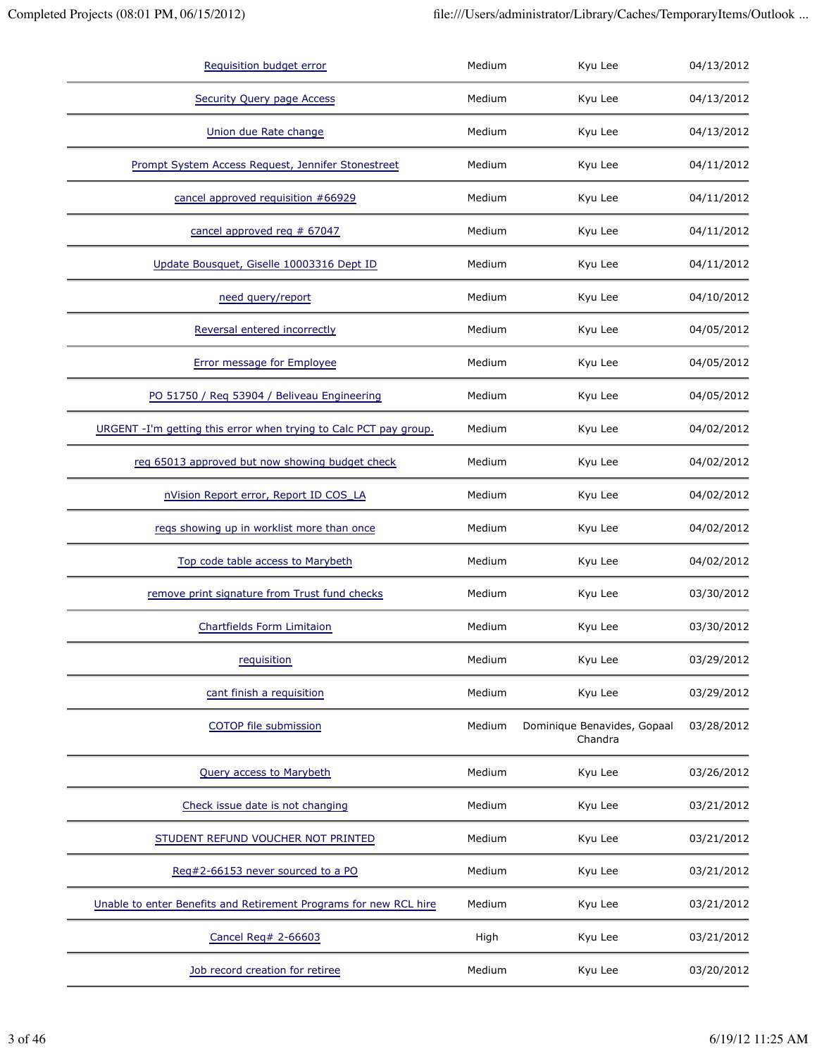| | | | |
|---|---|---|---|
| Requisition budget error | Medium | Kyu Lee | 04/13/2012 |
| Security Query page Access | Medium | Kyu Lee | 04/13/2012 |
| Union due Rate change | Medium | Kyu Lee | 04/13/2012 |
| Prompt System Access Request, Jennifer Stonestreet | Medium | Kyu Lee | 04/11/2012 |
| cancel approved requisition #66929 | Medium | Kyu Lee | 04/11/2012 |
| cancel approved req # 67047 | Medium | Kyu Lee | 04/11/2012 |
| Update Bousquet, Giselle 10003316 Dept ID | Medium | Kyu Lee | 04/11/2012 |
| need query/report | Medium | Kyu Lee | 04/10/2012 |
| Reversal entered incorrectly | Medium | Kyu Lee | 04/05/2012 |
| Error message for Employee | Medium | Kyu Lee | 04/05/2012 |
| PO 51750 / Req 53904 / Beliveau Engineering | Medium | Kyu Lee | 04/05/2012 |
| URGENT -I'm getting this error when trying to Calc PCT pay group. | Medium | Kyu Lee | 04/02/2012 |
| req 65013 approved but now showing budget check | Medium | Kyu Lee | 04/02/2012 |
| nVision Report error, Report ID COS_LA | Medium | Kyu Lee | 04/02/2012 |
| reqs showing up in worklist more than once | Medium | Kyu Lee | 04/02/2012 |
| Top code table access to Marybeth | Medium | Kyu Lee | 04/02/2012 |
| remove print signature from Trust fund checks | Medium | Kyu Lee | 03/30/2012 |
| Chartfields Form Limitaion | Medium | Kyu Lee | 03/30/2012 |
| requisition | Medium | Kyu Lee | 03/29/2012 |
| cant finish a requisition | Medium | Kyu Lee | 03/29/2012 |
| COTOP file submission | Medium | Dominique Benavides, Gopaal Chandra | 03/28/2012 |
| Query access to Marybeth | Medium | Kyu Lee | 03/26/2012 |
| Check issue date is not changing | Medium | Kyu Lee | 03/21/2012 |
| STUDENT REFUND VOUCHER NOT PRINTED | Medium | Kyu Lee | 03/21/2012 |
| Req#2-66153 never sourced to a PO | Medium | Kyu Lee | 03/21/2012 |
| Unable to enter Benefits and Retirement Programs for new RCL hire | Medium | Kyu Lee | 03/21/2012 |
| Cancel Req# 2-66603 | High | Kyu Lee | 03/21/2012 |
| Job record creation for retiree | Medium | Kyu Lee | 03/20/2012 |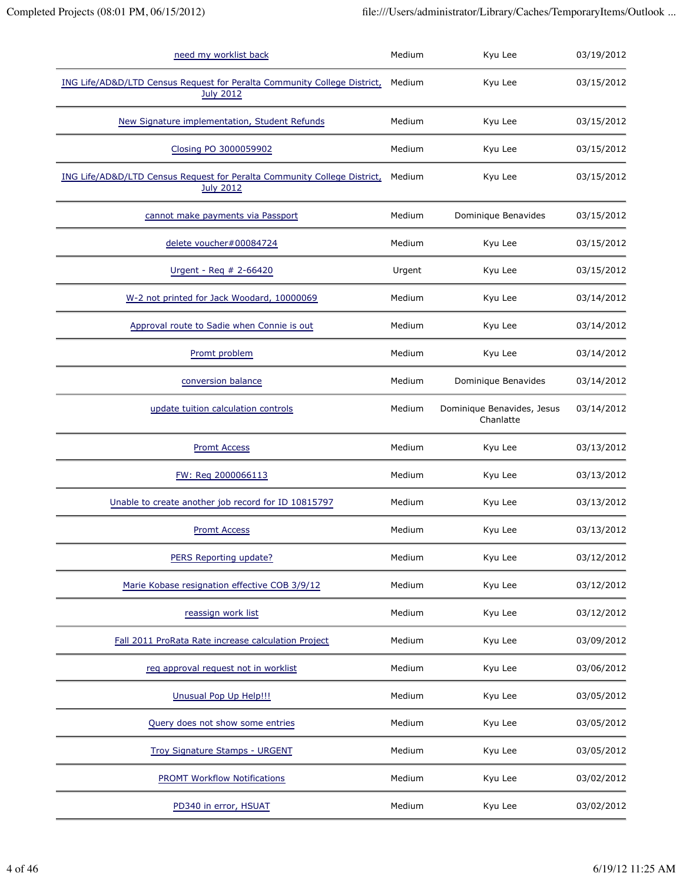| | | | |
|---|---|---|---|
| need my worklist back | Medium | Kyu Lee | 03/19/2012 |
| ING Life/AD&D/LTD Census Request for Peralta Community College District, July 2012 | Medium | Kyu Lee | 03/15/2012 |
| New Signature implementation, Student Refunds | Medium | Kyu Lee | 03/15/2012 |
| Closing PO 3000059902 | Medium | Kyu Lee | 03/15/2012 |
| ING Life/AD&D/LTD Census Request for Peralta Community College District, July 2012 | Medium | Kyu Lee | 03/15/2012 |
| cannot make payments via Passport | Medium | Dominique Benavides | 03/15/2012 |
| delete voucher#00084724 | Medium | Kyu Lee | 03/15/2012 |
| Urgent - Req # 2-66420 | Urgent | Kyu Lee | 03/15/2012 |
| W-2 not printed for Jack Woodard, 10000069 | Medium | Kyu Lee | 03/14/2012 |
| Approval route to Sadie when Connie is out | Medium | Kyu Lee | 03/14/2012 |
| Promt problem | Medium | Kyu Lee | 03/14/2012 |
| conversion balance | Medium | Dominique Benavides | 03/14/2012 |
| update tuition calculation controls | Medium | Dominique Benavides, Jesus Chanlatte | 03/14/2012 |
| Promt Access | Medium | Kyu Lee | 03/13/2012 |
| FW: Req 2000066113 | Medium | Kyu Lee | 03/13/2012 |
| Unable to create another job record for ID 10815797 | Medium | Kyu Lee | 03/13/2012 |
| Promt Access | Medium | Kyu Lee | 03/13/2012 |
| PERS Reporting update? | Medium | Kyu Lee | 03/12/2012 |
| Marie Kobase resignation effective COB 3/9/12 | Medium | Kyu Lee | 03/12/2012 |
| reassign work list | Medium | Kyu Lee | 03/12/2012 |
| Fall 2011 ProRata Rate increase calculation Project | Medium | Kyu Lee | 03/09/2012 |
| req approval request not in worklist | Medium | Kyu Lee | 03/06/2012 |
| Unusual Pop Up Help!!! | Medium | Kyu Lee | 03/05/2012 |
| Query does not show some entries | Medium | Kyu Lee | 03/05/2012 |
| Troy Signature Stamps - URGENT | Medium | Kyu Lee | 03/05/2012 |
| PROMT Workflow Notifications | Medium | Kyu Lee | 03/02/2012 |
| PD340 in error, HSUAT | Medium | Kyu Lee | 03/02/2012 |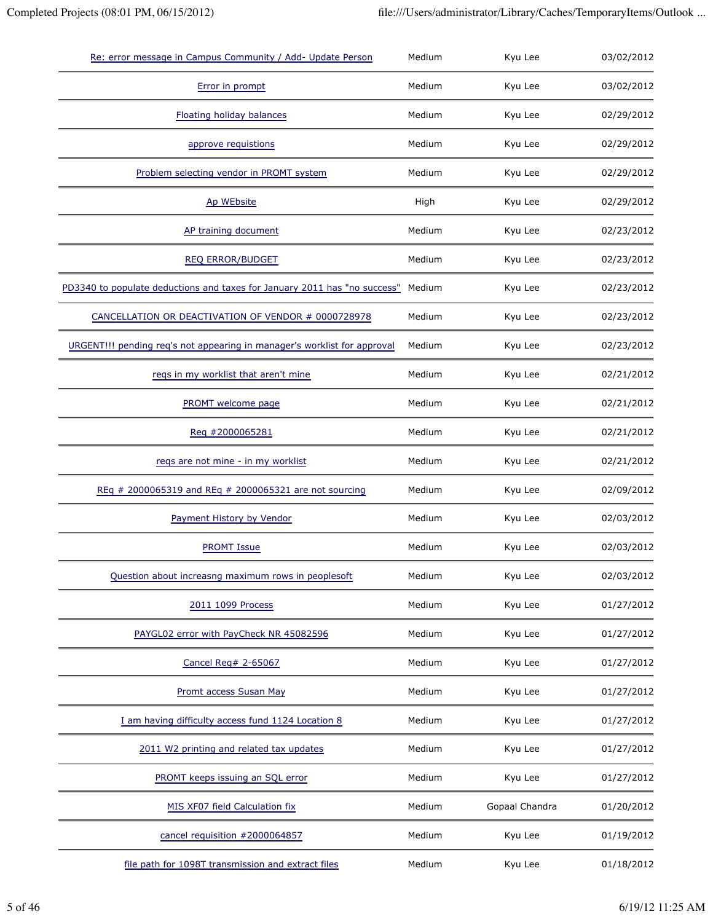| | | | |
|---|---|---|---|
| Re: error message in Campus Community / Add- Update Person | Medium | Kyu Lee | 03/02/2012 |
| Error in prompt | Medium | Kyu Lee | 03/02/2012 |
| Floating holiday balances | Medium | Kyu Lee | 02/29/2012 |
| approve requistions | Medium | Kyu Lee | 02/29/2012 |
| Problem selecting vendor in PROMT system | Medium | Kyu Lee | 02/29/2012 |
| Ap WEbsite | High | Kyu Lee | 02/29/2012 |
| AP training document | Medium | Kyu Lee | 02/23/2012 |
| REQ ERROR/BUDGET | Medium | Kyu Lee | 02/23/2012 |
| PD3340 to populate deductions and taxes for January 2011 has "no success" | Medium | Kyu Lee | 02/23/2012 |
| CANCELLATION OR DEACTIVATION OF VENDOR # 0000728978 | Medium | Kyu Lee | 02/23/2012 |
| URGENT!!! pending req's not appearing in manager's worklist for approval | Medium | Kyu Lee | 02/23/2012 |
| reqs in my worklist that aren't mine | Medium | Kyu Lee | 02/21/2012 |
| PROMT welcome page | Medium | Kyu Lee | 02/21/2012 |
| Req #2000065281 | Medium | Kyu Lee | 02/21/2012 |
| reqs are not mine - in my worklist | Medium | Kyu Lee | 02/21/2012 |
| REq # 2000065319 and REq # 2000065321 are not sourcing | Medium | Kyu Lee | 02/09/2012 |
| Payment History by Vendor | Medium | Kyu Lee | 02/03/2012 |
| PROMT Issue | Medium | Kyu Lee | 02/03/2012 |
| Question about increasng maximum rows in peoplesoft | Medium | Kyu Lee | 02/03/2012 |
| 2011 1099 Process | Medium | Kyu Lee | 01/27/2012 |
| PAYGL02 error with PayCheck NR 45082596 | Medium | Kyu Lee | 01/27/2012 |
| Cancel Req# 2-65067 | Medium | Kyu Lee | 01/27/2012 |
| Promt access Susan May | Medium | Kyu Lee | 01/27/2012 |
| I am having difficulty access fund 1124 Location 8 | Medium | Kyu Lee | 01/27/2012 |
| 2011 W2 printing and related tax updates | Medium | Kyu Lee | 01/27/2012 |
| PROMT keeps issuing an SQL error | Medium | Kyu Lee | 01/27/2012 |
| MIS XF07 field Calculation fix | Medium | Gopaal Chandra | 01/20/2012 |
| cancel requisition #2000064857 | Medium | Kyu Lee | 01/19/2012 |
| file path for 1098T transmission and extract files | Medium | Kyu Lee | 01/18/2012 |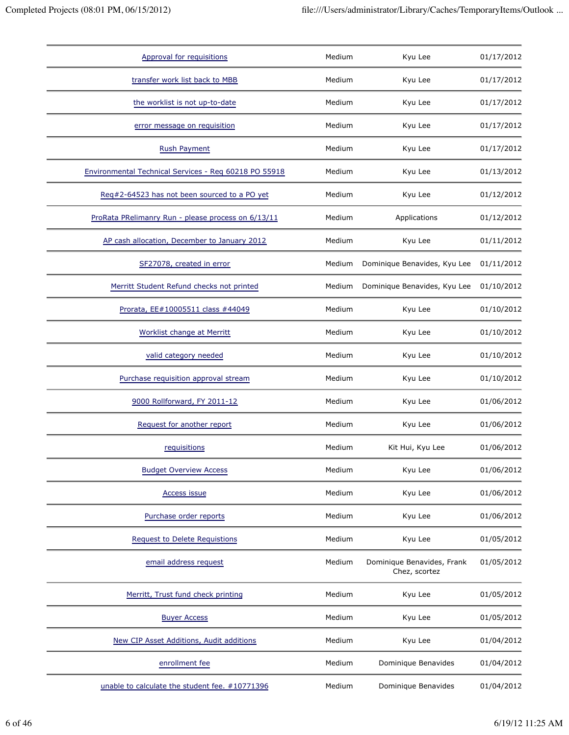| | | | |
|---|---|---|---|
| Approval for requisitions | Medium | Kyu Lee | 01/17/2012 |
| transfer work list back to MBB | Medium | Kyu Lee | 01/17/2012 |
| the worklist is not up-to-date | Medium | Kyu Lee | 01/17/2012 |
| error message on requisition | Medium | Kyu Lee | 01/17/2012 |
| Rush Payment | Medium | Kyu Lee | 01/17/2012 |
| Environmental Technical Services - Req 60218 PO 55918 | Medium | Kyu Lee | 01/13/2012 |
| Req#2-64523 has not been sourced to a PO yet | Medium | Kyu Lee | 01/12/2012 |
| ProRata PRelimanry Run - please process on 6/13/11 | Medium | Applications | 01/12/2012 |
| AP cash allocation, December to January 2012 | Medium | Kyu Lee | 01/11/2012 |
| SF27078, created in error | Medium | Dominique Benavides, Kyu Lee | 01/11/2012 |
| Merritt Student Refund checks not printed | Medium | Dominique Benavides, Kyu Lee | 01/10/2012 |
| Prorata, EE#10005511 class #44049 | Medium | Kyu Lee | 01/10/2012 |
| Worklist change at Merritt | Medium | Kyu Lee | 01/10/2012 |
| valid category needed | Medium | Kyu Lee | 01/10/2012 |
| Purchase requisition approval stream | Medium | Kyu Lee | 01/10/2012 |
| 9000 Rollforward, FY 2011-12 | Medium | Kyu Lee | 01/06/2012 |
| Request for another report | Medium | Kyu Lee | 01/06/2012 |
| requisitions | Medium | Kit Hui, Kyu Lee | 01/06/2012 |
| Budget Overview Access | Medium | Kyu Lee | 01/06/2012 |
| Access issue | Medium | Kyu Lee | 01/06/2012 |
| Purchase order reports | Medium | Kyu Lee | 01/06/2012 |
| Request to Delete Requistions | Medium | Kyu Lee | 01/05/2012 |
| email address request | Medium | Dominique Benavides, Frank Chez, scortez | 01/05/2012 |
| Merritt, Trust fund check printing | Medium | Kyu Lee | 01/05/2012 |
| Buyer Access | Medium | Kyu Lee | 01/05/2012 |
| New CIP Asset Additions, Audit additions | Medium | Kyu Lee | 01/04/2012 |
| enrollment fee | Medium | Dominique Benavides | 01/04/2012 |
| unable to calculate the student fee. #10771396 | Medium | Dominique Benavides | 01/04/2012 |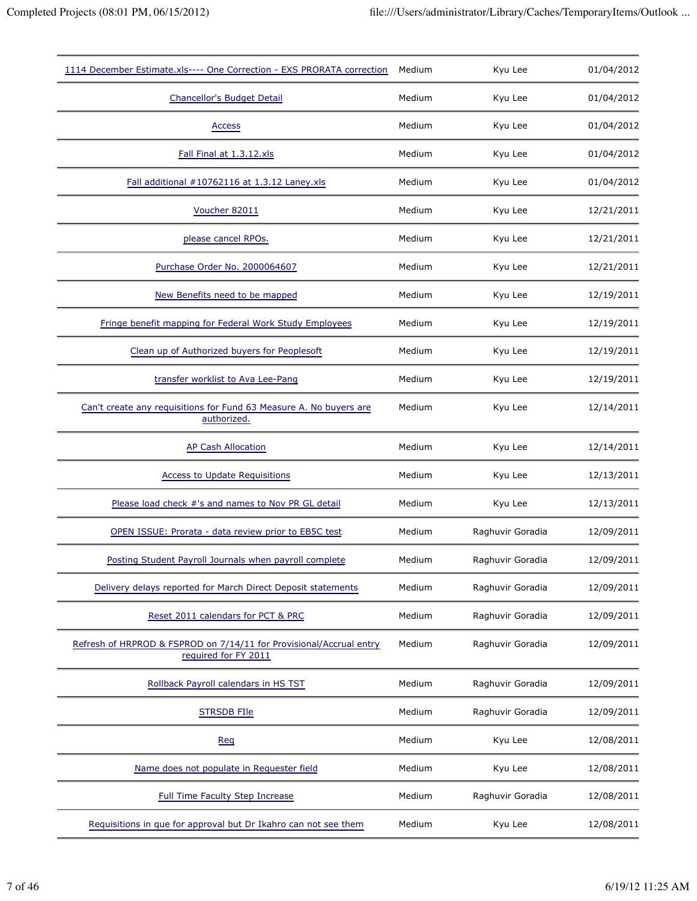| | | | |
|---|---|---|---|
| 1114 December Estimate.xls---- One Correction - EXS PRORATA correction | Medium | Kyu Lee | 01/04/2012 |
| Chancellor's Budget Detail | Medium | Kyu Lee | 01/04/2012 |
| Access | Medium | Kyu Lee | 01/04/2012 |
| Fall Final at 1.3.12.xls | Medium | Kyu Lee | 01/04/2012 |
| Fall additional #10762116 at 1.3.12 Laney.xls | Medium | Kyu Lee | 01/04/2012 |
| Voucher 82011 | Medium | Kyu Lee | 12/21/2011 |
| please cancel RPOs. | Medium | Kyu Lee | 12/21/2011 |
| Purchase Order No. 2000064607 | Medium | Kyu Lee | 12/21/2011 |
| New Benefits need to be mapped | Medium | Kyu Lee | 12/19/2011 |
| Fringe benefit mapping for Federal Work Study Employees | Medium | Kyu Lee | 12/19/2011 |
| Clean up of Authorized buyers for Peoplesoft | Medium | Kyu Lee | 12/19/2011 |
| transfer worklist to Ava Lee-Pang | Medium | Kyu Lee | 12/19/2011 |
| Can't create any requisitions for Fund 63 Measure A. No buyers are authorized. | Medium | Kyu Lee | 12/14/2011 |
| AP Cash Allocation | Medium | Kyu Lee | 12/14/2011 |
| Access to Update Requisitions | Medium | Kyu Lee | 12/13/2011 |
| Please load check #'s and names to Nov PR GL detail | Medium | Kyu Lee | 12/13/2011 |
| OPEN ISSUE: Prorata - data review prior to EB5C test | Medium | Raghuvir Goradia | 12/09/2011 |
| Posting Student Payroll Journals when payroll complete | Medium | Raghuvir Goradia | 12/09/2011 |
| Delivery delays reported for March Direct Deposit statements | Medium | Raghuvir Goradia | 12/09/2011 |
| Reset 2011 calendars for PCT & PRC | Medium | Raghuvir Goradia | 12/09/2011 |
| Refresh of HRPROD & FSPROD on 7/14/11 for Provisional/Accrual entry required for FY 2011 | Medium | Raghuvir Goradia | 12/09/2011 |
| Rollback Payroll calendars in HS TST | Medium | Raghuvir Goradia | 12/09/2011 |
| STRSDB FIle | Medium | Raghuvir Goradia | 12/09/2011 |
| Req | Medium | Kyu Lee | 12/08/2011 |
| Name does not populate in Requester field | Medium | Kyu Lee | 12/08/2011 |
| Full Time Faculty Step Increase | Medium | Raghuvir Goradia | 12/08/2011 |
| Requisitions in que for approval but Dr Ikahro can not see them | Medium | Kyu Lee | 12/08/2011 |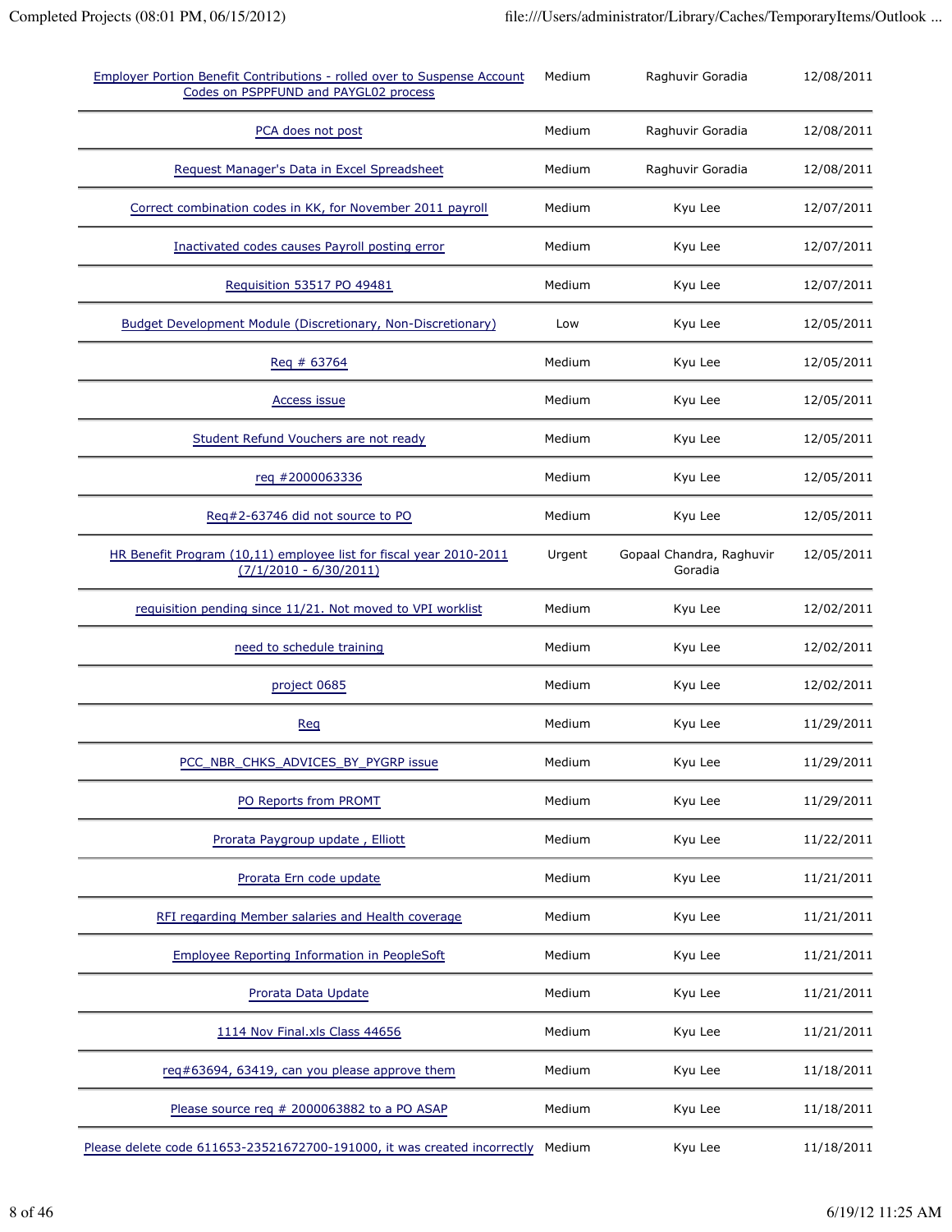| | | | |
|---|---|---|---|
| Employer Portion Benefit Contributions - rolled over to Suspense Account Codes on PSPPFUND and PAYGL02 process | Medium | Raghuvir Goradia | 12/08/2011 |
| PCA does not post | Medium | Raghuvir Goradia | 12/08/2011 |
| Request Manager's Data in Excel Spreadsheet | Medium | Raghuvir Goradia | 12/08/2011 |
| Correct combination codes in KK, for November 2011 payroll | Medium | Kyu Lee | 12/07/2011 |
| Inactivated codes causes Payroll posting error | Medium | Kyu Lee | 12/07/2011 |
| Requisition 53517 PO 49481 | Medium | Kyu Lee | 12/07/2011 |
| Budget Development Module (Discretionary, Non-Discretionary) | Low | Kyu Lee | 12/05/2011 |
| Req # 63764 | Medium | Kyu Lee | 12/05/2011 |
| Access issue | Medium | Kyu Lee | 12/05/2011 |
| Student Refund Vouchers are not ready | Medium | Kyu Lee | 12/05/2011 |
| req #2000063336 | Medium | Kyu Lee | 12/05/2011 |
| Req#2-63746 did not source to PO | Medium | Kyu Lee | 12/05/2011 |
| HR Benefit Program (10,11) employee list for fiscal year 2010-2011 (7/1/2010 - 6/30/2011) | Urgent | Gopaal Chandra, Raghuvir Goradia | 12/05/2011 |
| requisition pending since 11/21. Not moved to VPI worklist | Medium | Kyu Lee | 12/02/2011 |
| need to schedule training | Medium | Kyu Lee | 12/02/2011 |
| project 0685 | Medium | Kyu Lee | 12/02/2011 |
| Req | Medium | Kyu Lee | 11/29/2011 |
| PCC_NBR_CHKS_ADVICES_BY_PYGRP issue | Medium | Kyu Lee | 11/29/2011 |
| PO Reports from PROMT | Medium | Kyu Lee | 11/29/2011 |
| Prorata Paygroup update , Elliott | Medium | Kyu Lee | 11/22/2011 |
| Prorata Ern code update | Medium | Kyu Lee | 11/21/2011 |
| RFI regarding Member salaries and Health coverage | Medium | Kyu Lee | 11/21/2011 |
| Employee Reporting Information in PeopleSoft | Medium | Kyu Lee | 11/21/2011 |
| Prorata Data Update | Medium | Kyu Lee | 11/21/2011 |
| 1114 Nov Final.xls Class 44656 | Medium | Kyu Lee | 11/21/2011 |
| req#63694, 63419, can you please approve them | Medium | Kyu Lee | 11/18/2011 |
| Please source req # 2000063882 to a PO ASAP | Medium | Kyu Lee | 11/18/2011 |
| Please delete code 611653-23521672700-191000, it was created incorrectly | Medium | Kyu Lee | 11/18/2011 |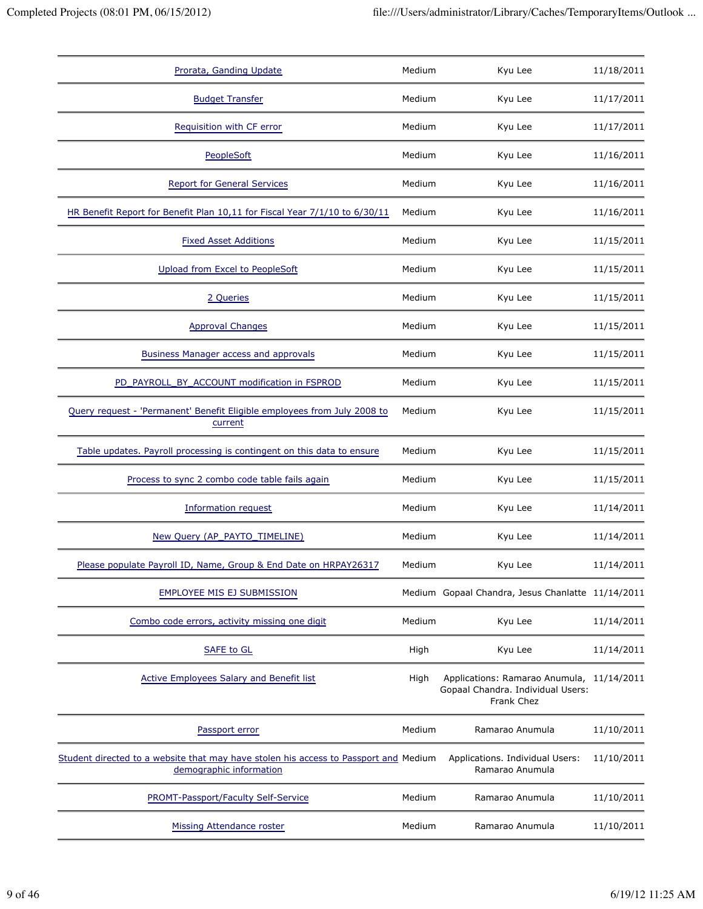| | | | |
|---|---|---|---|
| Prorata, Ganding Update | Medium | Kyu Lee | 11/18/2011 |
| Budget Transfer | Medium | Kyu Lee | 11/17/2011 |
| Requisition with CF error | Medium | Kyu Lee | 11/17/2011 |
| PeopleSoft | Medium | Kyu Lee | 11/16/2011 |
| Report for General Services | Medium | Kyu Lee | 11/16/2011 |
| HR Benefit Report for Benefit Plan 10,11 for Fiscal Year 7/1/10 to 6/30/11 | Medium | Kyu Lee | 11/16/2011 |
| Fixed Asset Additions | Medium | Kyu Lee | 11/15/2011 |
| Upload from Excel to PeopleSoft | Medium | Kyu Lee | 11/15/2011 |
| 2 Queries | Medium | Kyu Lee | 11/15/2011 |
| Approval Changes | Medium | Kyu Lee | 11/15/2011 |
| Business Manager access and approvals | Medium | Kyu Lee | 11/15/2011 |
| PD_PAYROLL_BY_ACCOUNT modification in FSPROD | Medium | Kyu Lee | 11/15/2011 |
| Query request - 'Permanent' Benefit Eligible employees from July 2008 to current | Medium | Kyu Lee | 11/15/2011 |
| Table updates. Payroll processing is contingent on this data to ensure | Medium | Kyu Lee | 11/15/2011 |
| Process to sync 2 combo code table fails again | Medium | Kyu Lee | 11/15/2011 |
| Information request | Medium | Kyu Lee | 11/14/2011 |
| New Query (AP_PAYTO_TIMELINE) | Medium | Kyu Lee | 11/14/2011 |
| Please populate Payroll ID, Name, Group & End Date on HRPAY26317 | Medium | Kyu Lee | 11/14/2011 |
| EMPLOYEE MIS EJ SUBMISSION | Medium | Gopaal Chandra, Jesus Chanlatte | 11/14/2011 |
| Combo code errors, activity missing one digit | Medium | Kyu Lee | 11/14/2011 |
| SAFE to GL | High | Kyu Lee | 11/14/2011 |
| Active Employees Salary and Benefit list | High | Applications: Ramarao Anumula, Gopaal Chandra. Individual Users: Frank Chez | 11/14/2011 |
| Passport error | Medium | Ramarao Anumula | 11/10/2011 |
| Student directed to a website that may have stolen his access to Passport and demographic information | Medium | Applications. Individual Users: Ramarao Anumula | 11/10/2011 |
| PROMT-Passport/Faculty Self-Service | Medium | Ramarao Anumula | 11/10/2011 |
| Missing Attendance roster | Medium | Ramarao Anumula | 11/10/2011 |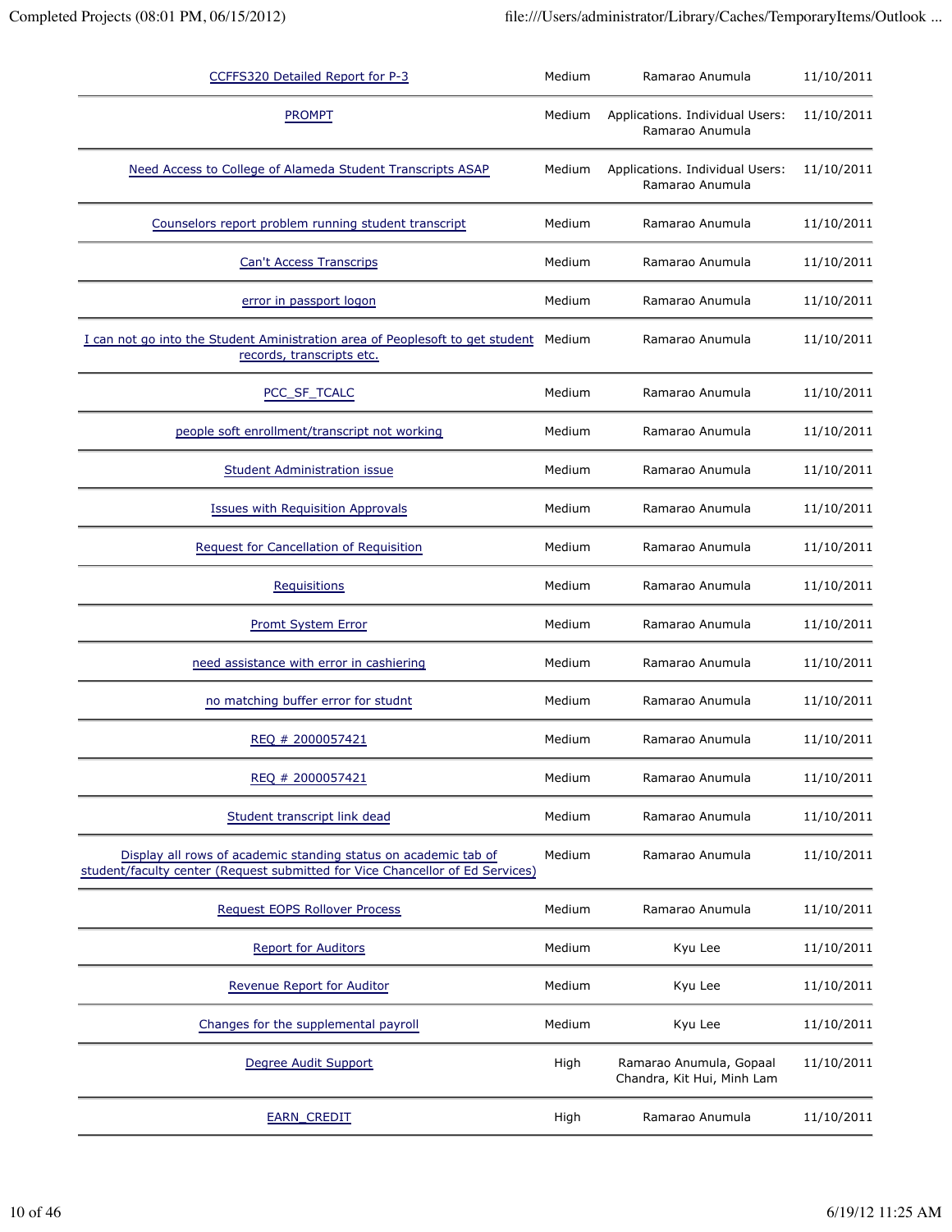| | | | |
|---|---|---|---|
| CCFFS320 Detailed Report for P-3 | Medium | Ramarao Anumula | 11/10/2011 |
| PROMPT | Medium | Applications. Individual Users: Ramarao Anumula | 11/10/2011 |
| Need Access to College of Alameda Student Transcripts ASAP | Medium | Applications. Individual Users: Ramarao Anumula | 11/10/2011 |
| Counselors report problem running student transcript | Medium | Ramarao Anumula | 11/10/2011 |
| Can't Access Transcrips | Medium | Ramarao Anumula | 11/10/2011 |
| error in passport logon | Medium | Ramarao Anumula | 11/10/2011 |
| I can not go into the Student Aministration area of Peoplesoft to get student records, transcripts etc. | Medium | Ramarao Anumula | 11/10/2011 |
| PCC_SF_TCALC | Medium | Ramarao Anumula | 11/10/2011 |
| people soft enrollment/transcript not working | Medium | Ramarao Anumula | 11/10/2011 |
| Student Administration issue | Medium | Ramarao Anumula | 11/10/2011 |
| Issues with Requisition Approvals | Medium | Ramarao Anumula | 11/10/2011 |
| Request for Cancellation of Requisition | Medium | Ramarao Anumula | 11/10/2011 |
| Requisitions | Medium | Ramarao Anumula | 11/10/2011 |
| Promt System Error | Medium | Ramarao Anumula | 11/10/2011 |
| need assistance with error in cashiering | Medium | Ramarao Anumula | 11/10/2011 |
| no matching buffer error for studnt | Medium | Ramarao Anumula | 11/10/2011 |
| REQ # 2000057421 | Medium | Ramarao Anumula | 11/10/2011 |
| REQ # 2000057421 | Medium | Ramarao Anumula | 11/10/2011 |
| Student transcript link dead | Medium | Ramarao Anumula | 11/10/2011 |
| Display all rows of academic standing status on academic tab of student/faculty center (Request submitted for Vice Chancellor of Ed Services) | Medium | Ramarao Anumula | 11/10/2011 |
| Request EOPS Rollover Process | Medium | Ramarao Anumula | 11/10/2011 |
| Report for Auditors | Medium | Kyu Lee | 11/10/2011 |
| Revenue Report for Auditor | Medium | Kyu Lee | 11/10/2011 |
| Changes for the supplemental payroll | Medium | Kyu Lee | 11/10/2011 |
| Degree Audit Support | High | Ramarao Anumula, Gopaal Chandra, Kit Hui, Minh Lam | 11/10/2011 |
| EARN_CREDIT | High | Ramarao Anumula | 11/10/2011 |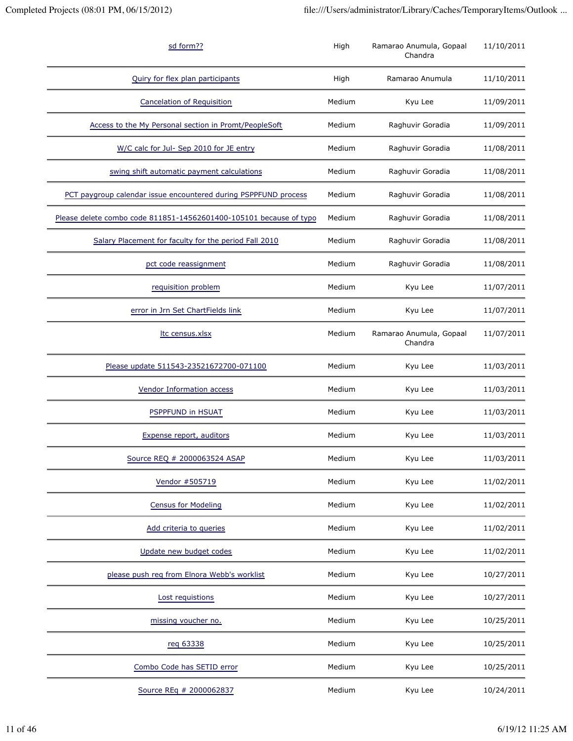| | | | |
|---|---|---|---|
| sd form?? | High | Ramarao Anumula, Gopaal Chandra | 11/10/2011 |
| Quiry for flex plan participants | High | Ramarao Anumula | 11/10/2011 |
| Cancelation of Requisition | Medium | Kyu Lee | 11/09/2011 |
| Access to the My Personal section in Promt/PeopleSoft | Medium | Raghuvir Goradia | 11/09/2011 |
| W/C calc for Jul- Sep 2010 for JE entry | Medium | Raghuvir Goradia | 11/08/2011 |
| swing shift automatic payment calculations | Medium | Raghuvir Goradia | 11/08/2011 |
| PCT paygroup calendar issue encountered during PSPPFUND process | Medium | Raghuvir Goradia | 11/08/2011 |
| Please delete combo code 811851-14562601400-105101 because of typo | Medium | Raghuvir Goradia | 11/08/2011 |
| Salary Placement for faculty for the period Fall 2010 | Medium | Raghuvir Goradia | 11/08/2011 |
| pct code reassignment | Medium | Raghuvir Goradia | 11/08/2011 |
| requisition problem | Medium | Kyu Lee | 11/07/2011 |
| error in Jrn Set ChartFields link | Medium | Kyu Lee | 11/07/2011 |
| ltc census.xlsx | Medium | Ramarao Anumula, Gopaal Chandra | 11/07/2011 |
| Please update 511543-23521672700-071100 | Medium | Kyu Lee | 11/03/2011 |
| Vendor Information access | Medium | Kyu Lee | 11/03/2011 |
| PSPPFUND in HSUAT | Medium | Kyu Lee | 11/03/2011 |
| Expense report, auditors | Medium | Kyu Lee | 11/03/2011 |
| Source REQ # 2000063524 ASAP | Medium | Kyu Lee | 11/03/2011 |
| Vendor #505719 | Medium | Kyu Lee | 11/02/2011 |
| Census for Modeling | Medium | Kyu Lee | 11/02/2011 |
| Add criteria to queries | Medium | Kyu Lee | 11/02/2011 |
| Update new budget codes | Medium | Kyu Lee | 11/02/2011 |
| please push req from Elnora Webb's worklist | Medium | Kyu Lee | 10/27/2011 |
| Lost requistions | Medium | Kyu Lee | 10/27/2011 |
| missing voucher no. | Medium | Kyu Lee | 10/25/2011 |
| req 63338 | Medium | Kyu Lee | 10/25/2011 |
| Combo Code has SETID error | Medium | Kyu Lee | 10/25/2011 |
| Source REq # 2000062837 | Medium | Kyu Lee | 10/24/2011 |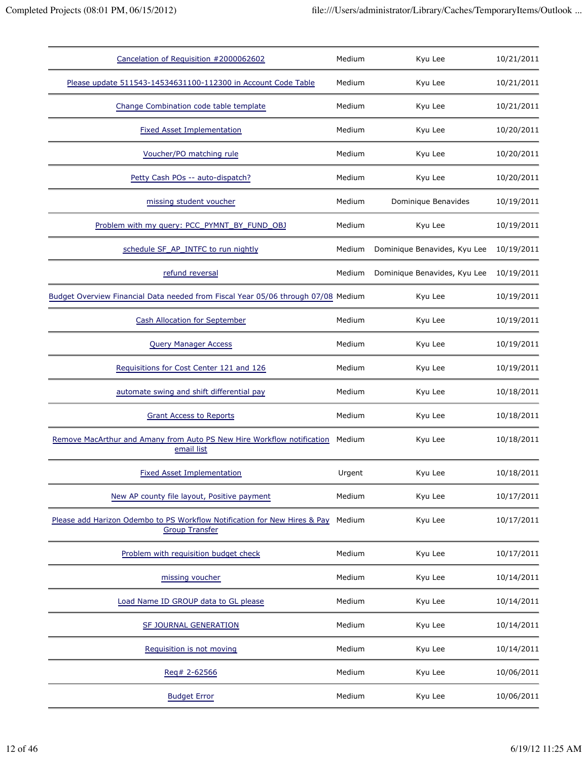| | | | |
|---|---|---|---|
| Cancelation of Requisition #2000062602 | Medium | Kyu Lee | 10/21/2011 |
| Please update 511543-14534631100-112300 in Account Code Table | Medium | Kyu Lee | 10/21/2011 |
| Change Combination code table template | Medium | Kyu Lee | 10/21/2011 |
| Fixed Asset Implementation | Medium | Kyu Lee | 10/20/2011 |
| Voucher/PO matching rule | Medium | Kyu Lee | 10/20/2011 |
| Petty Cash POs -- auto-dispatch? | Medium | Kyu Lee | 10/20/2011 |
| missing student voucher | Medium | Dominique Benavides | 10/19/2011 |
| Problem with my query: PCC_PYMNT_BY_FUND_OBJ | Medium | Kyu Lee | 10/19/2011 |
| schedule SF_AP_INTFC to run nightly | Medium | Dominique Benavides, Kyu Lee | 10/19/2011 |
| refund reversal | Medium | Dominique Benavides, Kyu Lee | 10/19/2011 |
| Budget Overview Financial Data needed from Fiscal Year 05/06 through 07/08 | Medium | Kyu Lee | 10/19/2011 |
| Cash Allocation for September | Medium | Kyu Lee | 10/19/2011 |
| Query Manager Access | Medium | Kyu Lee | 10/19/2011 |
| Requisitions for Cost Center 121 and 126 | Medium | Kyu Lee | 10/19/2011 |
| automate swing and shift differential pay | Medium | Kyu Lee | 10/18/2011 |
| Grant Access to Reports | Medium | Kyu Lee | 10/18/2011 |
| Remove MacArthur and Amany from Auto PS New Hire Workflow notification email list | Medium | Kyu Lee | 10/18/2011 |
| Fixed Asset Implementation | Urgent | Kyu Lee | 10/18/2011 |
| New AP county file layout, Positive payment | Medium | Kyu Lee | 10/17/2011 |
| Please add Harizon Odembo to PS Workflow Notification for New Hires & Pay Group Transfer | Medium | Kyu Lee | 10/17/2011 |
| Problem with requisition budget check | Medium | Kyu Lee | 10/17/2011 |
| missing voucher | Medium | Kyu Lee | 10/14/2011 |
| Load Name ID GROUP data to GL please | Medium | Kyu Lee | 10/14/2011 |
| SF JOURNAL GENERATION | Medium | Kyu Lee | 10/14/2011 |
| Requisition is not moving | Medium | Kyu Lee | 10/14/2011 |
| Req# 2-62566 | Medium | Kyu Lee | 10/06/2011 |
| Budget Error | Medium | Kyu Lee | 10/06/2011 |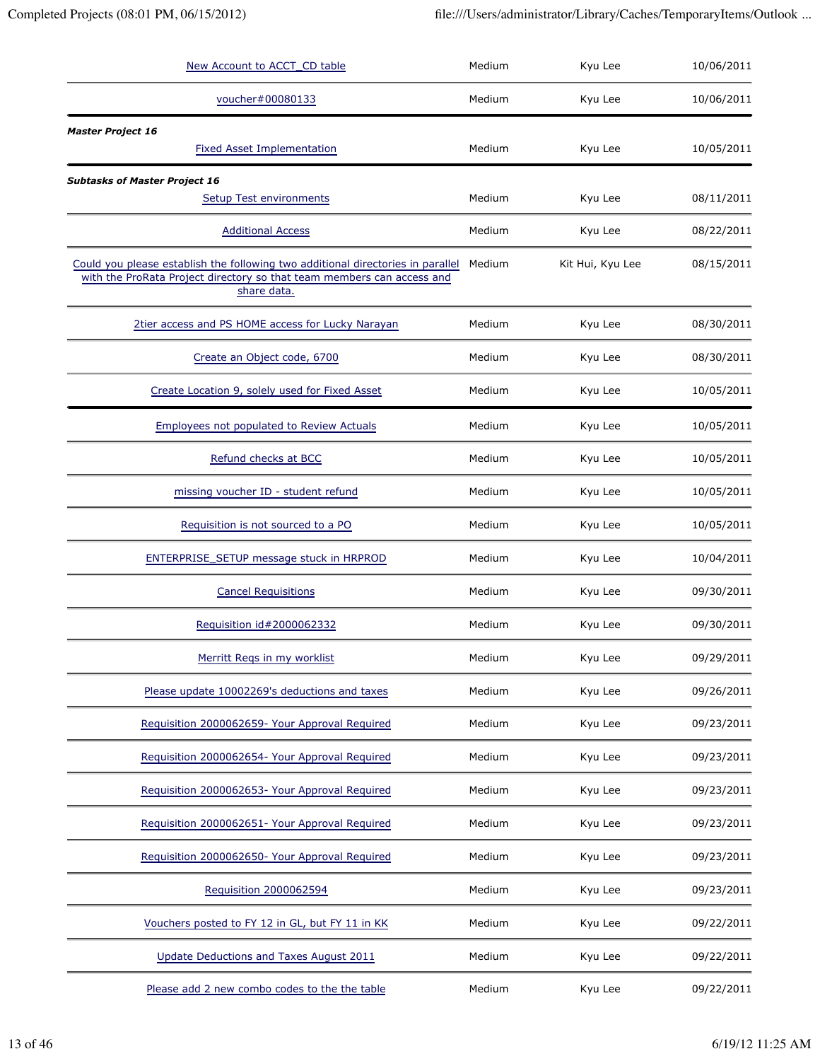| | | | |
|---|---|---|---|
| New Account to ACCT_CD table | Medium | Kyu Lee | 10/06/2011 |
| voucher#00080133 | Medium | Kyu Lee | 10/06/2011 |

***Master Project 16***

| | | | |
|---|---|---|---|
| Fixed Asset Implementation | Medium | Kyu Lee | 10/05/2011 |

***Subtasks of Master Project 16***

| | | | |
|---|---|---|---|
| Setup Test environments | Medium | Kyu Lee | 08/11/2011 |
| Additional Access | Medium | Kyu Lee | 08/22/2011 |
| Could you please establish the following two additional directories in parallel with the ProRata Project directory so that team members can access and share data. | Medium | Kit Hui, Kyu Lee | 08/15/2011 |
| 2tier access and PS HOME access for Lucky Narayan | Medium | Kyu Lee | 08/30/2011 |
| Create an Object code, 6700 | Medium | Kyu Lee | 08/30/2011 |
| Create Location 9, solely used for Fixed Asset | Medium | Kyu Lee | 10/05/2011 |

| | | | |
|---|---|---|---|
| Employees not populated to Review Actuals | Medium | Kyu Lee | 10/05/2011 |
| Refund checks at BCC | Medium | Kyu Lee | 10/05/2011 |
| missing voucher ID - student refund | Medium | Kyu Lee | 10/05/2011 |
| Requisition is not sourced to a PO | Medium | Kyu Lee | 10/05/2011 |
| ENTERPRISE_SETUP message stuck in HRPROD | Medium | Kyu Lee | 10/04/2011 |
| Cancel Requisitions | Medium | Kyu Lee | 09/30/2011 |
| Requisition id#2000062332 | Medium | Kyu Lee | 09/30/2011 |
| Merritt Reqs in my worklist | Medium | Kyu Lee | 09/29/2011 |
| Please update 10002269's deductions and taxes | Medium | Kyu Lee | 09/26/2011 |
| Requisition 2000062659- Your Approval Required | Medium | Kyu Lee | 09/23/2011 |
| Requisition 2000062654- Your Approval Required | Medium | Kyu Lee | 09/23/2011 |
| Requisition 2000062653- Your Approval Required | Medium | Kyu Lee | 09/23/2011 |
| Requisition 2000062651- Your Approval Required | Medium | Kyu Lee | 09/23/2011 |
| Requisition 2000062650- Your Approval Required | Medium | Kyu Lee | 09/23/2011 |
| Requisition 2000062594 | Medium | Kyu Lee | 09/23/2011 |
| Vouchers posted to FY 12 in GL, but FY 11 in KK | Medium | Kyu Lee | 09/22/2011 |
| Update Deductions and Taxes August 2011 | Medium | Kyu Lee | 09/22/2011 |
| Please add 2 new combo codes to the the table | Medium | Kyu Lee | 09/22/2011 |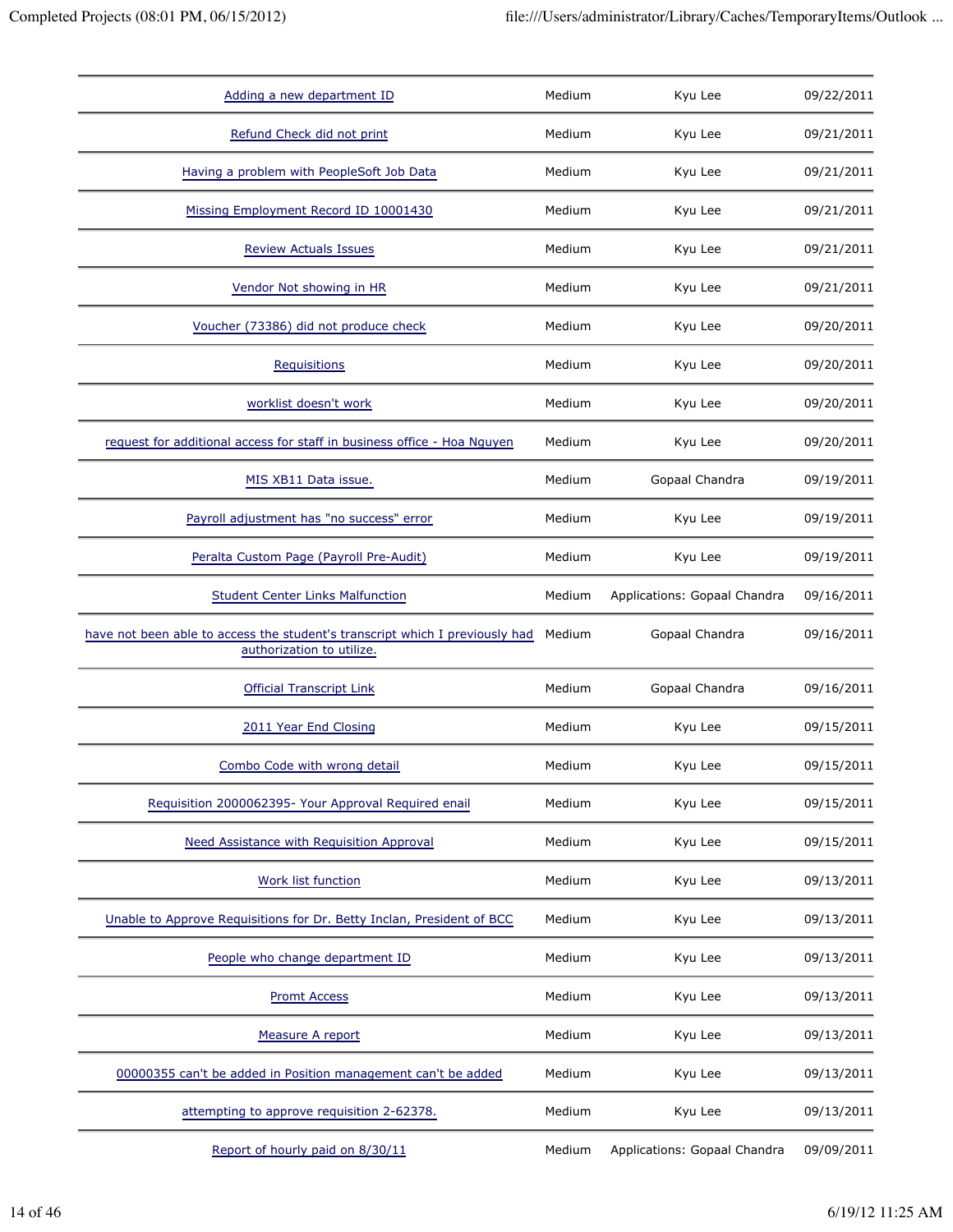| | | | |
|---|---|---|---|
| Adding a new department ID | Medium | Kyu Lee | 09/22/2011 |
| Refund Check did not print | Medium | Kyu Lee | 09/21/2011 |
| Having a problem with PeopleSoft Job Data | Medium | Kyu Lee | 09/21/2011 |
| Missing Employment Record ID 10001430 | Medium | Kyu Lee | 09/21/2011 |
| Review Actuals Issues | Medium | Kyu Lee | 09/21/2011 |
| Vendor Not showing in HR | Medium | Kyu Lee | 09/21/2011 |
| Voucher (73386) did not produce check | Medium | Kyu Lee | 09/20/2011 |
| Requisitions | Medium | Kyu Lee | 09/20/2011 |
| worklist doesn't work | Medium | Kyu Lee | 09/20/2011 |
| request for additional access for staff in business office - Hoa Nguyen | Medium | Kyu Lee | 09/20/2011 |
| MIS XB11 Data issue. | Medium | Gopaal Chandra | 09/19/2011 |
| Payroll adjustment has "no success" error | Medium | Kyu Lee | 09/19/2011 |
| Peralta Custom Page (Payroll Pre-Audit) | Medium | Kyu Lee | 09/19/2011 |
| Student Center Links Malfunction | Medium | Applications: Gopaal Chandra | 09/16/2011 |
| have not been able to access the student's transcript which I previously had authorization to utilize. | Medium | Gopaal Chandra | 09/16/2011 |
| Official Transcript Link | Medium | Gopaal Chandra | 09/16/2011 |
| 2011 Year End Closing | Medium | Kyu Lee | 09/15/2011 |
| Combo Code with wrong detail | Medium | Kyu Lee | 09/15/2011 |
| Requisition 2000062395- Your Approval Required enail | Medium | Kyu Lee | 09/15/2011 |
| Need Assistance with Requisition Approval | Medium | Kyu Lee | 09/15/2011 |
| Work list function | Medium | Kyu Lee | 09/13/2011 |
| Unable to Approve Requisitions for Dr. Betty Inclan, President of BCC | Medium | Kyu Lee | 09/13/2011 |
| People who change department ID | Medium | Kyu Lee | 09/13/2011 |
| Promt Access | Medium | Kyu Lee | 09/13/2011 |
| Measure A report | Medium | Kyu Lee | 09/13/2011 |
| 00000355 can't be added in Position management can't be added | Medium | Kyu Lee | 09/13/2011 |
| attempting to approve requisition 2-62378. | Medium | Kyu Lee | 09/13/2011 |
| Report of hourly paid on 8/30/11 | Medium | Applications: Gopaal Chandra | 09/09/2011 |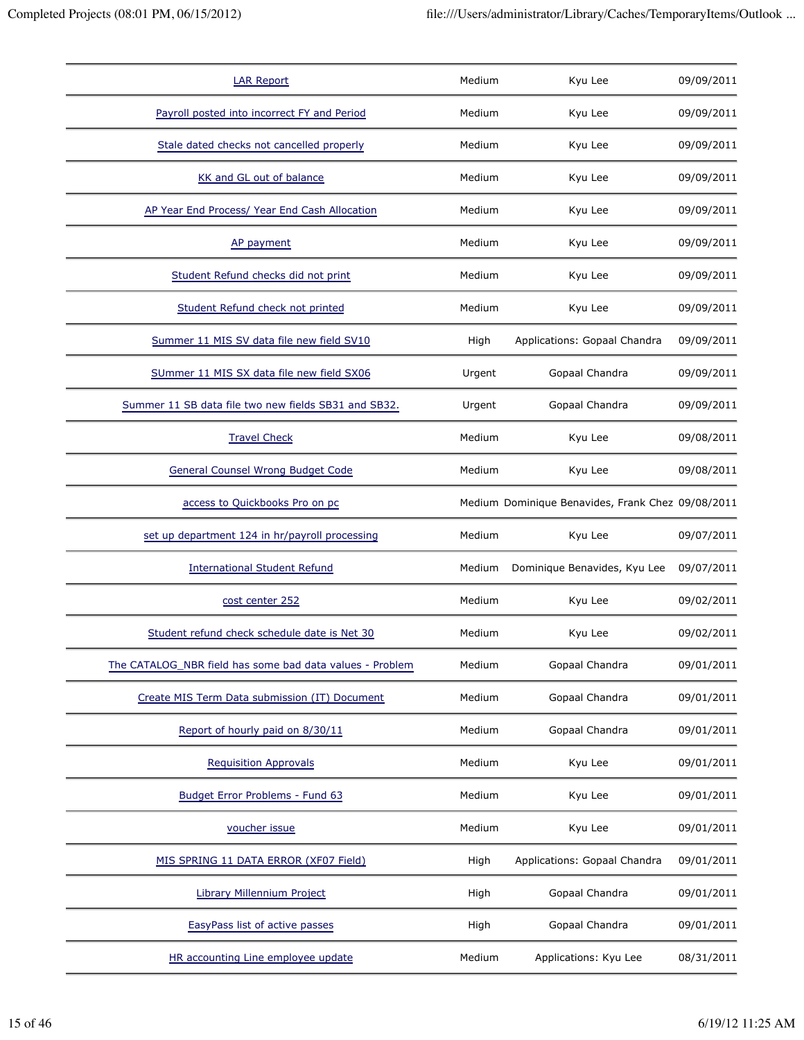| | | | |
|---|---|---|---|
| LAR Report | Medium | Kyu Lee | 09/09/2011 |
| Payroll posted into incorrect FY and Period | Medium | Kyu Lee | 09/09/2011 |
| Stale dated checks not cancelled properly | Medium | Kyu Lee | 09/09/2011 |
| KK and GL out of balance | Medium | Kyu Lee | 09/09/2011 |
| AP Year End Process/ Year End Cash Allocation | Medium | Kyu Lee | 09/09/2011 |
| AP payment | Medium | Kyu Lee | 09/09/2011 |
| Student Refund checks did not print | Medium | Kyu Lee | 09/09/2011 |
| Student Refund check not printed | Medium | Kyu Lee | 09/09/2011 |
| Summer 11 MIS SV data file new field SV10 | High | Applications: Gopaal Chandra | 09/09/2011 |
| SUmmer 11 MIS SX data file new field SX06 | Urgent | Gopaal Chandra | 09/09/2011 |
| Summer 11 SB data file two new fields SB31 and SB32. | Urgent | Gopaal Chandra | 09/09/2011 |
| Travel Check | Medium | Kyu Lee | 09/08/2011 |
| General Counsel Wrong Budget Code | Medium | Kyu Lee | 09/08/2011 |
| access to Quickbooks Pro on pc | Medium | Dominique Benavides, Frank Chez | 09/08/2011 |
| set up department 124 in hr/payroll processing | Medium | Kyu Lee | 09/07/2011 |
| International Student Refund | Medium | Dominique Benavides, Kyu Lee | 09/07/2011 |
| cost center 252 | Medium | Kyu Lee | 09/02/2011 |
| Student refund check schedule date is Net 30 | Medium | Kyu Lee | 09/02/2011 |
| The CATALOG_NBR field has some bad data values - Problem | Medium | Gopaal Chandra | 09/01/2011 |
| Create MIS Term Data submission (IT) Document | Medium | Gopaal Chandra | 09/01/2011 |
| Report of hourly paid on 8/30/11 | Medium | Gopaal Chandra | 09/01/2011 |
| Requisition Approvals | Medium | Kyu Lee | 09/01/2011 |
| Budget Error Problems - Fund 63 | Medium | Kyu Lee | 09/01/2011 |
| voucher issue | Medium | Kyu Lee | 09/01/2011 |
| MIS SPRING 11 DATA ERROR (XF07 Field) | High | Applications: Gopaal Chandra | 09/01/2011 |
| Library Millennium Project | High | Gopaal Chandra | 09/01/2011 |
| EasyPass list of active passes | High | Gopaal Chandra | 09/01/2011 |
| HR accounting Line employee update | Medium | Applications: Kyu Lee | 08/31/2011 |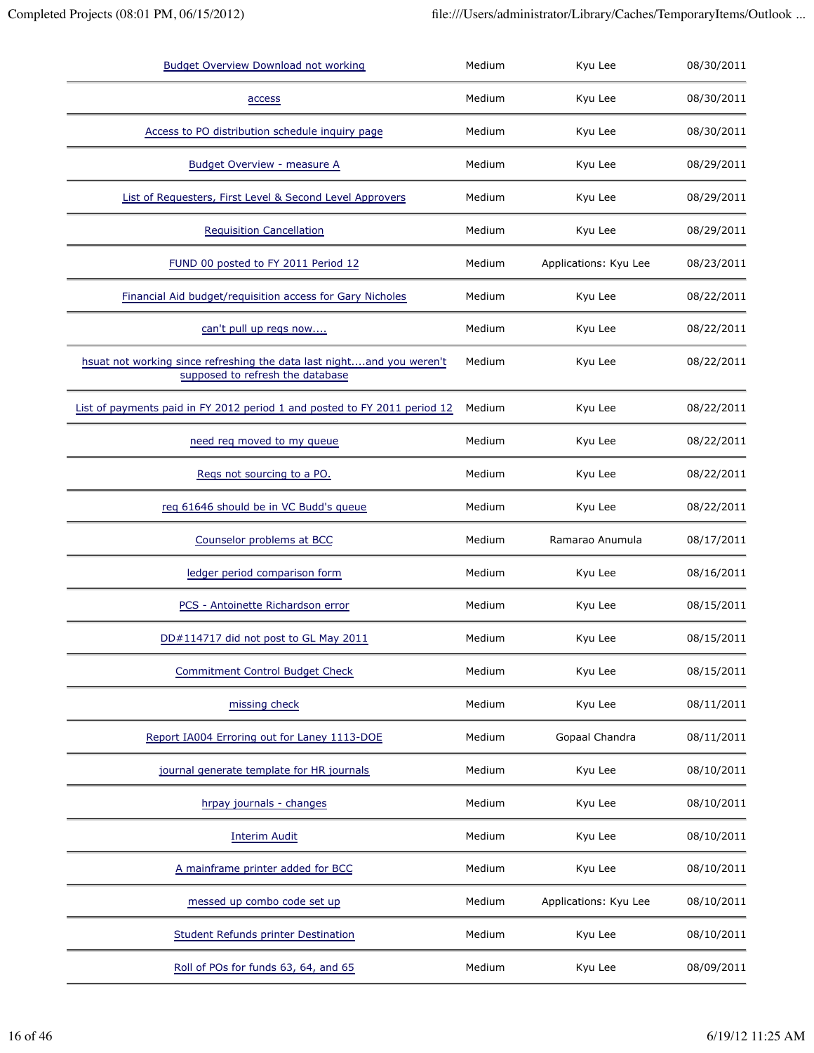| | | | |
|---|---|---|---|
| Budget Overview Download not working | Medium | Kyu Lee | 08/30/2011 |
| access | Medium | Kyu Lee | 08/30/2011 |
| Access to PO distribution schedule inquiry page | Medium | Kyu Lee | 08/30/2011 |
| Budget Overview - measure A | Medium | Kyu Lee | 08/29/2011 |
| List of Requesters, First Level & Second Level Approvers | Medium | Kyu Lee | 08/29/2011 |
| Requisition Cancellation | Medium | Kyu Lee | 08/29/2011 |
| FUND 00 posted to FY 2011 Period 12 | Medium | Applications: Kyu Lee | 08/23/2011 |
| Financial Aid budget/requisition access for Gary Nicholes | Medium | Kyu Lee | 08/22/2011 |
| can't pull up reqs now.... | Medium | Kyu Lee | 08/22/2011 |
| hsuat not working since refreshing the data last night....and you weren't supposed to refresh the database | Medium | Kyu Lee | 08/22/2011 |
| List of payments paid in FY 2012 period 1 and posted to FY 2011 period 12 | Medium | Kyu Lee | 08/22/2011 |
| need req moved to my queue | Medium | Kyu Lee | 08/22/2011 |
| Reqs not sourcing to a PO. | Medium | Kyu Lee | 08/22/2011 |
| req 61646 should be in VC Budd's queue | Medium | Kyu Lee | 08/22/2011 |
| Counselor problems at BCC | Medium | Ramarao Anumula | 08/17/2011 |
| ledger period comparison form | Medium | Kyu Lee | 08/16/2011 |
| PCS - Antoinette Richardson error | Medium | Kyu Lee | 08/15/2011 |
| DD#114717 did not post to GL May 2011 | Medium | Kyu Lee | 08/15/2011 |
| Commitment Control Budget Check | Medium | Kyu Lee | 08/15/2011 |
| missing check | Medium | Kyu Lee | 08/11/2011 |
| Report IA004 Erroring out for Laney 1113-DOE | Medium | Gopaal Chandra | 08/11/2011 |
| journal generate template for HR journals | Medium | Kyu Lee | 08/10/2011 |
| hrpay journals - changes | Medium | Kyu Lee | 08/10/2011 |
| Interim Audit | Medium | Kyu Lee | 08/10/2011 |
| A mainframe printer added for BCC | Medium | Kyu Lee | 08/10/2011 |
| messed up combo code set up | Medium | Applications: Kyu Lee | 08/10/2011 |
| Student Refunds printer Destination | Medium | Kyu Lee | 08/10/2011 |
| Roll of POs for funds 63, 64, and 65 | Medium | Kyu Lee | 08/09/2011 |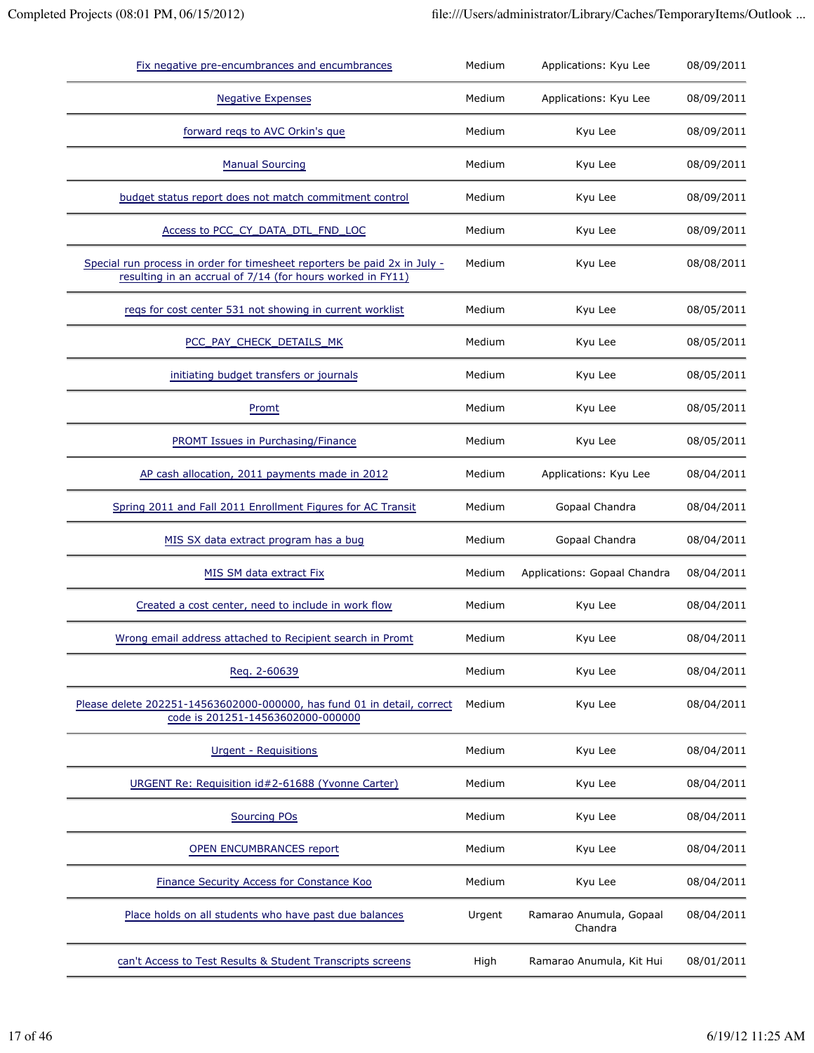| | | | |
|---|---|---|---|
| Fix negative pre-encumbrances and encumbrances | Medium | Applications: Kyu Lee | 08/09/2011 |
| Negative Expenses | Medium | Applications: Kyu Lee | 08/09/2011 |
| forward reqs to AVC Orkin's que | Medium | Kyu Lee | 08/09/2011 |
| Manual Sourcing | Medium | Kyu Lee | 08/09/2011 |
| budget status report does not match commitment control | Medium | Kyu Lee | 08/09/2011 |
| Access to PCC_CY_DATA_DTL_FND_LOC | Medium | Kyu Lee | 08/09/2011 |
| Special run process in order for timesheet reporters be paid 2x in July - resulting in an accrual of 7/14 (for hours worked in FY11) | Medium | Kyu Lee | 08/08/2011 |
| reqs for cost center 531 not showing in current worklist | Medium | Kyu Lee | 08/05/2011 |
| PCC_PAY_CHECK_DETAILS_MK | Medium | Kyu Lee | 08/05/2011 |
| initiating budget transfers or journals | Medium | Kyu Lee | 08/05/2011 |
| Promt | Medium | Kyu Lee | 08/05/2011 |
| PROMT Issues in Purchasing/Finance | Medium | Kyu Lee | 08/05/2011 |
| AP cash allocation, 2011 payments made in 2012 | Medium | Applications: Kyu Lee | 08/04/2011 |
| Spring 2011 and Fall 2011 Enrollment Figures for AC Transit | Medium | Gopaal Chandra | 08/04/2011 |
| MIS SX data extract program has a bug | Medium | Gopaal Chandra | 08/04/2011 |
| MIS SM data extract Fix | Medium | Applications: Gopaal Chandra | 08/04/2011 |
| Created a cost center, need to include in work flow | Medium | Kyu Lee | 08/04/2011 |
| Wrong email address attached to Recipient search in Promt | Medium | Kyu Lee | 08/04/2011 |
| Req. 2-60639 | Medium | Kyu Lee | 08/04/2011 |
| Please delete 202251-14563602000-000000, has fund 01 in detail, correct code is 201251-14563602000-000000 | Medium | Kyu Lee | 08/04/2011 |
| Urgent - Requisitions | Medium | Kyu Lee | 08/04/2011 |
| URGENT Re: Requisition id#2-61688 (Yvonne Carter) | Medium | Kyu Lee | 08/04/2011 |
| Sourcing POs | Medium | Kyu Lee | 08/04/2011 |
| OPEN ENCUMBRANCES report | Medium | Kyu Lee | 08/04/2011 |
| Finance Security Access for Constance Koo | Medium | Kyu Lee | 08/04/2011 |
| Place holds on all students who have past due balances | Urgent | Ramarao Anumula, Gopaal Chandra | 08/04/2011 |
| can't Access to Test Results & Student Transcripts screens | High | Ramarao Anumula, Kit Hui | 08/01/2011 |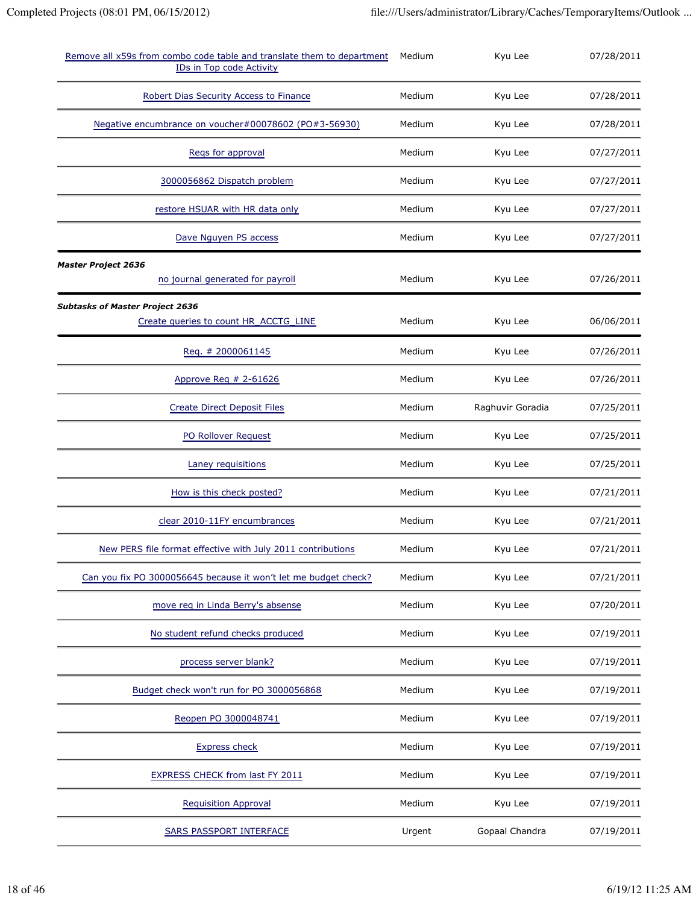| | | | |
|---|---|---|---|
| Remove all x59s from combo code table and translate them to department IDs in Top code Activity | Medium | Kyu Lee | 07/28/2011 |
| Robert Dias Security Access to Finance | Medium | Kyu Lee | 07/28/2011 |
| Negative encumbrance on voucher#00078602 (PO#3-56930) | Medium | Kyu Lee | 07/28/2011 |
| Reqs for approval | Medium | Kyu Lee | 07/27/2011 |
| 3000056862 Dispatch problem | Medium | Kyu Lee | 07/27/2011 |
| restore HSUAR with HR data only | Medium | Kyu Lee | 07/27/2011 |
| Dave Nguyen PS access | Medium | Kyu Lee | 07/27/2011 |

***Master Project 2636***

| | | | |
|---|---|---|---|
| no journal generated for payroll | Medium | Kyu Lee | 07/26/2011 |

***Subtasks of Master Project 2636***

| | | | |
|---|---|---|---|
| Create queries to count HR_ACCTG_LINE | Medium | Kyu Lee | 06/06/2011 |

| | | | |
|---|---|---|---|
| Req. # 2000061145 | Medium | Kyu Lee | 07/26/2011 |
| Approve Req # 2-61626 | Medium | Kyu Lee | 07/26/2011 |
| Create Direct Deposit Files | Medium | Raghuvir Goradia | 07/25/2011 |
| PO Rollover Request | Medium | Kyu Lee | 07/25/2011 |
| Laney requisitions | Medium | Kyu Lee | 07/25/2011 |
| How is this check posted? | Medium | Kyu Lee | 07/21/2011 |
| clear 2010-11FY encumbrances | Medium | Kyu Lee | 07/21/2011 |
| New PERS file format effective with July 2011 contributions | Medium | Kyu Lee | 07/21/2011 |
| Can you fix PO 3000056645 because it won't let me budget check? | Medium | Kyu Lee | 07/21/2011 |
| move req in Linda Berry's absense | Medium | Kyu Lee | 07/20/2011 |
| No student refund checks produced | Medium | Kyu Lee | 07/19/2011 |
| process server blank? | Medium | Kyu Lee | 07/19/2011 |
| Budget check won't run for PO 3000056868 | Medium | Kyu Lee | 07/19/2011 |
| Reopen PO 3000048741 | Medium | Kyu Lee | 07/19/2011 |
| Express check | Medium | Kyu Lee | 07/19/2011 |
| EXPRESS CHECK from last FY 2011 | Medium | Kyu Lee | 07/19/2011 |
| Requisition Approval | Medium | Kyu Lee | 07/19/2011 |
| SARS PASSPORT INTERFACE | Urgent | Gopaal Chandra | 07/19/2011 |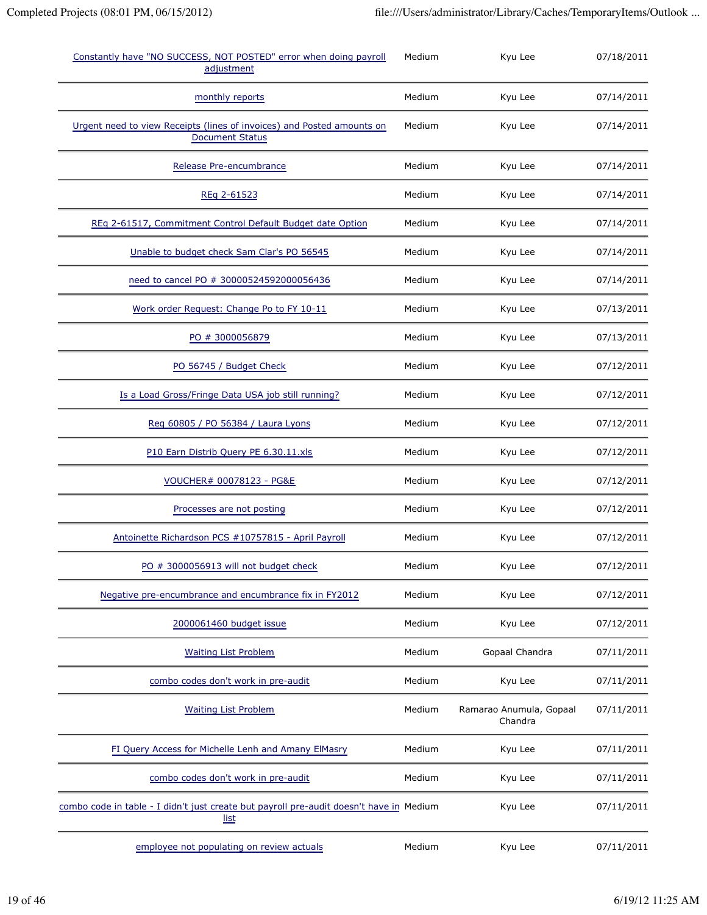| | | | |
|---|---|---|---|
| Constantly have "NO SUCCESS, NOT POSTED" error when doing payroll adjustment | Medium | Kyu Lee | 07/18/2011 |
| monthly reports | Medium | Kyu Lee | 07/14/2011 |
| Urgent need to view Receipts (lines of invoices) and Posted amounts on Document Status | Medium | Kyu Lee | 07/14/2011 |
| Release Pre-encumbrance | Medium | Kyu Lee | 07/14/2011 |
| REq 2-61523 | Medium | Kyu Lee | 07/14/2011 |
| REq 2-61517, Commitment Control Default Budget date Option | Medium | Kyu Lee | 07/14/2011 |
| Unable to budget check Sam Clar's PO 56545 | Medium | Kyu Lee | 07/14/2011 |
| need to cancel PO # 30000524592000056436 | Medium | Kyu Lee | 07/14/2011 |
| Work order Request: Change Po to FY 10-11 | Medium | Kyu Lee | 07/13/2011 |
| PO # 3000056879 | Medium | Kyu Lee | 07/13/2011 |
| PO 56745 / Budget Check | Medium | Kyu Lee | 07/12/2011 |
| Is a Load Gross/Fringe Data USA job still running? | Medium | Kyu Lee | 07/12/2011 |
| Req 60805 / PO 56384 / Laura Lyons | Medium | Kyu Lee | 07/12/2011 |
| P10 Earn Distrib Query PE 6.30.11.xls | Medium | Kyu Lee | 07/12/2011 |
| VOUCHER# 00078123 - PG&E | Medium | Kyu Lee | 07/12/2011 |
| Processes are not posting | Medium | Kyu Lee | 07/12/2011 |
| Antoinette Richardson PCS #10757815 - April Payroll | Medium | Kyu Lee | 07/12/2011 |
| PO # 3000056913 will not budget check | Medium | Kyu Lee | 07/12/2011 |
| Negative pre-encumbrance and encumbrance fix in FY2012 | Medium | Kyu Lee | 07/12/2011 |
| 2000061460 budget issue | Medium | Kyu Lee | 07/12/2011 |
| Waiting List Problem | Medium | Gopaal Chandra | 07/11/2011 |
| combo codes don't work in pre-audit | Medium | Kyu Lee | 07/11/2011 |
| Waiting List Problem | Medium | Ramarao Anumula, Gopaal Chandra | 07/11/2011 |
| FI Query Access for Michelle Lenh and Amany ElMasry | Medium | Kyu Lee | 07/11/2011 |
| combo codes don't work in pre-audit | Medium | Kyu Lee | 07/11/2011 |
| combo code in table - I didn't just create but payroll pre-audit doesn't have in list | Medium | Kyu Lee | 07/11/2011 |
| employee not populating on review actuals | Medium | Kyu Lee | 07/11/2011 |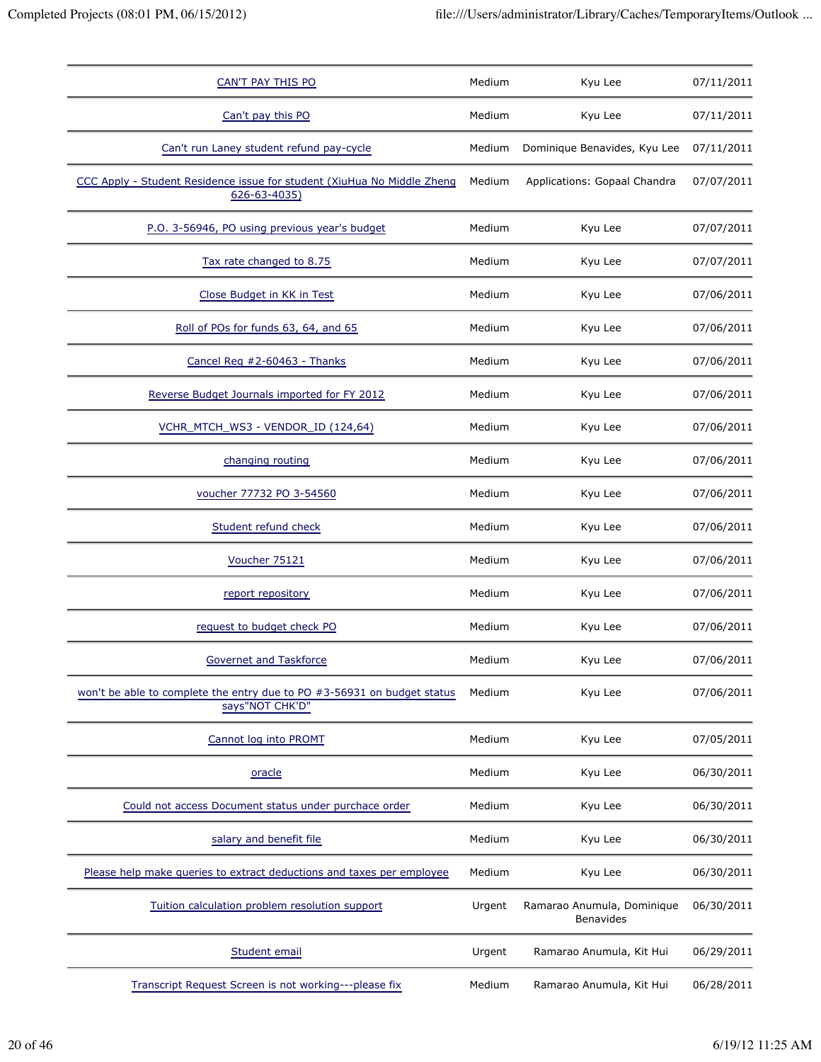| | | | |
|---|---|---|---|
| CAN'T PAY THIS PO | Medium | Kyu Lee | 07/11/2011 |
| Can't pay this PO | Medium | Kyu Lee | 07/11/2011 |
| Can't run Laney student refund pay-cycle | Medium | Dominique Benavides, Kyu Lee | 07/11/2011 |
| CCC Apply - Student Residence issue for student (XiuHua No Middle Zheng 626-63-4035) | Medium | Applications: Gopaal Chandra | 07/07/2011 |
| P.O. 3-56946, PO using previous year's budget | Medium | Kyu Lee | 07/07/2011 |
| Tax rate changed to 8.75 | Medium | Kyu Lee | 07/07/2011 |
| Close Budget in KK in Test | Medium | Kyu Lee | 07/06/2011 |
| Roll of POs for funds 63, 64, and 65 | Medium | Kyu Lee | 07/06/2011 |
| Cancel Req #2-60463 - Thanks | Medium | Kyu Lee | 07/06/2011 |
| Reverse Budget Journals imported for FY 2012 | Medium | Kyu Lee | 07/06/2011 |
| VCHR_MTCH_WS3 - VENDOR_ID (124,64) | Medium | Kyu Lee | 07/06/2011 |
| changing routing | Medium | Kyu Lee | 07/06/2011 |
| voucher 77732 PO 3-54560 | Medium | Kyu Lee | 07/06/2011 |
| Student refund check | Medium | Kyu Lee | 07/06/2011 |
| Voucher 75121 | Medium | Kyu Lee | 07/06/2011 |
| report repository | Medium | Kyu Lee | 07/06/2011 |
| request to budget check PO | Medium | Kyu Lee | 07/06/2011 |
| Governet and Taskforce | Medium | Kyu Lee | 07/06/2011 |
| won't be able to complete the entry due to PO #3-56931 on budget status says"NOT CHK'D" | Medium | Kyu Lee | 07/06/2011 |
| Cannot log into PROMT | Medium | Kyu Lee | 07/05/2011 |
| oracle | Medium | Kyu Lee | 06/30/2011 |
| Could not access Document status under purchace order | Medium | Kyu Lee | 06/30/2011 |
| salary and benefit file | Medium | Kyu Lee | 06/30/2011 |
| Please help make queries to extract deductions and taxes per employee | Medium | Kyu Lee | 06/30/2011 |
| Tuition calculation problem resolution support | Urgent | Ramarao Anumula, Dominique Benavides | 06/30/2011 |
| Student email | Urgent | Ramarao Anumula, Kit Hui | 06/29/2011 |
| Transcript Request Screen is not working---please fix | Medium | Ramarao Anumula, Kit Hui | 06/28/2011 |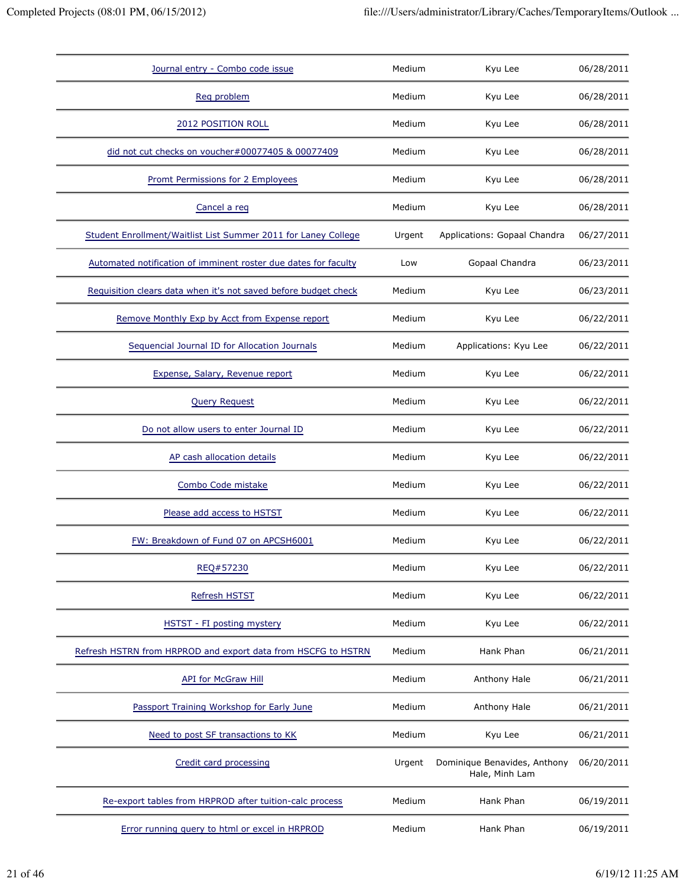| | | | |
|---|---|---|---|
| Journal entry - Combo code issue | Medium | Kyu Lee | 06/28/2011 |
| Req problem | Medium | Kyu Lee | 06/28/2011 |
| 2012 POSITION ROLL | Medium | Kyu Lee | 06/28/2011 |
| did not cut checks on voucher#00077405 & 00077409 | Medium | Kyu Lee | 06/28/2011 |
| Promt Permissions for 2 Employees | Medium | Kyu Lee | 06/28/2011 |
| Cancel a req | Medium | Kyu Lee | 06/28/2011 |
| Student Enrollment/Waitlist List Summer 2011 for Laney College | Urgent | Applications: Gopaal Chandra | 06/27/2011 |
| Automated notification of imminent roster due dates for faculty | Low | Gopaal Chandra | 06/23/2011 |
| Requisition clears data when it's not saved before budget check | Medium | Kyu Lee | 06/23/2011 |
| Remove Monthly Exp by Acct from Expense report | Medium | Kyu Lee | 06/22/2011 |
| Sequencial Journal ID for Allocation Journals | Medium | Applications: Kyu Lee | 06/22/2011 |
| Expense, Salary, Revenue report | Medium | Kyu Lee | 06/22/2011 |
| Query Request | Medium | Kyu Lee | 06/22/2011 |
| Do not allow users to enter Journal ID | Medium | Kyu Lee | 06/22/2011 |
| AP cash allocation details | Medium | Kyu Lee | 06/22/2011 |
| Combo Code mistake | Medium | Kyu Lee | 06/22/2011 |
| Please add access to HSTST | Medium | Kyu Lee | 06/22/2011 |
| FW: Breakdown of Fund 07 on APCSH6001 | Medium | Kyu Lee | 06/22/2011 |
| REQ#57230 | Medium | Kyu Lee | 06/22/2011 |
| Refresh HSTST | Medium | Kyu Lee | 06/22/2011 |
| HSTST - FI posting mystery | Medium | Kyu Lee | 06/22/2011 |
| Refresh HSTRN from HRPROD and export data from HSCFG to HSTRN | Medium | Hank Phan | 06/21/2011 |
| API for McGraw Hill | Medium | Anthony Hale | 06/21/2011 |
| Passport Training Workshop for Early June | Medium | Anthony Hale | 06/21/2011 |
| Need to post SF transactions to KK | Medium | Kyu Lee | 06/21/2011 |
| Credit card processing | Urgent | Dominique Benavides, Anthony Hale, Minh Lam | 06/20/2011 |
| Re-export tables from HRPROD after tuition-calc process | Medium | Hank Phan | 06/19/2011 |
| Error running query to html or excel in HRPROD | Medium | Hank Phan | 06/19/2011 |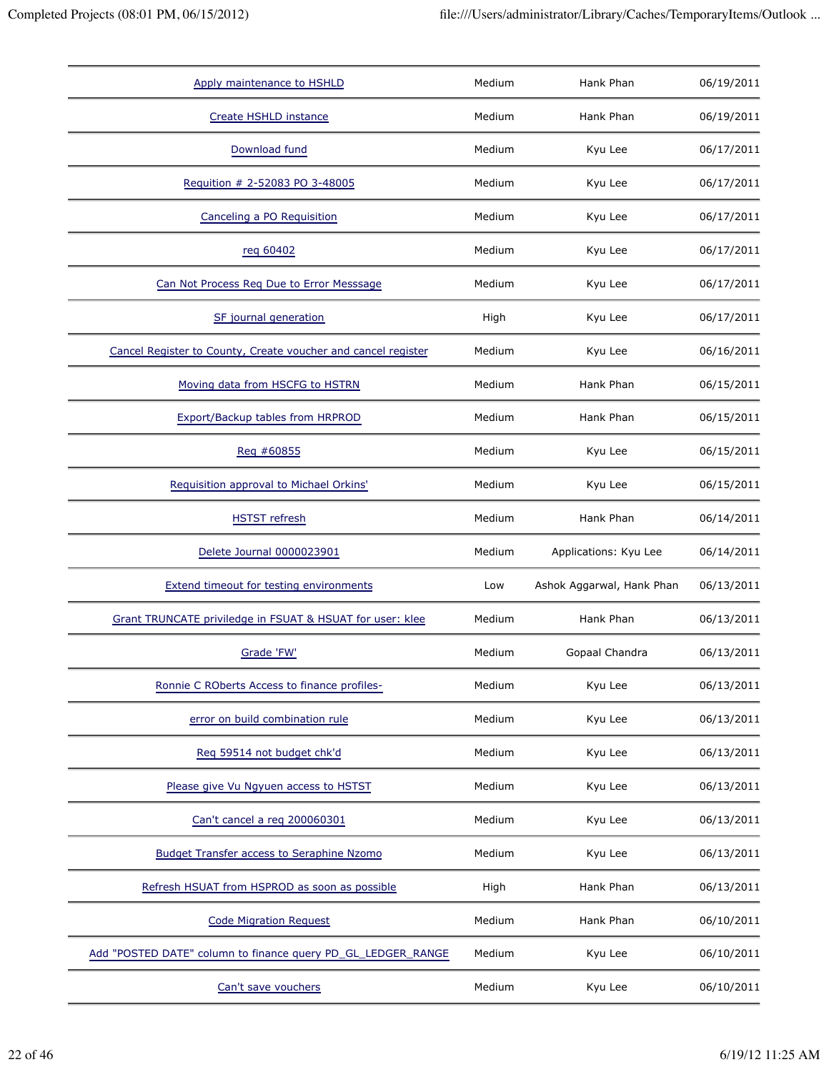| | | | |
|---|---|---|---|
| Apply maintenance to HSHLD | Medium | Hank Phan | 06/19/2011 |
| Create HSHLD instance | Medium | Hank Phan | 06/19/2011 |
| Download fund | Medium | Kyu Lee | 06/17/2011 |
| Requition # 2-52083 PO 3-48005 | Medium | Kyu Lee | 06/17/2011 |
| Canceling a PO Requisition | Medium | Kyu Lee | 06/17/2011 |
| req 60402 | Medium | Kyu Lee | 06/17/2011 |
| Can Not Process Req Due to Error Messsage | Medium | Kyu Lee | 06/17/2011 |
| SF journal generation | High | Kyu Lee | 06/17/2011 |
| Cancel Register to County, Create voucher and cancel register | Medium | Kyu Lee | 06/16/2011 |
| Moving data from HSCFG to HSTRN | Medium | Hank Phan | 06/15/2011 |
| Export/Backup tables from HRPROD | Medium | Hank Phan | 06/15/2011 |
| Req #60855 | Medium | Kyu Lee | 06/15/2011 |
| Requisition approval to Michael Orkins' | Medium | Kyu Lee | 06/15/2011 |
| HSTST refresh | Medium | Hank Phan | 06/14/2011 |
| Delete Journal 0000023901 | Medium | Applications: Kyu Lee | 06/14/2011 |
| Extend timeout for testing environments | Low | Ashok Aggarwal, Hank Phan | 06/13/2011 |
| Grant TRUNCATE priviledge in FSUAT & HSUAT for user: klee | Medium | Hank Phan | 06/13/2011 |
| Grade 'FW' | Medium | Gopaal Chandra | 06/13/2011 |
| Ronnie C ROberts Access to finance profiles- | Medium | Kyu Lee | 06/13/2011 |
| error on build combination rule | Medium | Kyu Lee | 06/13/2011 |
| Req 59514 not budget chk'd | Medium | Kyu Lee | 06/13/2011 |
| Please give Vu Ngyuen access to HSTST | Medium | Kyu Lee | 06/13/2011 |
| Can't cancel a req 200060301 | Medium | Kyu Lee | 06/13/2011 |
| Budget Transfer access to Seraphine Nzomo | Medium | Kyu Lee | 06/13/2011 |
| Refresh HSUAT from HSPROD as soon as possible | High | Hank Phan | 06/13/2011 |
| Code Migration Request | Medium | Hank Phan | 06/10/2011 |
| Add "POSTED DATE" column to finance query PD_GL_LEDGER_RANGE | Medium | Kyu Lee | 06/10/2011 |
| Can't save vouchers | Medium | Kyu Lee | 06/10/2011 |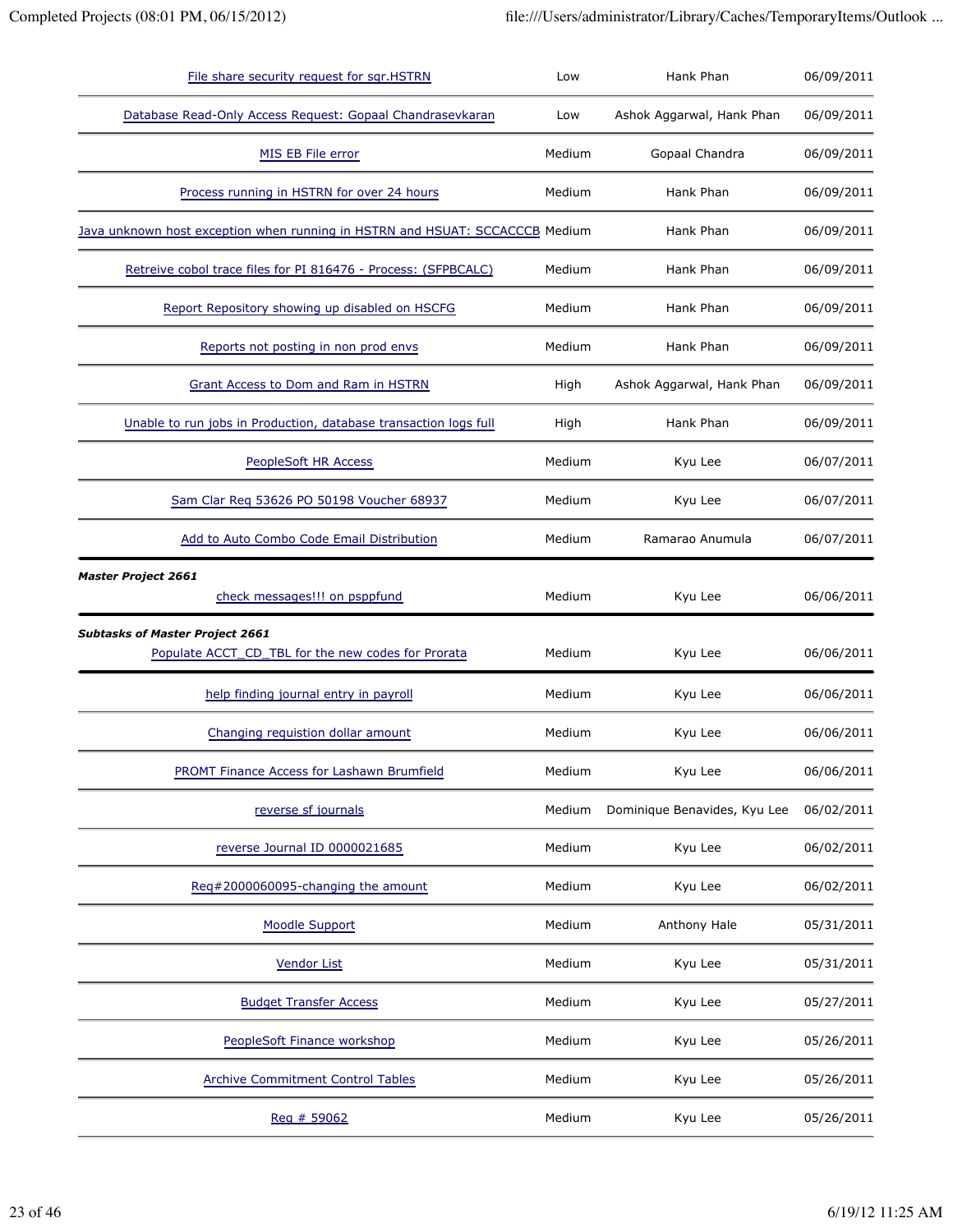| | | | |
|---|---|---|---|
| File share security request for sqr.HSTRN | Low | Hank Phan | 06/09/2011 |
| Database Read-Only Access Request: Gopaal Chandrasevkaran | Low | Ashok Aggarwal, Hank Phan | 06/09/2011 |
| MIS EB File error | Medium | Gopaal Chandra | 06/09/2011 |
| Process running in HSTRN for over 24 hours | Medium | Hank Phan | 06/09/2011 |
| Java unknown host exception when running in HSTRN and HSUAT: SCCACCCB | Medium | Hank Phan | 06/09/2011 |
| Retreive cobol trace files for PI 816476 - Process: (SFPBCALC) | Medium | Hank Phan | 06/09/2011 |
| Report Repository showing up disabled on HSCFG | Medium | Hank Phan | 06/09/2011 |
| Reports not posting in non prod envs | Medium | Hank Phan | 06/09/2011 |
| Grant Access to Dom and Ram in HSTRN | High | Ashok Aggarwal, Hank Phan | 06/09/2011 |
| Unable to run jobs in Production, database transaction logs full | High | Hank Phan | 06/09/2011 |
| PeopleSoft HR Access | Medium | Kyu Lee | 06/07/2011 |
| Sam Clar Req 53626 PO 50198 Voucher 68937 | Medium | Kyu Lee | 06/07/2011 |
| Add to Auto Combo Code Email Distribution | Medium | Ramarao Anumula | 06/07/2011 |
| ***Master Project 2661*** | | | |
| check messages!!! on psppfund | Medium | Kyu Lee | 06/06/2011 |
| ***Subtasks of Master Project 2661*** | | | |
| Populate ACCT_CD_TBL for the new codes for Prorata | Medium | Kyu Lee | 06/06/2011 |
| help finding journal entry in payroll | Medium | Kyu Lee | 06/06/2011 |
| Changing requistion dollar amount | Medium | Kyu Lee | 06/06/2011 |
| PROMT Finance Access for Lashawn Brumfield | Medium | Kyu Lee | 06/06/2011 |
| reverse sf journals | Medium | Dominique Benavides, Kyu Lee | 06/02/2011 |
| reverse Journal ID 0000021685 | Medium | Kyu Lee | 06/02/2011 |
| Req#2000060095-changing the amount | Medium | Kyu Lee | 06/02/2011 |
| Moodle Support | Medium | Anthony Hale | 05/31/2011 |
| Vendor List | Medium | Kyu Lee | 05/31/2011 |
| Budget Transfer Access | Medium | Kyu Lee | 05/27/2011 |
| PeopleSoft Finance workshop | Medium | Kyu Lee | 05/26/2011 |
| Archive Commitment Control Tables | Medium | Kyu Lee | 05/26/2011 |
| Req # 59062 | Medium | Kyu Lee | 05/26/2011 |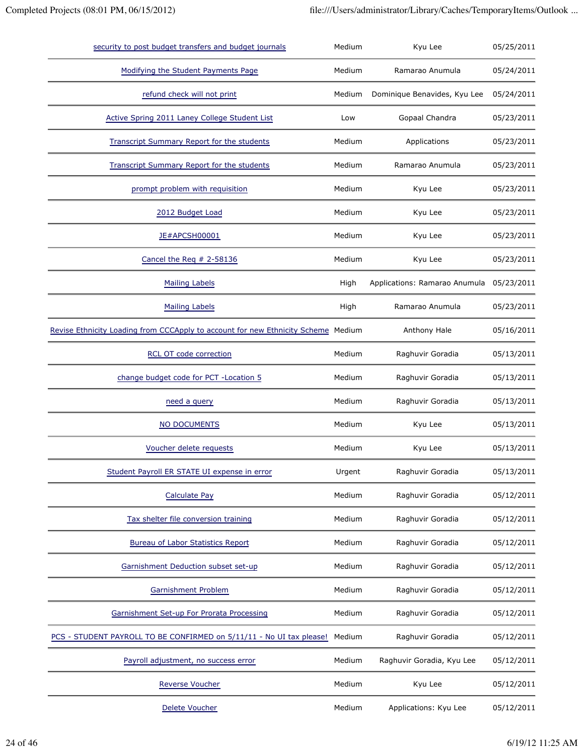| | | | |
|---|---|---|---|
| security to post budget transfers and budget journals | Medium | Kyu Lee | 05/25/2011 |
| Modifying the Student Payments Page | Medium | Ramarao Anumula | 05/24/2011 |
| refund check will not print | Medium | Dominique Benavides, Kyu Lee | 05/24/2011 |
| Active Spring 2011 Laney College Student List | Low | Gopaal Chandra | 05/23/2011 |
| Transcript Summary Report for the students | Medium | Applications | 05/23/2011 |
| Transcript Summary Report for the students | Medium | Ramarao Anumula | 05/23/2011 |
| prompt problem with requisition | Medium | Kyu Lee | 05/23/2011 |
| 2012 Budget Load | Medium | Kyu Lee | 05/23/2011 |
| JE#APCSH00001 | Medium | Kyu Lee | 05/23/2011 |
| Cancel the Req # 2-58136 | Medium | Kyu Lee | 05/23/2011 |
| Mailing Labels | High | Applications: Ramarao Anumula | 05/23/2011 |
| Mailing Labels | High | Ramarao Anumula | 05/23/2011 |
| Revise Ethnicity Loading from CCCApply to account for new Ethnicity Scheme | Medium | Anthony Hale | 05/16/2011 |
| RCL OT code correction | Medium | Raghuvir Goradia | 05/13/2011 |
| change budget code for PCT -Location 5 | Medium | Raghuvir Goradia | 05/13/2011 |
| need a query | Medium | Raghuvir Goradia | 05/13/2011 |
| NO DOCUMENTS | Medium | Kyu Lee | 05/13/2011 |
| Voucher delete requests | Medium | Kyu Lee | 05/13/2011 |
| Student Payroll ER STATE UI expense in error | Urgent | Raghuvir Goradia | 05/13/2011 |
| Calculate Pay | Medium | Raghuvir Goradia | 05/12/2011 |
| Tax shelter file conversion training | Medium | Raghuvir Goradia | 05/12/2011 |
| Bureau of Labor Statistics Report | Medium | Raghuvir Goradia | 05/12/2011 |
| Garnishment Deduction subset set-up | Medium | Raghuvir Goradia | 05/12/2011 |
| Garnishment Problem | Medium | Raghuvir Goradia | 05/12/2011 |
| Garnishment Set-up For Prorata Processing | Medium | Raghuvir Goradia | 05/12/2011 |
| PCS - STUDENT PAYROLL TO BE CONFIRMED on 5/11/11 - No UI tax please! | Medium | Raghuvir Goradia | 05/12/2011 |
| Payroll adjustment, no success error | Medium | Raghuvir Goradia, Kyu Lee | 05/12/2011 |
| Reverse Voucher | Medium | Kyu Lee | 05/12/2011 |
| Delete Voucher | Medium | Applications: Kyu Lee | 05/12/2011 |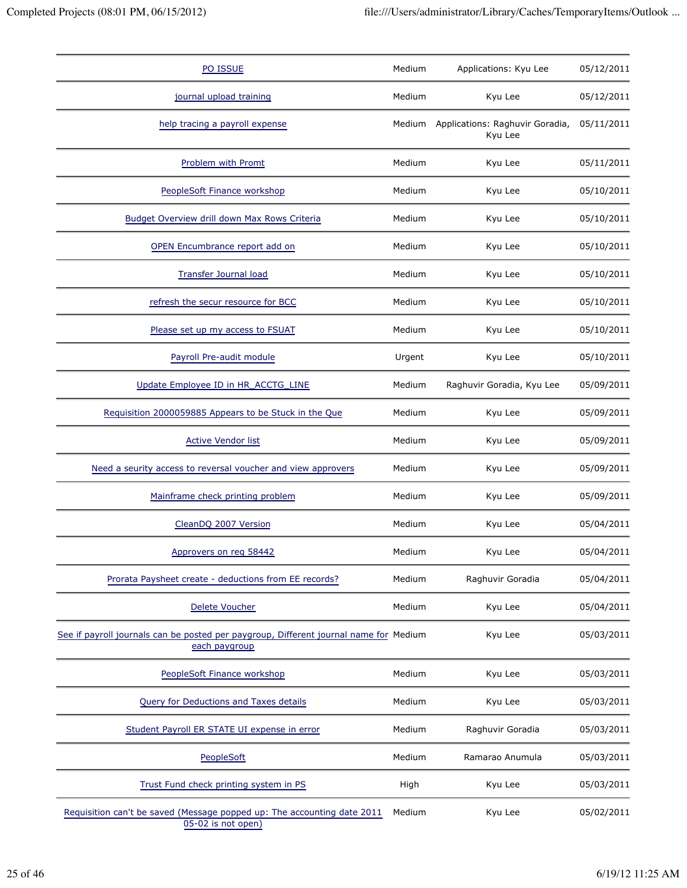| | | | |
|---|---|---|---|
| PO ISSUE | Medium | Applications: Kyu Lee | 05/12/2011 |
| journal upload training | Medium | Kyu Lee | 05/12/2011 |
| help tracing a payroll expense | Medium | Applications: Raghuvir Goradia, Kyu Lee | 05/11/2011 |
| Problem with Promt | Medium | Kyu Lee | 05/11/2011 |
| PeopleSoft Finance workshop | Medium | Kyu Lee | 05/10/2011 |
| Budget Overview drill down Max Rows Criteria | Medium | Kyu Lee | 05/10/2011 |
| OPEN Encumbrance report add on | Medium | Kyu Lee | 05/10/2011 |
| Transfer Journal load | Medium | Kyu Lee | 05/10/2011 |
| refresh the secur resource for BCC | Medium | Kyu Lee | 05/10/2011 |
| Please set up my access to FSUAT | Medium | Kyu Lee | 05/10/2011 |
| Payroll Pre-audit module | Urgent | Kyu Lee | 05/10/2011 |
| Update Employee ID in HR_ACCTG_LINE | Medium | Raghuvir Goradia, Kyu Lee | 05/09/2011 |
| Requisition 2000059885 Appears to be Stuck in the Que | Medium | Kyu Lee | 05/09/2011 |
| Active Vendor list | Medium | Kyu Lee | 05/09/2011 |
| Need a seurity access to reversal voucher and view approvers | Medium | Kyu Lee | 05/09/2011 |
| Mainframe check printing problem | Medium | Kyu Lee | 05/09/2011 |
| CleanDQ 2007 Version | Medium | Kyu Lee | 05/04/2011 |
| Approvers on req 58442 | Medium | Kyu Lee | 05/04/2011 |
| Prorata Paysheet create - deductions from EE records? | Medium | Raghuvir Goradia | 05/04/2011 |
| Delete Voucher | Medium | Kyu Lee | 05/04/2011 |
| See if payroll journals can be posted per paygroup, Different journal name for each paygroup | Medium | Kyu Lee | 05/03/2011 |
| PeopleSoft Finance workshop | Medium | Kyu Lee | 05/03/2011 |
| Query for Deductions and Taxes details | Medium | Kyu Lee | 05/03/2011 |
| Student Payroll ER STATE UI expense in error | Medium | Raghuvir Goradia | 05/03/2011 |
| PeopleSoft | Medium | Ramarao Anumula | 05/03/2011 |
| Trust Fund check printing system in PS | High | Kyu Lee | 05/03/2011 |
| Requisition can't be saved (Message popped up: The accounting date 2011 05-02 is not open) | Medium | Kyu Lee | 05/02/2011 |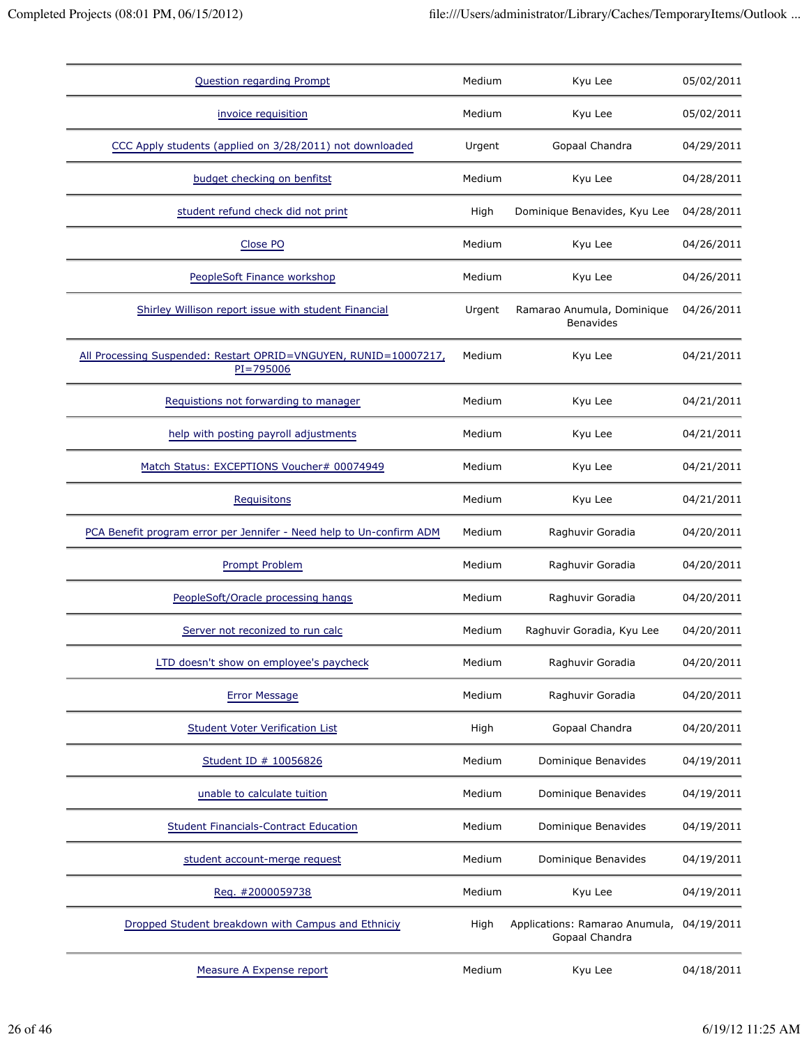| | | | |
|---|---|---|---|
| Question regarding Prompt | Medium | Kyu Lee | 05/02/2011 |
| invoice requisition | Medium | Kyu Lee | 05/02/2011 |
| CCC Apply students (applied on 3/28/2011) not downloaded | Urgent | Gopaal Chandra | 04/29/2011 |
| budget checking on benfitst | Medium | Kyu Lee | 04/28/2011 |
| student refund check did not print | High | Dominique Benavides, Kyu Lee | 04/28/2011 |
| Close PO | Medium | Kyu Lee | 04/26/2011 |
| PeopleSoft Finance workshop | Medium | Kyu Lee | 04/26/2011 |
| Shirley Willison report issue with student Financial | Urgent | Ramarao Anumula, Dominique Benavides | 04/26/2011 |
| All Processing Suspended: Restart OPRID=VNGUYEN, RUNID=10007217, PI=795006 | Medium | Kyu Lee | 04/21/2011 |
| Requistions not forwarding to manager | Medium | Kyu Lee | 04/21/2011 |
| help with posting payroll adjustments | Medium | Kyu Lee | 04/21/2011 |
| Match Status: EXCEPTIONS Voucher# 00074949 | Medium | Kyu Lee | 04/21/2011 |
| Requisitons | Medium | Kyu Lee | 04/21/2011 |
| PCA Benefit program error per Jennifer - Need help to Un-confirm ADM | Medium | Raghuvir Goradia | 04/20/2011 |
| Prompt Problem | Medium | Raghuvir Goradia | 04/20/2011 |
| PeopleSoft/Oracle processing hangs | Medium | Raghuvir Goradia | 04/20/2011 |
| Server not reconized to run calc | Medium | Raghuvir Goradia, Kyu Lee | 04/20/2011 |
| LTD doesn't show on employee's paycheck | Medium | Raghuvir Goradia | 04/20/2011 |
| Error Message | Medium | Raghuvir Goradia | 04/20/2011 |
| Student Voter Verification List | High | Gopaal Chandra | 04/20/2011 |
| Student ID # 10056826 | Medium | Dominique Benavides | 04/19/2011 |
| unable to calculate tuition | Medium | Dominique Benavides | 04/19/2011 |
| Student Financials-Contract Education | Medium | Dominique Benavides | 04/19/2011 |
| student account-merge request | Medium | Dominique Benavides | 04/19/2011 |
| Req. #2000059738 | Medium | Kyu Lee | 04/19/2011 |
| Dropped Student breakdown with Campus and Ethniciy | High | Applications: Ramarao Anumula, Gopaal Chandra | 04/19/2011 |
| Measure A Expense report | Medium | Kyu Lee | 04/18/2011 |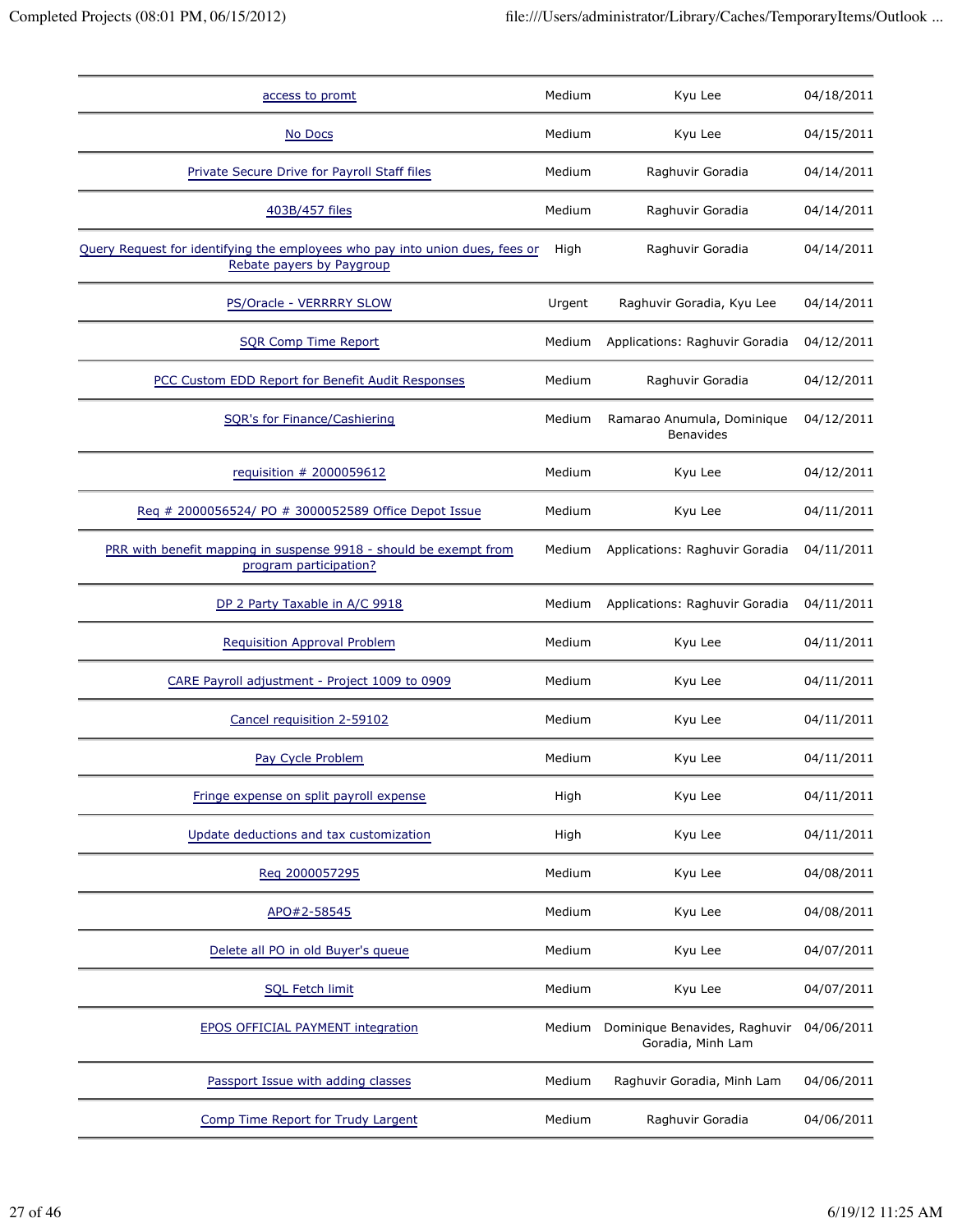| | | | |
|---|---|---|---|
| access to promt | Medium | Kyu Lee | 04/18/2011 |
| No Docs | Medium | Kyu Lee | 04/15/2011 |
| Private Secure Drive for Payroll Staff files | Medium | Raghuvir Goradia | 04/14/2011 |
| 403B/457 files | Medium | Raghuvir Goradia | 04/14/2011 |
| Query Request for identifying the employees who pay into union dues, fees or Rebate payers by Paygroup | High | Raghuvir Goradia | 04/14/2011 |
| PS/Oracle - VERRRRY SLOW | Urgent | Raghuvir Goradia, Kyu Lee | 04/14/2011 |
| SQR Comp Time Report | Medium | Applications: Raghuvir Goradia | 04/12/2011 |
| PCC Custom EDD Report for Benefit Audit Responses | Medium | Raghuvir Goradia | 04/12/2011 |
| SQR's for Finance/Cashiering | Medium | Ramarao Anumula, Dominique Benavides | 04/12/2011 |
| requisition # 2000059612 | Medium | Kyu Lee | 04/12/2011 |
| Req # 2000056524/ PO # 3000052589 Office Depot Issue | Medium | Kyu Lee | 04/11/2011 |
| PRR with benefit mapping in suspense 9918 - should be exempt from program participation? | Medium | Applications: Raghuvir Goradia | 04/11/2011 |
| DP 2 Party Taxable in A/C 9918 | Medium | Applications: Raghuvir Goradia | 04/11/2011 |
| Requisition Approval Problem | Medium | Kyu Lee | 04/11/2011 |
| CARE Payroll adjustment - Project 1009 to 0909 | Medium | Kyu Lee | 04/11/2011 |
| Cancel requisition 2-59102 | Medium | Kyu Lee | 04/11/2011 |
| Pay Cycle Problem | Medium | Kyu Lee | 04/11/2011 |
| Fringe expense on split payroll expense | High | Kyu Lee | 04/11/2011 |
| Update deductions and tax customization | High | Kyu Lee | 04/11/2011 |
| Req 2000057295 | Medium | Kyu Lee | 04/08/2011 |
| APO#2-58545 | Medium | Kyu Lee | 04/08/2011 |
| Delete all PO in old Buyer's queue | Medium | Kyu Lee | 04/07/2011 |
| SQL Fetch limit | Medium | Kyu Lee | 04/07/2011 |
| EPOS OFFICIAL PAYMENT integration | Medium | Dominique Benavides, Raghuvir Goradia, Minh Lam | 04/06/2011 |
| Passport Issue with adding classes | Medium | Raghuvir Goradia, Minh Lam | 04/06/2011 |
| Comp Time Report for Trudy Largent | Medium | Raghuvir Goradia | 04/06/2011 |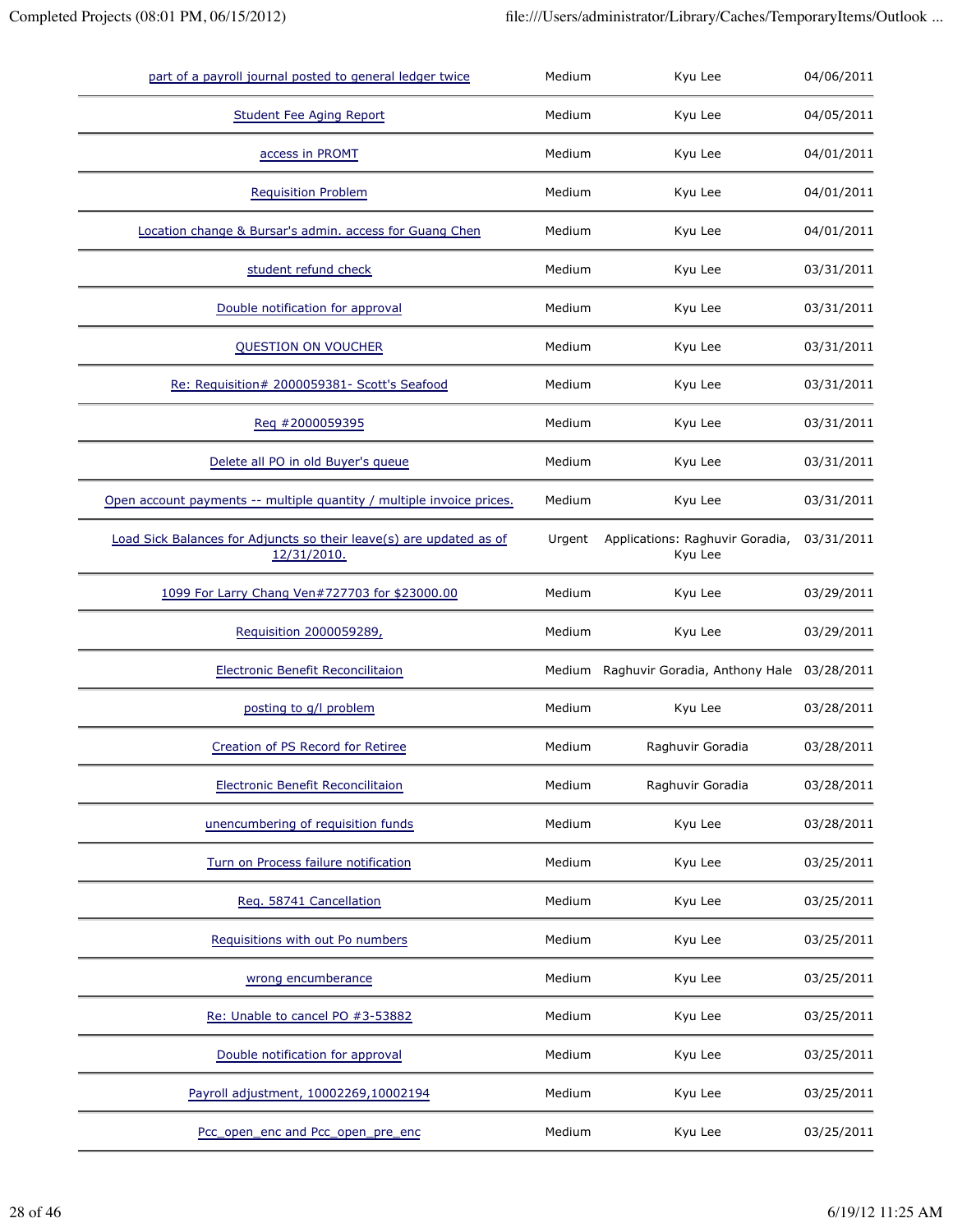| | | | |
|---|---|---|---|
| part of a payroll journal posted to general ledger twice | Medium | Kyu Lee | 04/06/2011 |
| Student Fee Aging Report | Medium | Kyu Lee | 04/05/2011 |
| access in PROMT | Medium | Kyu Lee | 04/01/2011 |
| Requisition Problem | Medium | Kyu Lee | 04/01/2011 |
| Location change & Bursar's admin. access for Guang Chen | Medium | Kyu Lee | 04/01/2011 |
| student refund check | Medium | Kyu Lee | 03/31/2011 |
| Double notification for approval | Medium | Kyu Lee | 03/31/2011 |
| QUESTION ON VOUCHER | Medium | Kyu Lee | 03/31/2011 |
| Re: Requisition# 2000059381- Scott's Seafood | Medium | Kyu Lee | 03/31/2011 |
| Req #2000059395 | Medium | Kyu Lee | 03/31/2011 |
| Delete all PO in old Buyer's queue | Medium | Kyu Lee | 03/31/2011 |
| Open account payments -- multiple quantity / multiple invoice prices. | Medium | Kyu Lee | 03/31/2011 |
| Load Sick Balances for Adjuncts so their leave(s) are updated as of 12/31/2010. | Urgent | Applications: Raghuvir Goradia, Kyu Lee | 03/31/2011 |
| 1099 For Larry Chang Ven#727703 for $23000.00 | Medium | Kyu Lee | 03/29/2011 |
| Requisition 2000059289, | Medium | Kyu Lee | 03/29/2011 |
| Electronic Benefit Reconcilitaion | Medium | Raghuvir Goradia, Anthony Hale | 03/28/2011 |
| posting to g/l problem | Medium | Kyu Lee | 03/28/2011 |
| Creation of PS Record for Retiree | Medium | Raghuvir Goradia | 03/28/2011 |
| Electronic Benefit Reconcilitaion | Medium | Raghuvir Goradia | 03/28/2011 |
| unencumbering of requisition funds | Medium | Kyu Lee | 03/28/2011 |
| Turn on Process failure notification | Medium | Kyu Lee | 03/25/2011 |
| Req. 58741 Cancellation | Medium | Kyu Lee | 03/25/2011 |
| Requisitions with out Po numbers | Medium | Kyu Lee | 03/25/2011 |
| wrong encumberance | Medium | Kyu Lee | 03/25/2011 |
| Re: Unable to cancel PO #3-53882 | Medium | Kyu Lee | 03/25/2011 |
| Double notification for approval | Medium | Kyu Lee | 03/25/2011 |
| Payroll adjustment, 10002269,10002194 | Medium | Kyu Lee | 03/25/2011 |
| Pcc_open_enc and Pcc_open_pre_enc | Medium | Kyu Lee | 03/25/2011 |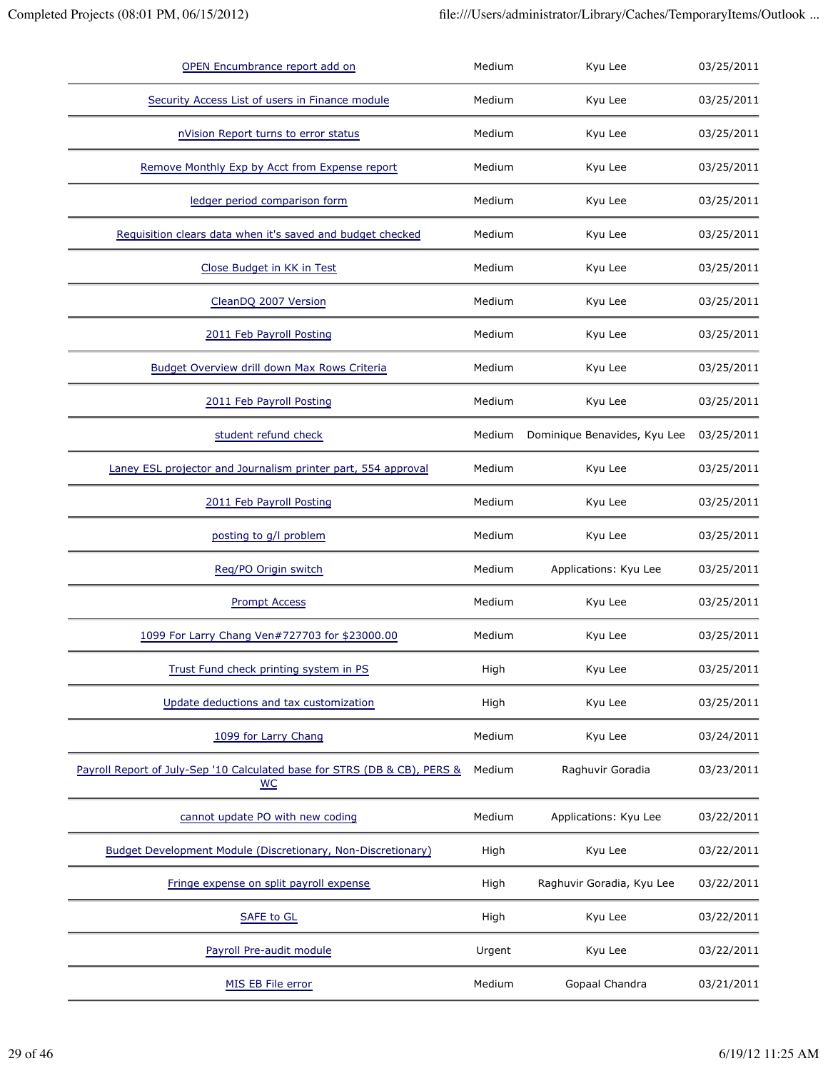| | | | |
|---|---|---|---|
| OPEN Encumbrance report add on | Medium | Kyu Lee | 03/25/2011 |
| Security Access List of users in Finance module | Medium | Kyu Lee | 03/25/2011 |
| nVision Report turns to error status | Medium | Kyu Lee | 03/25/2011 |
| Remove Monthly Exp by Acct from Expense report | Medium | Kyu Lee | 03/25/2011 |
| ledger period comparison form | Medium | Kyu Lee | 03/25/2011 |
| Requisition clears data when it's saved and budget checked | Medium | Kyu Lee | 03/25/2011 |
| Close Budget in KK in Test | Medium | Kyu Lee | 03/25/2011 |
| CleanDQ 2007 Version | Medium | Kyu Lee | 03/25/2011 |
| 2011 Feb Payroll Posting | Medium | Kyu Lee | 03/25/2011 |
| Budget Overview drill down Max Rows Criteria | Medium | Kyu Lee | 03/25/2011 |
| 2011 Feb Payroll Posting | Medium | Kyu Lee | 03/25/2011 |
| student refund check | Medium | Dominique Benavides, Kyu Lee | 03/25/2011 |
| Laney ESL projector and Journalism printer part, 554 approval | Medium | Kyu Lee | 03/25/2011 |
| 2011 Feb Payroll Posting | Medium | Kyu Lee | 03/25/2011 |
| posting to g/l problem | Medium | Kyu Lee | 03/25/2011 |
| Req/PO Origin switch | Medium | Applications: Kyu Lee | 03/25/2011 |
| Prompt Access | Medium | Kyu Lee | 03/25/2011 |
| 1099 For Larry Chang Ven#727703 for $23000.00 | Medium | Kyu Lee | 03/25/2011 |
| Trust Fund check printing system in PS | High | Kyu Lee | 03/25/2011 |
| Update deductions and tax customization | High | Kyu Lee | 03/25/2011 |
| 1099 for Larry Chang | Medium | Kyu Lee | 03/24/2011 |
| Payroll Report of July-Sep '10 Calculated base for STRS (DB & CB), PERS & WC | Medium | Raghuvir Goradia | 03/23/2011 |
| cannot update PO with new coding | Medium | Applications: Kyu Lee | 03/22/2011 |
| Budget Development Module (Discretionary, Non-Discretionary) | High | Kyu Lee | 03/22/2011 |
| Fringe expense on split payroll expense | High | Raghuvir Goradia, Kyu Lee | 03/22/2011 |
| SAFE to GL | High | Kyu Lee | 03/22/2011 |
| Payroll Pre-audit module | Urgent | Kyu Lee | 03/22/2011 |
| MIS EB File error | Medium | Gopaal Chandra | 03/21/2011 |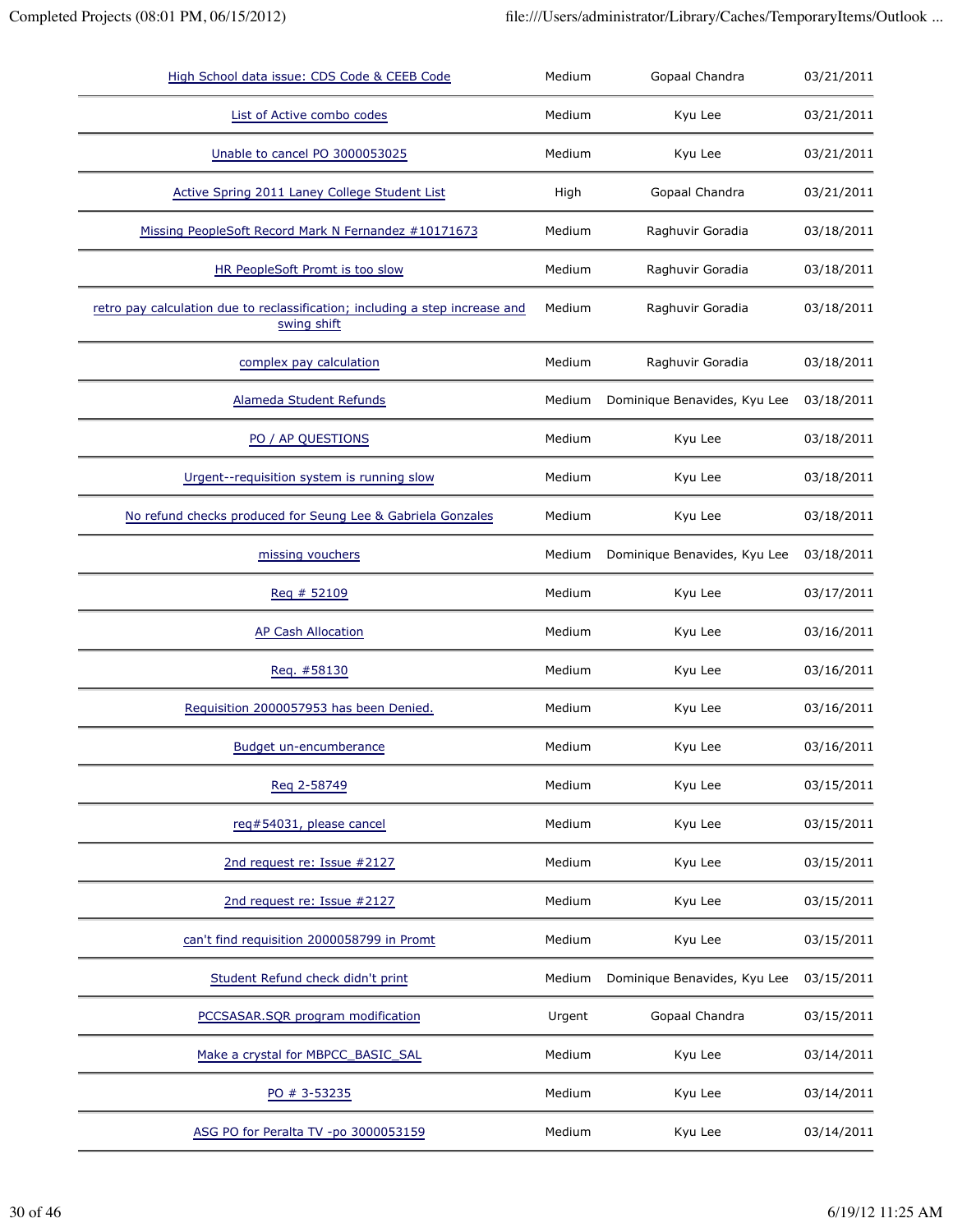| | | | |
|---|---|---|---|
| High School data issue: CDS Code & CEEB Code | Medium | Gopaal Chandra | 03/21/2011 |
| List of Active combo codes | Medium | Kyu Lee | 03/21/2011 |
| Unable to cancel PO 3000053025 | Medium | Kyu Lee | 03/21/2011 |
| Active Spring 2011 Laney College Student List | High | Gopaal Chandra | 03/21/2011 |
| Missing PeopleSoft Record Mark N Fernandez #10171673 | Medium | Raghuvir Goradia | 03/18/2011 |
| HR PeopleSoft Promt is too slow | Medium | Raghuvir Goradia | 03/18/2011 |
| retro pay calculation due to reclassification; including a step increase and swing shift | Medium | Raghuvir Goradia | 03/18/2011 |
| complex pay calculation | Medium | Raghuvir Goradia | 03/18/2011 |
| Alameda Student Refunds | Medium | Dominique Benavides, Kyu Lee | 03/18/2011 |
| PO / AP QUESTIONS | Medium | Kyu Lee | 03/18/2011 |
| Urgent--requisition system is running slow | Medium | Kyu Lee | 03/18/2011 |
| No refund checks produced for Seung Lee & Gabriela Gonzales | Medium | Kyu Lee | 03/18/2011 |
| missing vouchers | Medium | Dominique Benavides, Kyu Lee | 03/18/2011 |
| Req # 52109 | Medium | Kyu Lee | 03/17/2011 |
| AP Cash Allocation | Medium | Kyu Lee | 03/16/2011 |
| Req. #58130 | Medium | Kyu Lee | 03/16/2011 |
| Requisition 2000057953 has been Denied. | Medium | Kyu Lee | 03/16/2011 |
| Budget un-encumberance | Medium | Kyu Lee | 03/16/2011 |
| Req 2-58749 | Medium | Kyu Lee | 03/15/2011 |
| req#54031, please cancel | Medium | Kyu Lee | 03/15/2011 |
| 2nd request re: Issue #2127 | Medium | Kyu Lee | 03/15/2011 |
| 2nd request re: Issue #2127 | Medium | Kyu Lee | 03/15/2011 |
| can't find requisition 2000058799 in Promt | Medium | Kyu Lee | 03/15/2011 |
| Student Refund check didn't print | Medium | Dominique Benavides, Kyu Lee | 03/15/2011 |
| PCCSASAR.SQR program modification | Urgent | Gopaal Chandra | 03/15/2011 |
| Make a crystal for MBPCC_BASIC_SAL | Medium | Kyu Lee | 03/14/2011 |
| PO # 3-53235 | Medium | Kyu Lee | 03/14/2011 |
| ASG PO for Peralta TV -po 3000053159 | Medium | Kyu Lee | 03/14/2011 |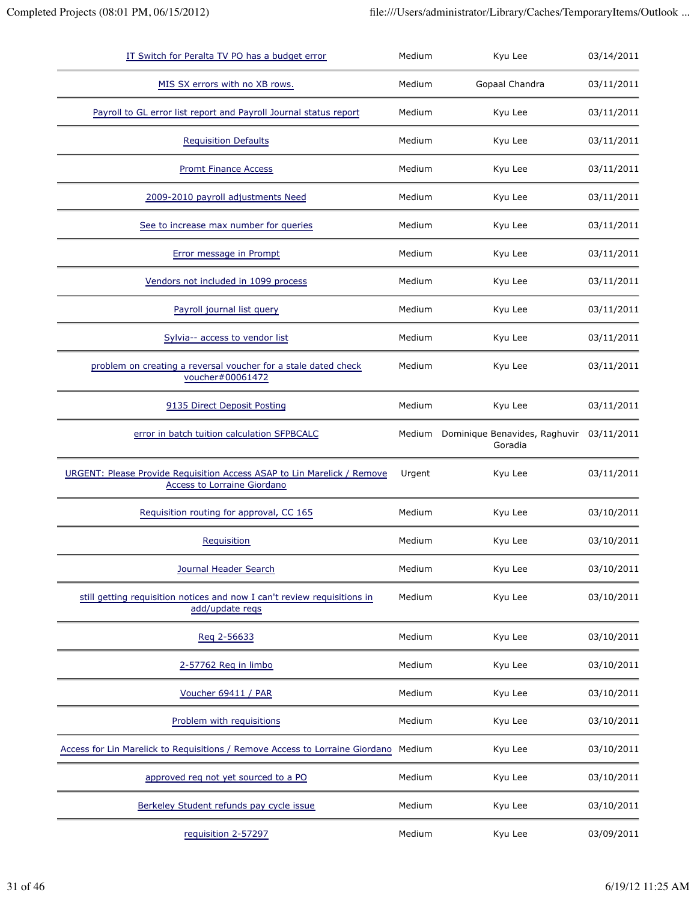| | | | |
|---|---|---|---|
| IT Switch for Peralta TV PO has a budget error | Medium | Kyu Lee | 03/14/2011 |
| MIS SX errors with no XB rows. | Medium | Gopaal Chandra | 03/11/2011 |
| Payroll to GL error list report and Payroll Journal status report | Medium | Kyu Lee | 03/11/2011 |
| Requisition Defaults | Medium | Kyu Lee | 03/11/2011 |
| Promt Finance Access | Medium | Kyu Lee | 03/11/2011 |
| 2009-2010 payroll adjustments Need | Medium | Kyu Lee | 03/11/2011 |
| See to increase max number for queries | Medium | Kyu Lee | 03/11/2011 |
| Error message in Prompt | Medium | Kyu Lee | 03/11/2011 |
| Vendors not included in 1099 process | Medium | Kyu Lee | 03/11/2011 |
| Payroll journal list query | Medium | Kyu Lee | 03/11/2011 |
| Sylvia-- access to vendor list | Medium | Kyu Lee | 03/11/2011 |
| problem on creating a reversal voucher for a stale dated check voucher#00061472 | Medium | Kyu Lee | 03/11/2011 |
| 9135 Direct Deposit Posting | Medium | Kyu Lee | 03/11/2011 |
| error in batch tuition calculation SFPBCALC | Medium | Dominique Benavides, Raghuvir Goradia | 03/11/2011 |
| URGENT: Please Provide Requisition Access ASAP to Lin Marelick / Remove Access to Lorraine Giordano | Urgent | Kyu Lee | 03/11/2011 |
| Requisition routing for approval, CC 165 | Medium | Kyu Lee | 03/10/2011 |
| Requisition | Medium | Kyu Lee | 03/10/2011 |
| Journal Header Search | Medium | Kyu Lee | 03/10/2011 |
| still getting requisition notices and now I can't review requisitions in add/update reqs | Medium | Kyu Lee | 03/10/2011 |
| Req 2-56633 | Medium | Kyu Lee | 03/10/2011 |
| 2-57762 Req in limbo | Medium | Kyu Lee | 03/10/2011 |
| Voucher 69411 / PAR | Medium | Kyu Lee | 03/10/2011 |
| Problem with requisitions | Medium | Kyu Lee | 03/10/2011 |
| Access for Lin Marelick to Requisitions / Remove Access to Lorraine Giordano | Medium | Kyu Lee | 03/10/2011 |
| approved req not yet sourced to a PO | Medium | Kyu Lee | 03/10/2011 |
| Berkeley Student refunds pay cycle issue | Medium | Kyu Lee | 03/10/2011 |
| requisition 2-57297 | Medium | Kyu Lee | 03/09/2011 |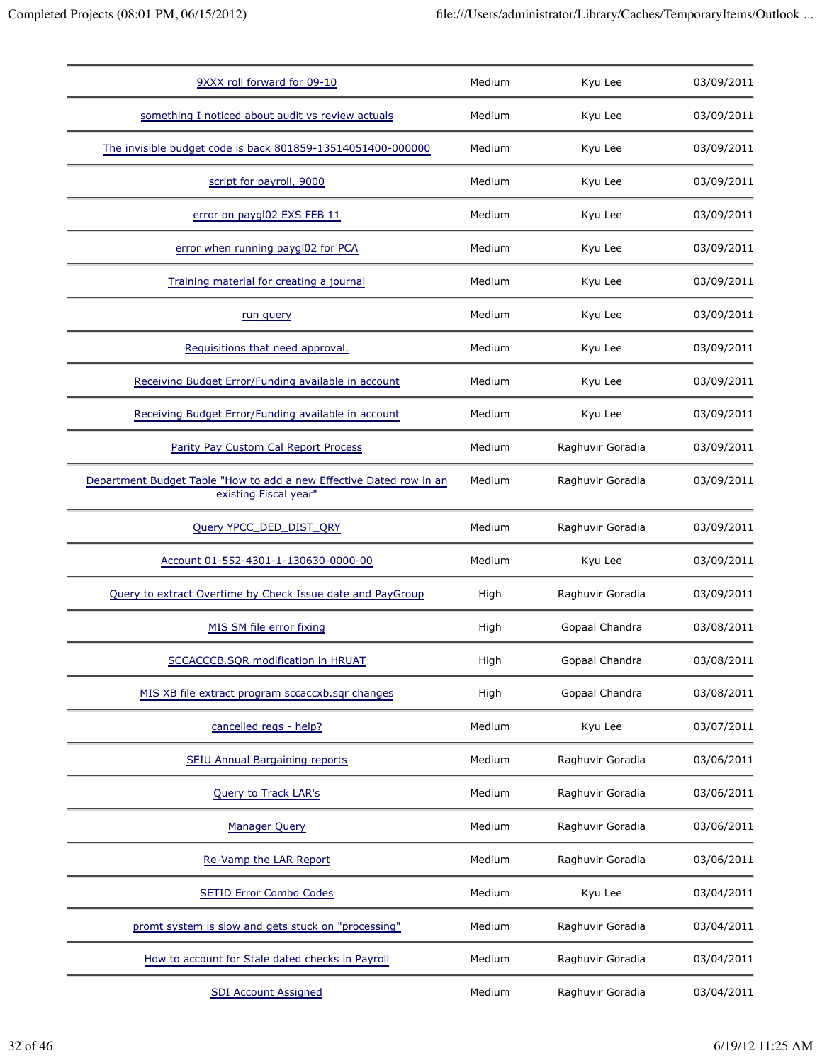| | | | |
|---|---|---|---|
| 9XXX roll forward for 09-10 | Medium | Kyu Lee | 03/09/2011 |
| something I noticed about audit vs review actuals | Medium | Kyu Lee | 03/09/2011 |
| The invisible budget code is back 801859-13514051400-000000 | Medium | Kyu Lee | 03/09/2011 |
| script for payroll, 9000 | Medium | Kyu Lee | 03/09/2011 |
| error on paygl02 EXS FEB 11 | Medium | Kyu Lee | 03/09/2011 |
| error when running paygl02 for PCA | Medium | Kyu Lee | 03/09/2011 |
| Training material for creating a journal | Medium | Kyu Lee | 03/09/2011 |
| run query | Medium | Kyu Lee | 03/09/2011 |
| Requisitions that need approval. | Medium | Kyu Lee | 03/09/2011 |
| Receiving Budget Error/Funding available in account | Medium | Kyu Lee | 03/09/2011 |
| Receiving Budget Error/Funding available in account | Medium | Kyu Lee | 03/09/2011 |
| Parity Pay Custom Cal Report Process | Medium | Raghuvir Goradia | 03/09/2011 |
| Department Budget Table "How to add a new Effective Dated row in an existing Fiscal year" | Medium | Raghuvir Goradia | 03/09/2011 |
| Query YPCC_DED_DIST_QRY | Medium | Raghuvir Goradia | 03/09/2011 |
| Account 01-552-4301-1-130630-0000-00 | Medium | Kyu Lee | 03/09/2011 |
| Query to extract Overtime by Check Issue date and PayGroup | High | Raghuvir Goradia | 03/09/2011 |
| MIS SM file error fixing | High | Gopaal Chandra | 03/08/2011 |
| SCCACCCB.SQR modification in HRUAT | High | Gopaal Chandra | 03/08/2011 |
| MIS XB file extract program sccaccxb.sqr changes | High | Gopaal Chandra | 03/08/2011 |
| cancelled reqs - help? | Medium | Kyu Lee | 03/07/2011 |
| SEIU Annual Bargaining reports | Medium | Raghuvir Goradia | 03/06/2011 |
| Query to Track LAR's | Medium | Raghuvir Goradia | 03/06/2011 |
| Manager Query | Medium | Raghuvir Goradia | 03/06/2011 |
| Re-Vamp the LAR Report | Medium | Raghuvir Goradia | 03/06/2011 |
| SETID Error Combo Codes | Medium | Kyu Lee | 03/04/2011 |
| promt system is slow and gets stuck on "processing" | Medium | Raghuvir Goradia | 03/04/2011 |
| How to account for Stale dated checks in Payroll | Medium | Raghuvir Goradia | 03/04/2011 |
| SDI Account Assigned | Medium | Raghuvir Goradia | 03/04/2011 |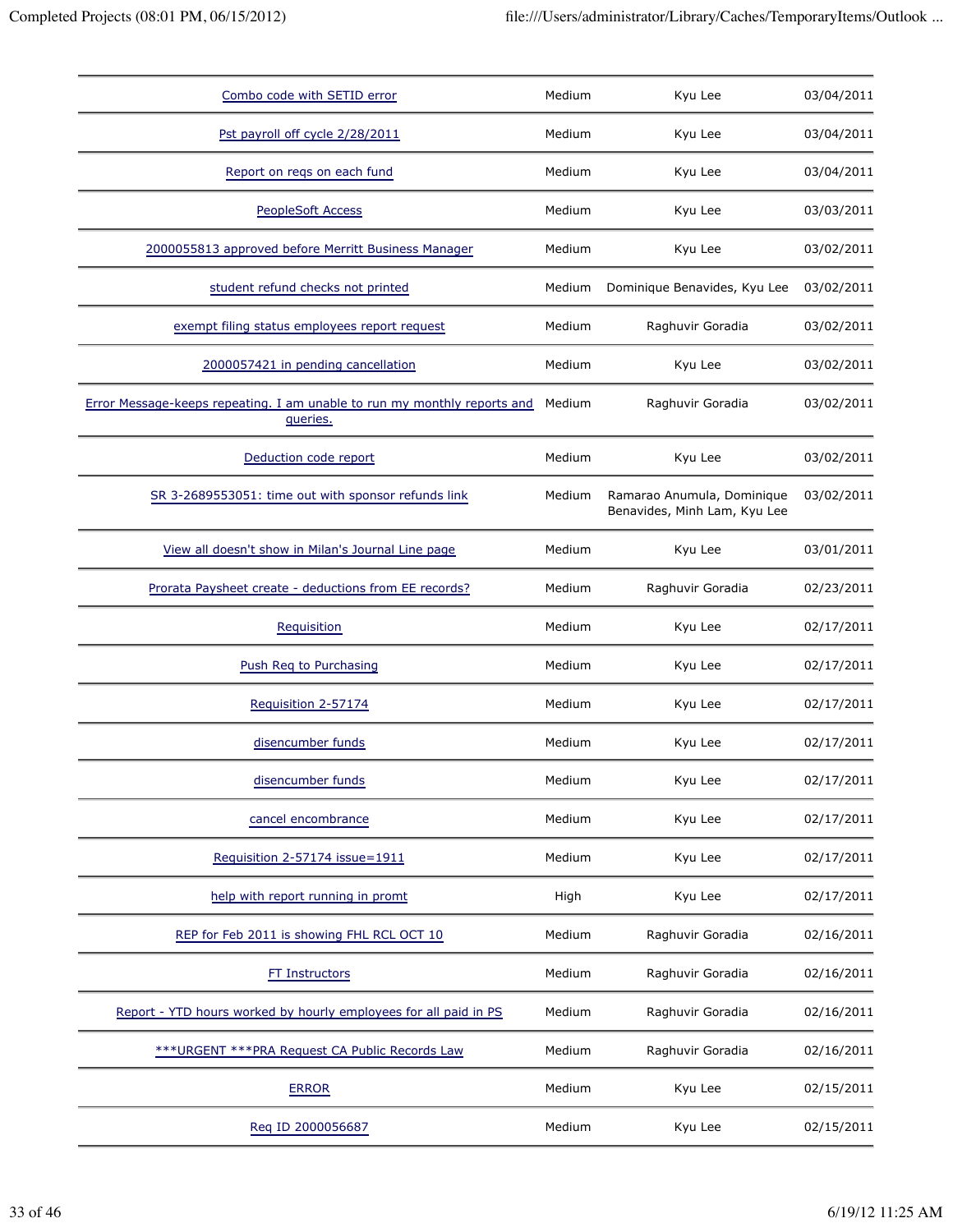| | | | |
|---|---|---|---|
| Combo code with SETID error | Medium | Kyu Lee | 03/04/2011 |
| Pst payroll off cycle 2/28/2011 | Medium | Kyu Lee | 03/04/2011 |
| Report on reqs on each fund | Medium | Kyu Lee | 03/04/2011 |
| PeopleSoft Access | Medium | Kyu Lee | 03/03/2011 |
| 2000055813 approved before Merritt Business Manager | Medium | Kyu Lee | 03/02/2011 |
| student refund checks not printed | Medium | Dominique Benavides, Kyu Lee | 03/02/2011 |
| exempt filing status employees report request | Medium | Raghuvir Goradia | 03/02/2011 |
| 2000057421 in pending cancellation | Medium | Kyu Lee | 03/02/2011 |
| Error Message-keeps repeating. I am unable to run my monthly reports and queries. | Medium | Raghuvir Goradia | 03/02/2011 |
| Deduction code report | Medium | Kyu Lee | 03/02/2011 |
| SR 3-2689553051: time out with sponsor refunds link | Medium | Ramarao Anumula, Dominique Benavides, Minh Lam, Kyu Lee | 03/02/2011 |
| View all doesn't show in Milan's Journal Line page | Medium | Kyu Lee | 03/01/2011 |
| Prorata Paysheet create - deductions from EE records? | Medium | Raghuvir Goradia | 02/23/2011 |
| Requisition | Medium | Kyu Lee | 02/17/2011 |
| Push Req to Purchasing | Medium | Kyu Lee | 02/17/2011 |
| Requisition 2-57174 | Medium | Kyu Lee | 02/17/2011 |
| disencumber funds | Medium | Kyu Lee | 02/17/2011 |
| disencumber funds | Medium | Kyu Lee | 02/17/2011 |
| cancel encombrance | Medium | Kyu Lee | 02/17/2011 |
| Requisition 2-57174 issue=1911 | Medium | Kyu Lee | 02/17/2011 |
| help with report running in promt | High | Kyu Lee | 02/17/2011 |
| REP for Feb 2011 is showing FHL RCL OCT 10 | Medium | Raghuvir Goradia | 02/16/2011 |
| FT Instructors | Medium | Raghuvir Goradia | 02/16/2011 |
| Report - YTD hours worked by hourly employees for all paid in PS | Medium | Raghuvir Goradia | 02/16/2011 |
| ***URGENT ***PRA Request CA Public Records Law | Medium | Raghuvir Goradia | 02/16/2011 |
| ERROR | Medium | Kyu Lee | 02/15/2011 |
| Req ID 2000056687 | Medium | Kyu Lee | 02/15/2011 |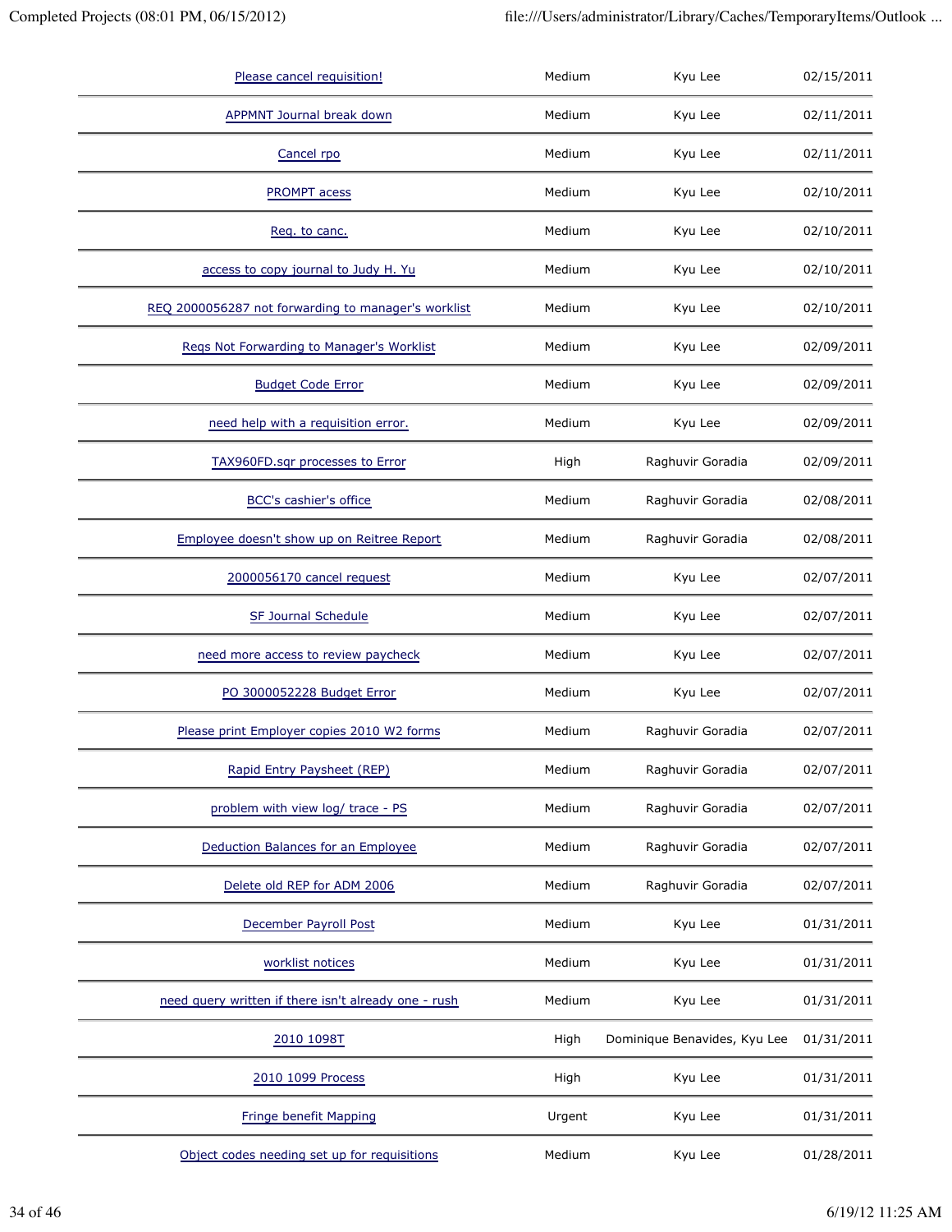| | | | |
|---|---|---|---|
| Please cancel requisition! | Medium | Kyu Lee | 02/15/2011 |
| APPMNT Journal break down | Medium | Kyu Lee | 02/11/2011 |
| Cancel rpo | Medium | Kyu Lee | 02/11/2011 |
| PROMPT acess | Medium | Kyu Lee | 02/10/2011 |
| Req. to canc. | Medium | Kyu Lee | 02/10/2011 |
| access to copy journal to Judy H. Yu | Medium | Kyu Lee | 02/10/2011 |
| REQ 2000056287 not forwarding to manager's worklist | Medium | Kyu Lee | 02/10/2011 |
| Reqs Not Forwarding to Manager's Worklist | Medium | Kyu Lee | 02/09/2011 |
| Budget Code Error | Medium | Kyu Lee | 02/09/2011 |
| need help with a requisition error. | Medium | Kyu Lee | 02/09/2011 |
| TAX960FD.sqr processes to Error | High | Raghuvir Goradia | 02/09/2011 |
| BCC's cashier's office | Medium | Raghuvir Goradia | 02/08/2011 |
| Employee doesn't show up on Reitree Report | Medium | Raghuvir Goradia | 02/08/2011 |
| 2000056170 cancel request | Medium | Kyu Lee | 02/07/2011 |
| SF Journal Schedule | Medium | Kyu Lee | 02/07/2011 |
| need more access to review paycheck | Medium | Kyu Lee | 02/07/2011 |
| PO 3000052228 Budget Error | Medium | Kyu Lee | 02/07/2011 |
| Please print Employer copies 2010 W2 forms | Medium | Raghuvir Goradia | 02/07/2011 |
| Rapid Entry Paysheet (REP) | Medium | Raghuvir Goradia | 02/07/2011 |
| problem with view log/ trace - PS | Medium | Raghuvir Goradia | 02/07/2011 |
| Deduction Balances for an Employee | Medium | Raghuvir Goradia | 02/07/2011 |
| Delete old REP for ADM 2006 | Medium | Raghuvir Goradia | 02/07/2011 |
| December Payroll Post | Medium | Kyu Lee | 01/31/2011 |
| worklist notices | Medium | Kyu Lee | 01/31/2011 |
| need query written if there isn't already one - rush | Medium | Kyu Lee | 01/31/2011 |
| 2010 1098T | High | Dominique Benavides, Kyu Lee | 01/31/2011 |
| 2010 1099 Process | High | Kyu Lee | 01/31/2011 |
| Fringe benefit Mapping | Urgent | Kyu Lee | 01/31/2011 |
| Object codes needing set up for requisitions | Medium | Kyu Lee | 01/28/2011 |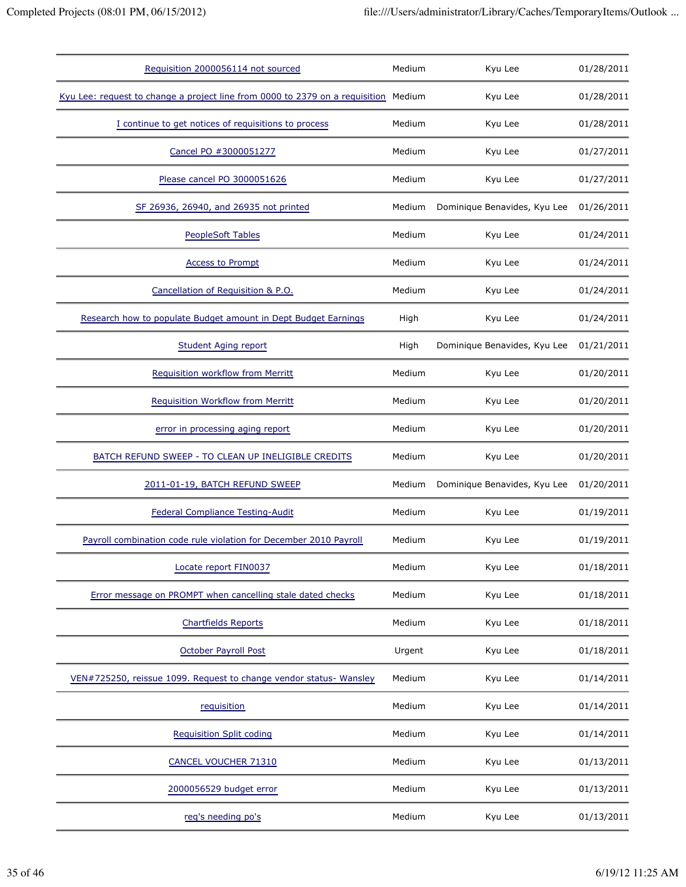| | | | |
|---|---|---|---|
| Requisition 2000056114 not sourced | Medium | Kyu Lee | 01/28/2011 |
| Kyu Lee: request to change a project line from 0000 to 2379 on a requisition | Medium | Kyu Lee | 01/28/2011 |
| I continue to get notices of requisitions to process | Medium | Kyu Lee | 01/28/2011 |
| Cancel PO #3000051277 | Medium | Kyu Lee | 01/27/2011 |
| Please cancel PO 3000051626 | Medium | Kyu Lee | 01/27/2011 |
| SF 26936, 26940, and 26935 not printed | Medium | Dominique Benavides, Kyu Lee | 01/26/2011 |
| PeopleSoft Tables | Medium | Kyu Lee | 01/24/2011 |
| Access to Prompt | Medium | Kyu Lee | 01/24/2011 |
| Cancellation of Requisition & P.O. | Medium | Kyu Lee | 01/24/2011 |
| Research how to populate Budget amount in Dept Budget Earnings | High | Kyu Lee | 01/24/2011 |
| Student Aging report | High | Dominique Benavides, Kyu Lee | 01/21/2011 |
| Requisition workflow from Merritt | Medium | Kyu Lee | 01/20/2011 |
| Requisition Workflow from Merritt | Medium | Kyu Lee | 01/20/2011 |
| error in processing aging report | Medium | Kyu Lee | 01/20/2011 |
| BATCH REFUND SWEEP - TO CLEAN UP INELIGIBLE CREDITS | Medium | Kyu Lee | 01/20/2011 |
| 2011-01-19, BATCH REFUND SWEEP | Medium | Dominique Benavides, Kyu Lee | 01/20/2011 |
| Federal Compliance Testing-Audit | Medium | Kyu Lee | 01/19/2011 |
| Payroll combination code rule violation for December 2010 Payroll | Medium | Kyu Lee | 01/19/2011 |
| Locate report FIN0037 | Medium | Kyu Lee | 01/18/2011 |
| Error message on PROMPT when cancelling stale dated checks | Medium | Kyu Lee | 01/18/2011 |
| Chartfields Reports | Medium | Kyu Lee | 01/18/2011 |
| October Payroll Post | Urgent | Kyu Lee | 01/18/2011 |
| VEN#725250, reissue 1099. Request to change vendor status- Wansley | Medium | Kyu Lee | 01/14/2011 |
| requisition | Medium | Kyu Lee | 01/14/2011 |
| Requisition Split coding | Medium | Kyu Lee | 01/14/2011 |
| CANCEL VOUCHER 71310 | Medium | Kyu Lee | 01/13/2011 |
| 2000056529 budget error | Medium | Kyu Lee | 01/13/2011 |
| req's needing po's | Medium | Kyu Lee | 01/13/2011 |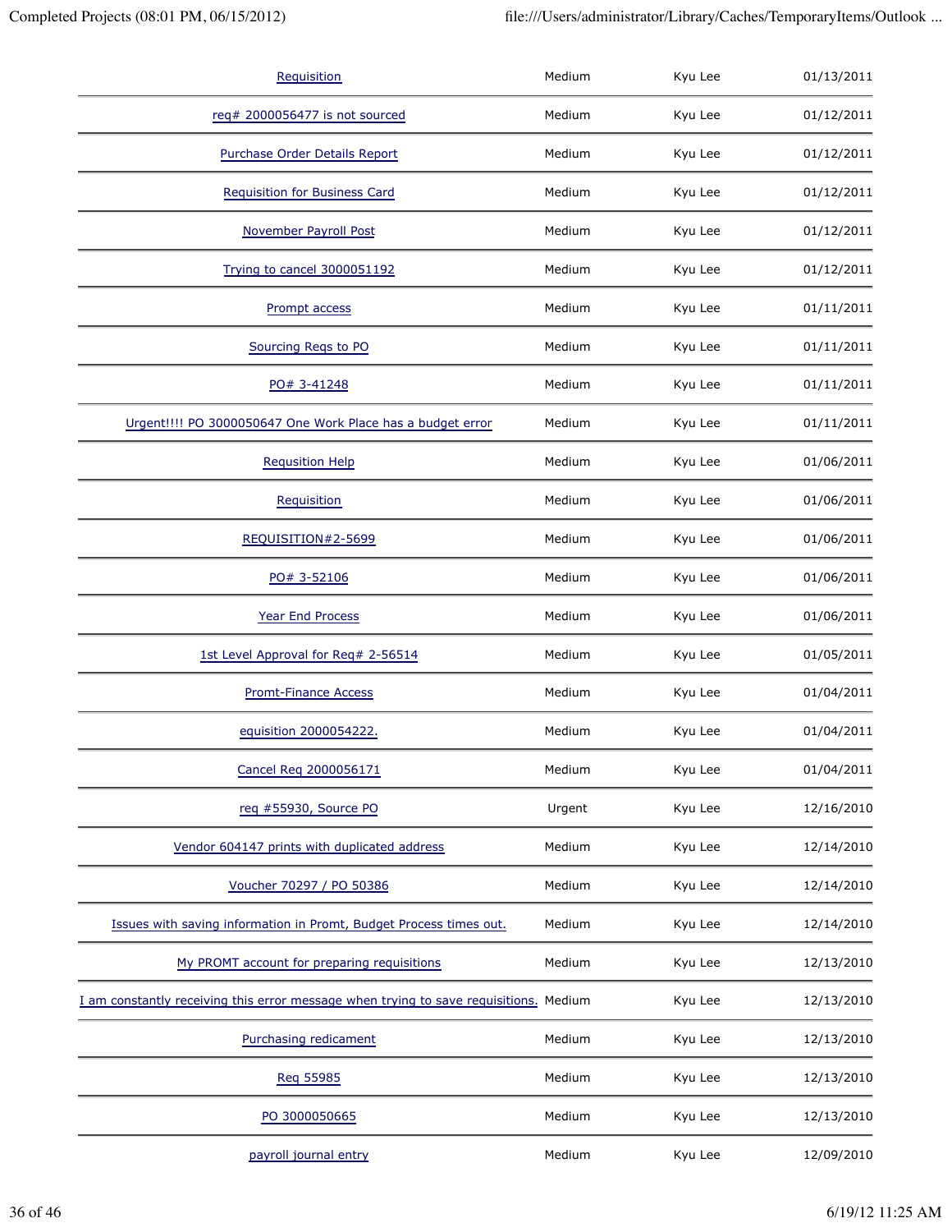| | | | |
|---|---|---|---|
| Requisition | Medium | Kyu Lee | 01/13/2011 |
| req# 2000056477 is not sourced | Medium | Kyu Lee | 01/12/2011 |
| Purchase Order Details Report | Medium | Kyu Lee | 01/12/2011 |
| Requisition for Business Card | Medium | Kyu Lee | 01/12/2011 |
| November Payroll Post | Medium | Kyu Lee | 01/12/2011 |
| Trying to cancel 3000051192 | Medium | Kyu Lee | 01/12/2011 |
| Prompt access | Medium | Kyu Lee | 01/11/2011 |
| Sourcing Reqs to PO | Medium | Kyu Lee | 01/11/2011 |
| PO# 3-41248 | Medium | Kyu Lee | 01/11/2011 |
| Urgent!!!! PO 3000050647 One Work Place has a budget error | Medium | Kyu Lee | 01/11/2011 |
| Requsition Help | Medium | Kyu Lee | 01/06/2011 |
| Requisition | Medium | Kyu Lee | 01/06/2011 |
| REQUISITION#2-5699 | Medium | Kyu Lee | 01/06/2011 |
| PO# 3-52106 | Medium | Kyu Lee | 01/06/2011 |
| Year End Process | Medium | Kyu Lee | 01/06/2011 |
| 1st Level Approval for Req# 2-56514 | Medium | Kyu Lee | 01/05/2011 |
| Promt-Finance Access | Medium | Kyu Lee | 01/04/2011 |
| equisition 2000054222. | Medium | Kyu Lee | 01/04/2011 |
| Cancel Req 2000056171 | Medium | Kyu Lee | 01/04/2011 |
| req #55930, Source PO | Urgent | Kyu Lee | 12/16/2010 |
| Vendor 604147 prints with duplicated address | Medium | Kyu Lee | 12/14/2010 |
| Voucher 70297 / PO 50386 | Medium | Kyu Lee | 12/14/2010 |
| Issues with saving information in Promt, Budget Process times out. | Medium | Kyu Lee | 12/14/2010 |
| My PROMT account for preparing requisitions | Medium | Kyu Lee | 12/13/2010 |
| I am constantly receiving this error message when trying to save requisitions. | Medium | Kyu Lee | 12/13/2010 |
| Purchasing redicament | Medium | Kyu Lee | 12/13/2010 |
| Req 55985 | Medium | Kyu Lee | 12/13/2010 |
| PO 3000050665 | Medium | Kyu Lee | 12/13/2010 |
| payroll journal entry | Medium | Kyu Lee | 12/09/2010 |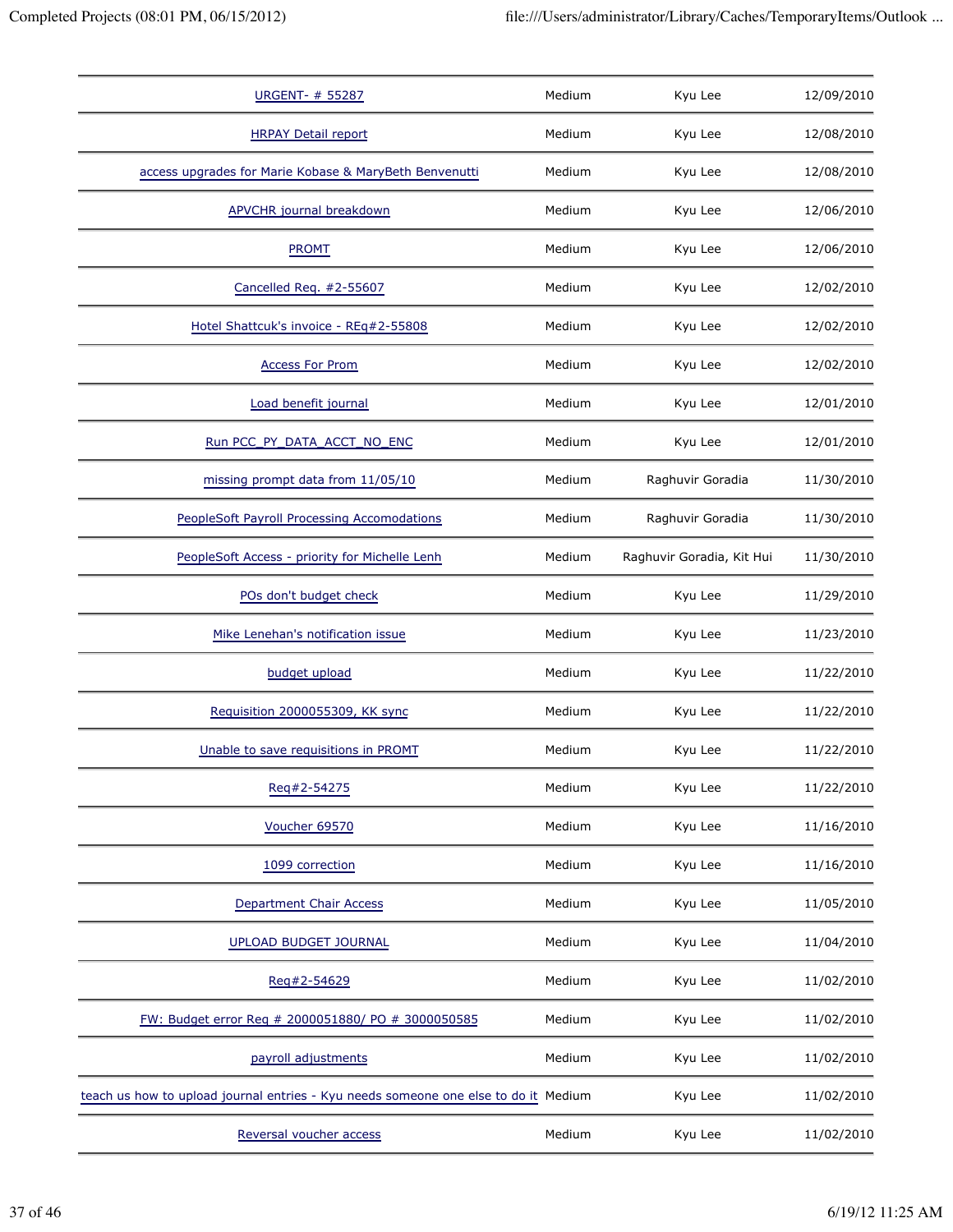| | | | |
|---|---|---|---|
| URGENT- # 55287 | Medium | Kyu Lee | 12/09/2010 |
| HRPAY Detail report | Medium | Kyu Lee | 12/08/2010 |
| access upgrades for Marie Kobase & MaryBeth Benvenutti | Medium | Kyu Lee | 12/08/2010 |
| APVCHR journal breakdown | Medium | Kyu Lee | 12/06/2010 |
| PROMT | Medium | Kyu Lee | 12/06/2010 |
| Cancelled Req. #2-55607 | Medium | Kyu Lee | 12/02/2010 |
| Hotel Shattcuk's invoice - REq#2-55808 | Medium | Kyu Lee | 12/02/2010 |
| Access For Prom | Medium | Kyu Lee | 12/02/2010 |
| Load benefit journal | Medium | Kyu Lee | 12/01/2010 |
| Run PCC_PY_DATA_ACCT_NO_ENC | Medium | Kyu Lee | 12/01/2010 |
| missing prompt data from 11/05/10 | Medium | Raghuvir Goradia | 11/30/2010 |
| PeopleSoft Payroll Processing Accomodations | Medium | Raghuvir Goradia | 11/30/2010 |
| PeopleSoft Access - priority for Michelle Lenh | Medium | Raghuvir Goradia, Kit Hui | 11/30/2010 |
| POs don't budget check | Medium | Kyu Lee | 11/29/2010 |
| Mike Lenehan's notification issue | Medium | Kyu Lee | 11/23/2010 |
| budget upload | Medium | Kyu Lee | 11/22/2010 |
| Requisition 2000055309, KK sync | Medium | Kyu Lee | 11/22/2010 |
| Unable to save requisitions in PROMT | Medium | Kyu Lee | 11/22/2010 |
| Req#2-54275 | Medium | Kyu Lee | 11/22/2010 |
| Voucher 69570 | Medium | Kyu Lee | 11/16/2010 |
| 1099 correction | Medium | Kyu Lee | 11/16/2010 |
| Department Chair Access | Medium | Kyu Lee | 11/05/2010 |
| UPLOAD BUDGET JOURNAL | Medium | Kyu Lee | 11/04/2010 |
| Req#2-54629 | Medium | Kyu Lee | 11/02/2010 |
| FW: Budget error Req # 2000051880/ PO # 3000050585 | Medium | Kyu Lee | 11/02/2010 |
| payroll adjustments | Medium | Kyu Lee | 11/02/2010 |
| teach us how to upload journal entries - Kyu needs someone one else to do it | Medium | Kyu Lee | 11/02/2010 |
| Reversal voucher access | Medium | Kyu Lee | 11/02/2010 |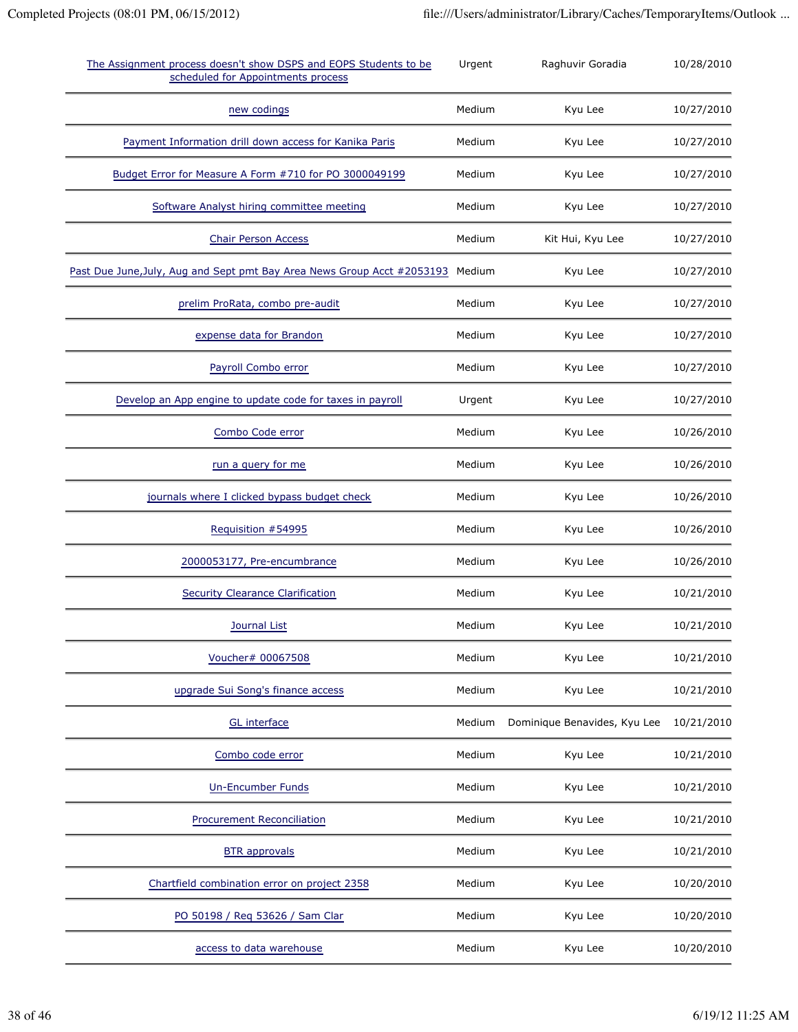| | | | |
|---|---|---|---|
| The Assignment process doesn't show DSPS and EOPS Students to be scheduled for Appointments process | Urgent | Raghuvir Goradia | 10/28/2010 |
| new codings | Medium | Kyu Lee | 10/27/2010 |
| Payment Information drill down access for Kanika Paris | Medium | Kyu Lee | 10/27/2010 |
| Budget Error for Measure A Form #710 for PO 3000049199 | Medium | Kyu Lee | 10/27/2010 |
| Software Analyst hiring committee meeting | Medium | Kyu Lee | 10/27/2010 |
| Chair Person Access | Medium | Kit Hui, Kyu Lee | 10/27/2010 |
| Past Due June,July, Aug and Sept pmt Bay Area News Group Acct #2053193 | Medium | Kyu Lee | 10/27/2010 |
| prelim ProRata, combo pre-audit | Medium | Kyu Lee | 10/27/2010 |
| expense data for Brandon | Medium | Kyu Lee | 10/27/2010 |
| Payroll Combo error | Medium | Kyu Lee | 10/27/2010 |
| Develop an App engine to update code for taxes in payroll | Urgent | Kyu Lee | 10/27/2010 |
| Combo Code error | Medium | Kyu Lee | 10/26/2010 |
| run a query for me | Medium | Kyu Lee | 10/26/2010 |
| journals where I clicked bypass budget check | Medium | Kyu Lee | 10/26/2010 |
| Requisition #54995 | Medium | Kyu Lee | 10/26/2010 |
| 2000053177, Pre-encumbrance | Medium | Kyu Lee | 10/26/2010 |
| Security Clearance Clarification | Medium | Kyu Lee | 10/21/2010 |
| Journal List | Medium | Kyu Lee | 10/21/2010 |
| Voucher# 00067508 | Medium | Kyu Lee | 10/21/2010 |
| upgrade Sui Song's finance access | Medium | Kyu Lee | 10/21/2010 |
| GL interface | Medium | Dominique Benavides, Kyu Lee | 10/21/2010 |
| Combo code error | Medium | Kyu Lee | 10/21/2010 |
| Un-Encumber Funds | Medium | Kyu Lee | 10/21/2010 |
| Procurement Reconciliation | Medium | Kyu Lee | 10/21/2010 |
| BTR approvals | Medium | Kyu Lee | 10/21/2010 |
| Chartfield combination error on project 2358 | Medium | Kyu Lee | 10/20/2010 |
| PO 50198 / Req 53626 / Sam Clar | Medium | Kyu Lee | 10/20/2010 |
| access to data warehouse | Medium | Kyu Lee | 10/20/2010 |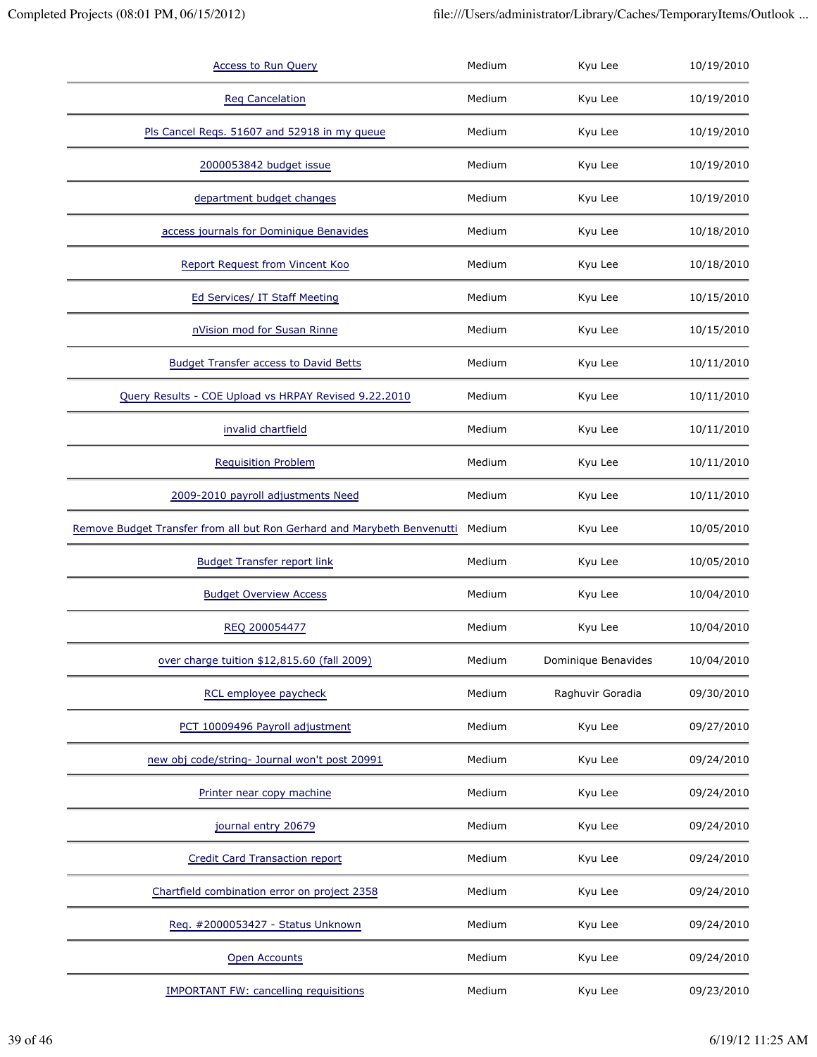| | | | |
|---|---|---|---|
| Access to Run Query | Medium | Kyu Lee | 10/19/2010 |
| Req Cancelation | Medium | Kyu Lee | 10/19/2010 |
| Pls Cancel Reqs. 51607 and 52918 in my queue | Medium | Kyu Lee | 10/19/2010 |
| 2000053842 budget issue | Medium | Kyu Lee | 10/19/2010 |
| department budget changes | Medium | Kyu Lee | 10/19/2010 |
| access journals for Dominique Benavides | Medium | Kyu Lee | 10/18/2010 |
| Report Request from Vincent Koo | Medium | Kyu Lee | 10/18/2010 |
| Ed Services/ IT Staff Meeting | Medium | Kyu Lee | 10/15/2010 |
| nVision mod for Susan Rinne | Medium | Kyu Lee | 10/15/2010 |
| Budget Transfer access to David Betts | Medium | Kyu Lee | 10/11/2010 |
| Query Results - COE Upload vs HRPAY Revised 9.22.2010 | Medium | Kyu Lee | 10/11/2010 |
| invalid chartfield | Medium | Kyu Lee | 10/11/2010 |
| Requisition Problem | Medium | Kyu Lee | 10/11/2010 |
| 2009-2010 payroll adjustments Need | Medium | Kyu Lee | 10/11/2010 |
| Remove Budget Transfer from all but Ron Gerhard and Marybeth Benvenutti | Medium | Kyu Lee | 10/05/2010 |
| Budget Transfer report link | Medium | Kyu Lee | 10/05/2010 |
| Budget Overview Access | Medium | Kyu Lee | 10/04/2010 |
| REQ 200054477 | Medium | Kyu Lee | 10/04/2010 |
| over charge tuition $12,815.60 (fall 2009) | Medium | Dominique Benavides | 10/04/2010 |
| RCL employee paycheck | Medium | Raghuvir Goradia | 09/30/2010 |
| PCT 10009496 Payroll adjustment | Medium | Kyu Lee | 09/27/2010 |
| new obj code/string- Journal won't post 20991 | Medium | Kyu Lee | 09/24/2010 |
| Printer near copy machine | Medium | Kyu Lee | 09/24/2010 |
| journal entry 20679 | Medium | Kyu Lee | 09/24/2010 |
| Credit Card Transaction report | Medium | Kyu Lee | 09/24/2010 |
| Chartfield combination error on project 2358 | Medium | Kyu Lee | 09/24/2010 |
| Req. #2000053427 - Status Unknown | Medium | Kyu Lee | 09/24/2010 |
| Open Accounts | Medium | Kyu Lee | 09/24/2010 |
| IMPORTANT FW: cancelling requisitions | Medium | Kyu Lee | 09/23/2010 |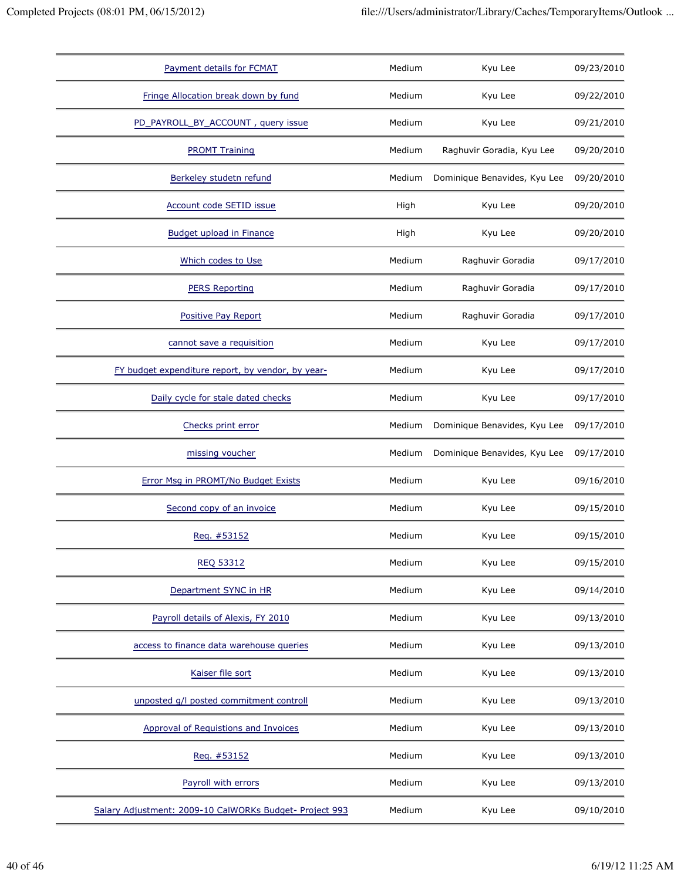| | | | |
|---|---|---|---|
| Payment details for FCMAT | Medium | Kyu Lee | 09/23/2010 |
| Fringe Allocation break down by fund | Medium | Kyu Lee | 09/22/2010 |
| PD_PAYROLL_BY_ACCOUNT , query issue | Medium | Kyu Lee | 09/21/2010 |
| PROMT Training | Medium | Raghuvir Goradia, Kyu Lee | 09/20/2010 |
| Berkeley studetn refund | Medium | Dominique Benavides, Kyu Lee | 09/20/2010 |
| Account code SETID issue | High | Kyu Lee | 09/20/2010 |
| Budget upload in Finance | High | Kyu Lee | 09/20/2010 |
| Which codes to Use | Medium | Raghuvir Goradia | 09/17/2010 |
| PERS Reporting | Medium | Raghuvir Goradia | 09/17/2010 |
| Positive Pay Report | Medium | Raghuvir Goradia | 09/17/2010 |
| cannot save a requisition | Medium | Kyu Lee | 09/17/2010 |
| FY budget expenditure report, by vendor, by year- | Medium | Kyu Lee | 09/17/2010 |
| Daily cycle for stale dated checks | Medium | Kyu Lee | 09/17/2010 |
| Checks print error | Medium | Dominique Benavides, Kyu Lee | 09/17/2010 |
| missing voucher | Medium | Dominique Benavides, Kyu Lee | 09/17/2010 |
| Error Msg in PROMT/No Budget Exists | Medium | Kyu Lee | 09/16/2010 |
| Second copy of an invoice | Medium | Kyu Lee | 09/15/2010 |
| Req. #53152 | Medium | Kyu Lee | 09/15/2010 |
| REQ 53312 | Medium | Kyu Lee | 09/15/2010 |
| Department SYNC in HR | Medium | Kyu Lee | 09/14/2010 |
| Payroll details of Alexis, FY 2010 | Medium | Kyu Lee | 09/13/2010 |
| access to finance data warehouse queries | Medium | Kyu Lee | 09/13/2010 |
| Kaiser file sort | Medium | Kyu Lee | 09/13/2010 |
| unposted g/l posted commitment controll | Medium | Kyu Lee | 09/13/2010 |
| Approval of Requistions and Invoices | Medium | Kyu Lee | 09/13/2010 |
| Req. #53152 | Medium | Kyu Lee | 09/13/2010 |
| Payroll with errors | Medium | Kyu Lee | 09/13/2010 |
| Salary Adjustment: 2009-10 CalWORKs Budget- Project 993 | Medium | Kyu Lee | 09/10/2010 |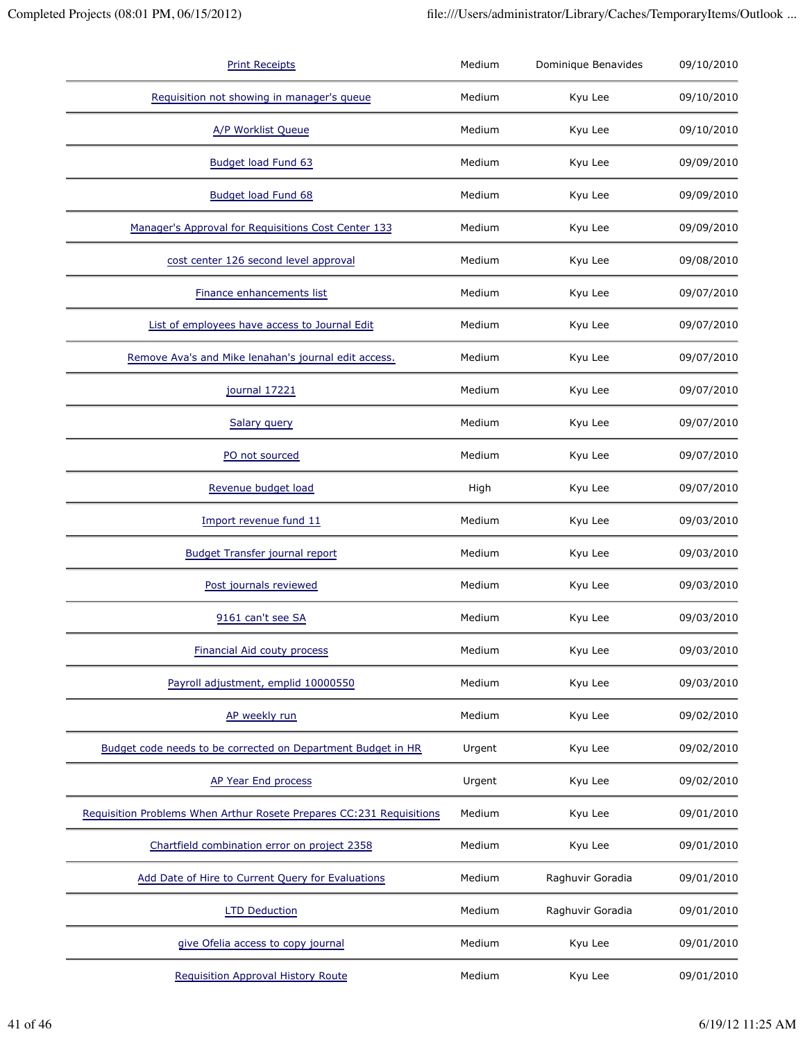| | | | |
|---|---|---|---|
| Print Receipts | Medium | Dominique Benavides | 09/10/2010 |
| Requisition not showing in manager's queue | Medium | Kyu Lee | 09/10/2010 |
| A/P Worklist Queue | Medium | Kyu Lee | 09/10/2010 |
| Budget load Fund 63 | Medium | Kyu Lee | 09/09/2010 |
| Budget load Fund 68 | Medium | Kyu Lee | 09/09/2010 |
| Manager's Approval for Requisitions Cost Center 133 | Medium | Kyu Lee | 09/09/2010 |
| cost center 126 second level approval | Medium | Kyu Lee | 09/08/2010 |
| Finance enhancements list | Medium | Kyu Lee | 09/07/2010 |
| List of employees have access to Journal Edit | Medium | Kyu Lee | 09/07/2010 |
| Remove Ava's and Mike lenahan's journal edit access. | Medium | Kyu Lee | 09/07/2010 |
| journal 17221 | Medium | Kyu Lee | 09/07/2010 |
| Salary query | Medium | Kyu Lee | 09/07/2010 |
| PO not sourced | Medium | Kyu Lee | 09/07/2010 |
| Revenue budget load | High | Kyu Lee | 09/07/2010 |
| Import revenue fund 11 | Medium | Kyu Lee | 09/03/2010 |
| Budget Transfer journal report | Medium | Kyu Lee | 09/03/2010 |
| Post journals reviewed | Medium | Kyu Lee | 09/03/2010 |
| 9161 can't see SA | Medium | Kyu Lee | 09/03/2010 |
| Financial Aid couty process | Medium | Kyu Lee | 09/03/2010 |
| Payroll adjustment, emplid 10000550 | Medium | Kyu Lee | 09/03/2010 |
| AP weekly run | Medium | Kyu Lee | 09/02/2010 |
| Budget code needs to be corrected on Department Budget in HR | Urgent | Kyu Lee | 09/02/2010 |
| AP Year End process | Urgent | Kyu Lee | 09/02/2010 |
| Requisition Problems When Arthur Rosete Prepares CC:231 Requisitions | Medium | Kyu Lee | 09/01/2010 |
| Chartfield combination error on project 2358 | Medium | Kyu Lee | 09/01/2010 |
| Add Date of Hire to Current Query for Evaluations | Medium | Raghuvir Goradia | 09/01/2010 |
| LTD Deduction | Medium | Raghuvir Goradia | 09/01/2010 |
| give Ofelia access to copy journal | Medium | Kyu Lee | 09/01/2010 |
| Requisition Approval History Route | Medium | Kyu Lee | 09/01/2010 |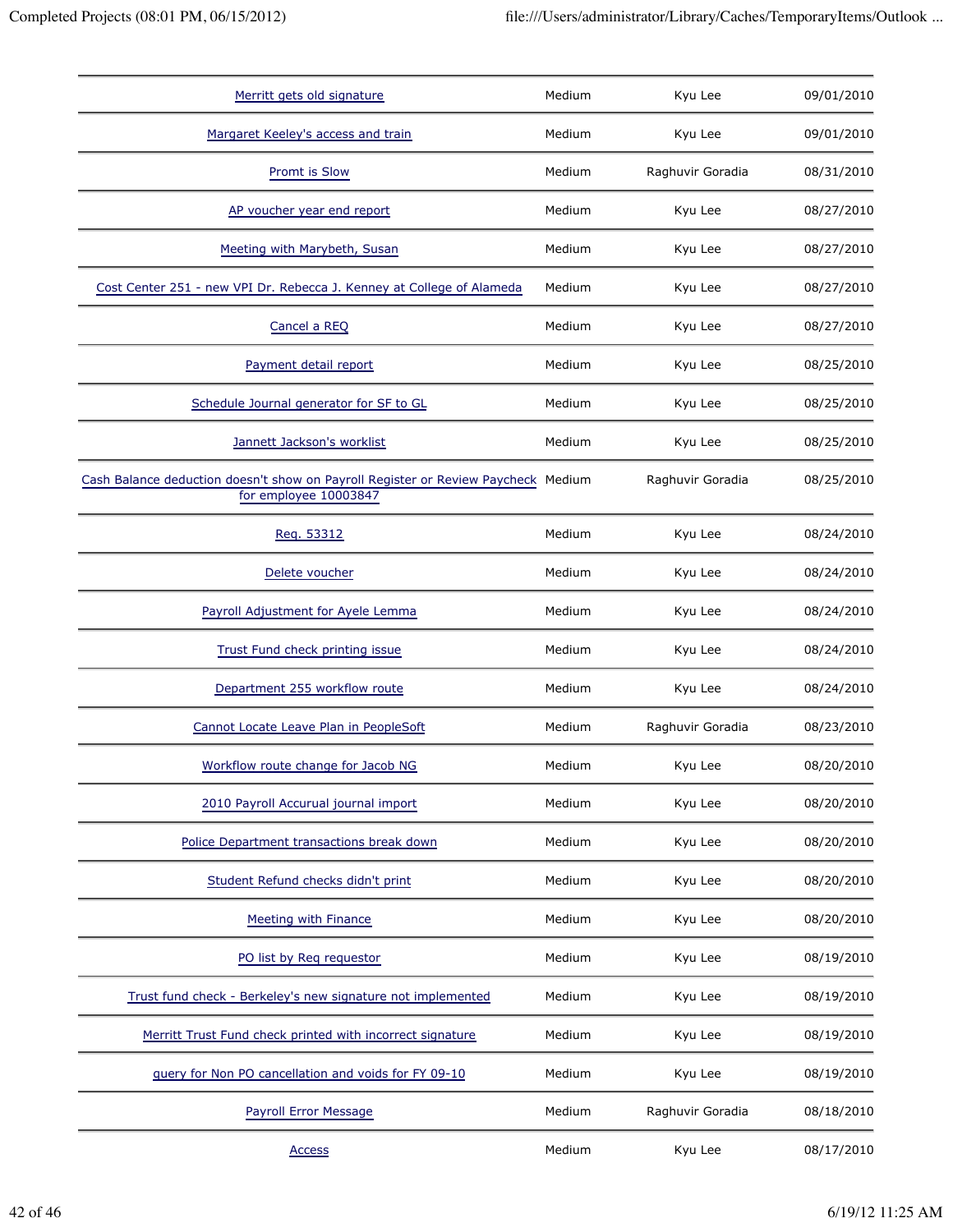| | | | |
|---|---|---|---|
| Merritt gets old signature | Medium | Kyu Lee | 09/01/2010 |
| Margaret Keeley's access and train | Medium | Kyu Lee | 09/01/2010 |
| Promt is Slow | Medium | Raghuvir Goradia | 08/31/2010 |
| AP voucher year end report | Medium | Kyu Lee | 08/27/2010 |
| Meeting with Marybeth, Susan | Medium | Kyu Lee | 08/27/2010 |
| Cost Center 251 - new VPI Dr. Rebecca J. Kenney at College of Alameda | Medium | Kyu Lee | 08/27/2010 |
| Cancel a REQ | Medium | Kyu Lee | 08/27/2010 |
| Payment detail report | Medium | Kyu Lee | 08/25/2010 |
| Schedule Journal generator for SF to GL | Medium | Kyu Lee | 08/25/2010 |
| Jannett Jackson's worklist | Medium | Kyu Lee | 08/25/2010 |
| Cash Balance deduction doesn't show on Payroll Register or Review Paycheck for employee 10003847 | Medium | Raghuvir Goradia | 08/25/2010 |
| Req. 53312 | Medium | Kyu Lee | 08/24/2010 |
| Delete voucher | Medium | Kyu Lee | 08/24/2010 |
| Payroll Adjustment for Ayele Lemma | Medium | Kyu Lee | 08/24/2010 |
| Trust Fund check printing issue | Medium | Kyu Lee | 08/24/2010 |
| Department 255 workflow route | Medium | Kyu Lee | 08/24/2010 |
| Cannot Locate Leave Plan in PeopleSoft | Medium | Raghuvir Goradia | 08/23/2010 |
| Workflow route change for Jacob NG | Medium | Kyu Lee | 08/20/2010 |
| 2010 Payroll Accurual journal import | Medium | Kyu Lee | 08/20/2010 |
| Police Department transactions break down | Medium | Kyu Lee | 08/20/2010 |
| Student Refund checks didn't print | Medium | Kyu Lee | 08/20/2010 |
| Meeting with Finance | Medium | Kyu Lee | 08/20/2010 |
| PO list by Req requestor | Medium | Kyu Lee | 08/19/2010 |
| Trust fund check - Berkeley's new signature not implemented | Medium | Kyu Lee | 08/19/2010 |
| Merritt Trust Fund check printed with incorrect signature | Medium | Kyu Lee | 08/19/2010 |
| query for Non PO cancellation and voids for FY 09-10 | Medium | Kyu Lee | 08/19/2010 |
| Payroll Error Message | Medium | Raghuvir Goradia | 08/18/2010 |
| Access | Medium | Kyu Lee | 08/17/2010 |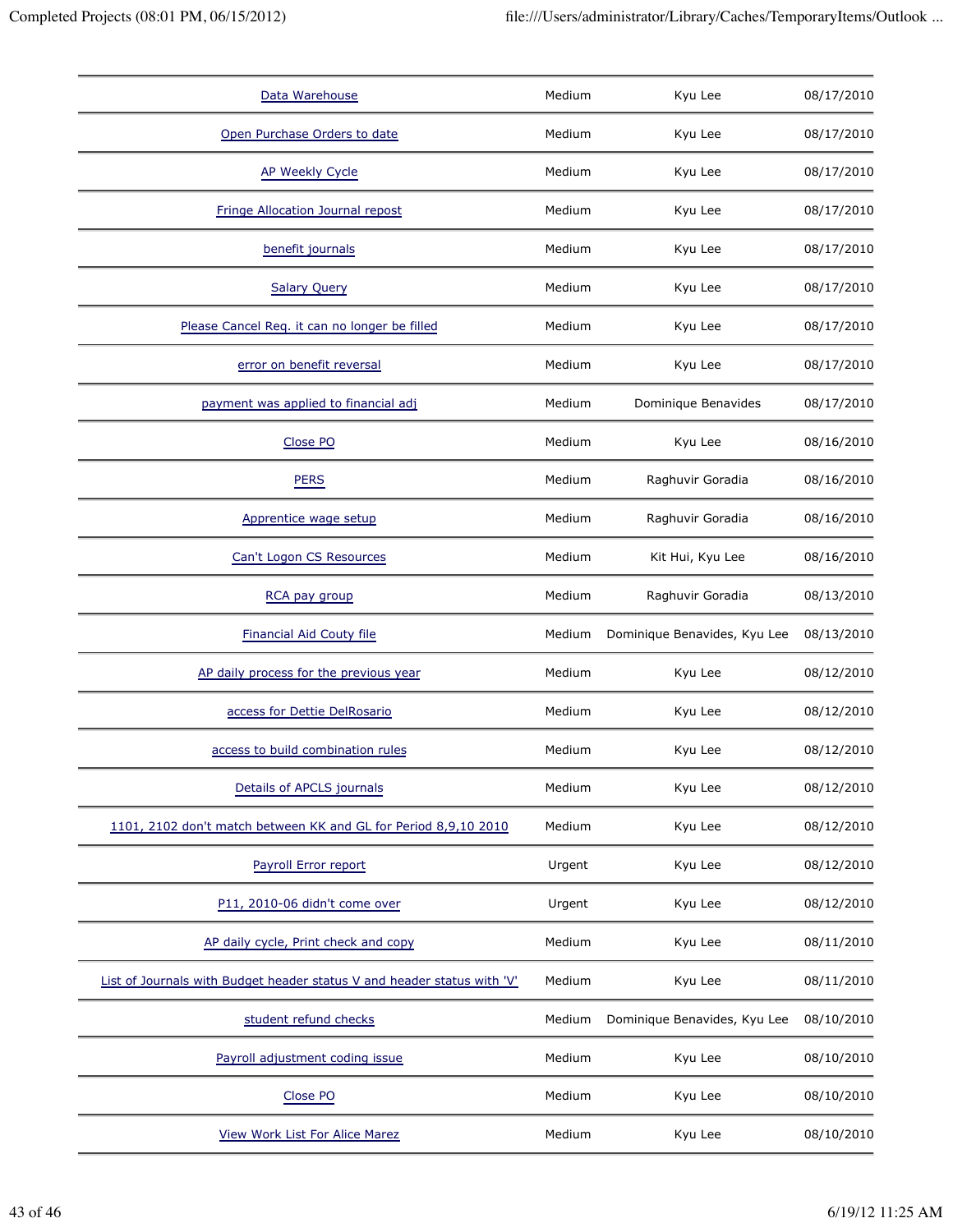| | | | |
|---|---|---|---|
| Data Warehouse | Medium | Kyu Lee | 08/17/2010 |
| Open Purchase Orders to date | Medium | Kyu Lee | 08/17/2010 |
| AP Weekly Cycle | Medium | Kyu Lee | 08/17/2010 |
| Fringe Allocation Journal repost | Medium | Kyu Lee | 08/17/2010 |
| benefit journals | Medium | Kyu Lee | 08/17/2010 |
| Salary Query | Medium | Kyu Lee | 08/17/2010 |
| Please Cancel Req. it can no longer be filled | Medium | Kyu Lee | 08/17/2010 |
| error on benefit reversal | Medium | Kyu Lee | 08/17/2010 |
| payment was applied to financial adj | Medium | Dominique Benavides | 08/17/2010 |
| Close PO | Medium | Kyu Lee | 08/16/2010 |
| PERS | Medium | Raghuvir Goradia | 08/16/2010 |
| Apprentice wage setup | Medium | Raghuvir Goradia | 08/16/2010 |
| Can't Logon CS Resources | Medium | Kit Hui, Kyu Lee | 08/16/2010 |
| RCA pay group | Medium | Raghuvir Goradia | 08/13/2010 |
| Financial Aid Couty file | Medium | Dominique Benavides, Kyu Lee | 08/13/2010 |
| AP daily process for the previous year | Medium | Kyu Lee | 08/12/2010 |
| access for Dettie DelRosario | Medium | Kyu Lee | 08/12/2010 |
| access to build combination rules | Medium | Kyu Lee | 08/12/2010 |
| Details of APCLS journals | Medium | Kyu Lee | 08/12/2010 |
| 1101, 2102 don't match between KK and GL for Period 8,9,10 2010 | Medium | Kyu Lee | 08/12/2010 |
| Payroll Error report | Urgent | Kyu Lee | 08/12/2010 |
| P11, 2010-06 didn't come over | Urgent | Kyu Lee | 08/12/2010 |
| AP daily cycle, Print check and copy | Medium | Kyu Lee | 08/11/2010 |
| List of Journals with Budget header status V and header status with 'V' | Medium | Kyu Lee | 08/11/2010 |
| student refund checks | Medium | Dominique Benavides, Kyu Lee | 08/10/2010 |
| Payroll adjustment coding issue | Medium | Kyu Lee | 08/10/2010 |
| Close PO | Medium | Kyu Lee | 08/10/2010 |
| View Work List For Alice Marez | Medium | Kyu Lee | 08/10/2010 |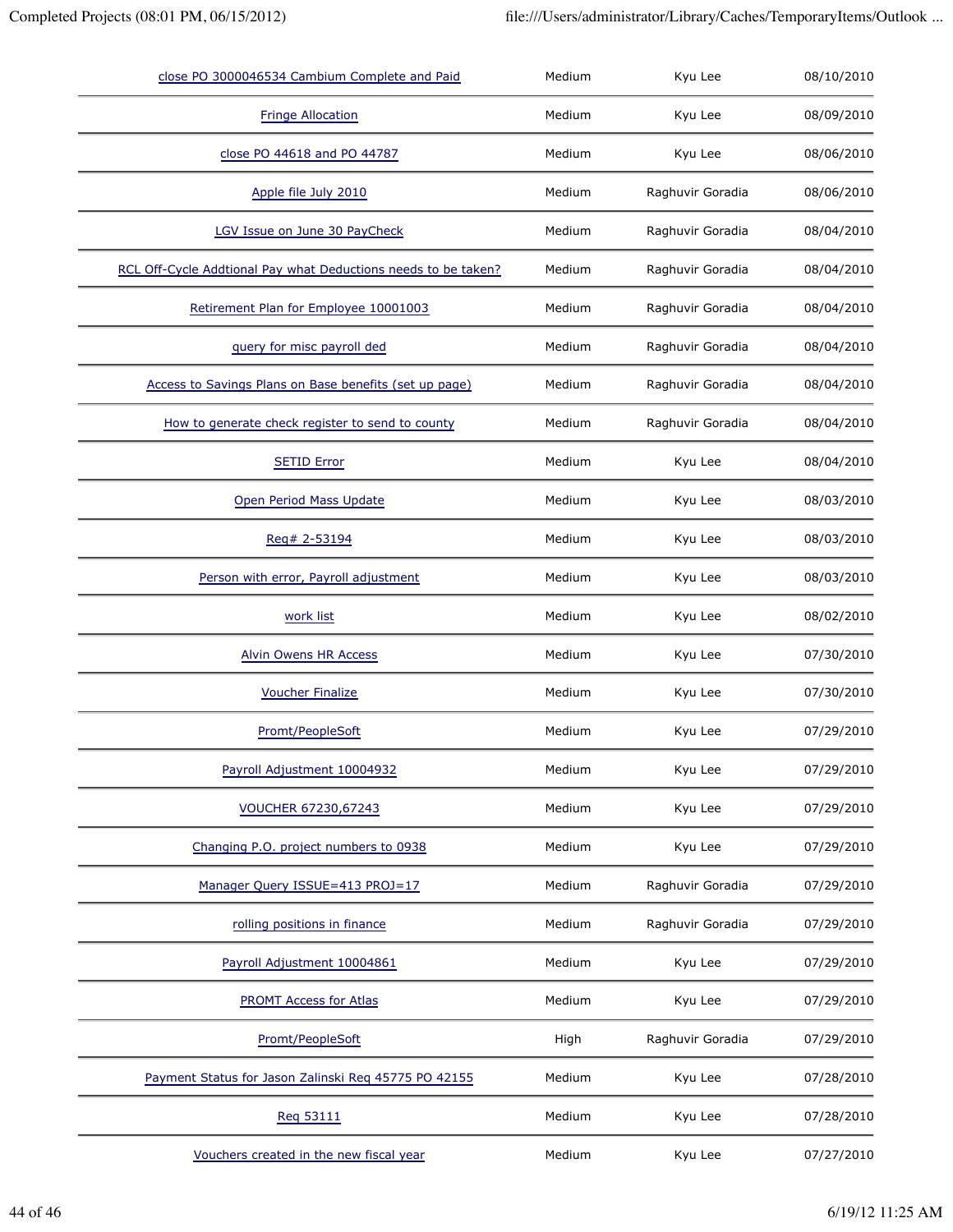| close PO 3000046534 Cambium Complete and Paid | Medium | Kyu Lee | 08/10/2010 |
|---|---|---|---|
| Fringe Allocation | Medium | Kyu Lee | 08/09/2010 |
| close PO 44618 and PO 44787 | Medium | Kyu Lee | 08/06/2010 |
| Apple file July 2010 | Medium | Raghuvir Goradia | 08/06/2010 |
| LGV Issue on June 30 PayCheck | Medium | Raghuvir Goradia | 08/04/2010 |
| RCL Off-Cycle Addtional Pay what Deductions needs to be taken? | Medium | Raghuvir Goradia | 08/04/2010 |
| Retirement Plan for Employee 10001003 | Medium | Raghuvir Goradia | 08/04/2010 |
| query for misc payroll ded | Medium | Raghuvir Goradia | 08/04/2010 |
| Access to Savings Plans on Base benefits (set up page) | Medium | Raghuvir Goradia | 08/04/2010 |
| How to generate check register to send to county | Medium | Raghuvir Goradia | 08/04/2010 |
| SETID Error | Medium | Kyu Lee | 08/04/2010 |
| Open Period Mass Update | Medium | Kyu Lee | 08/03/2010 |
| Req# 2-53194 | Medium | Kyu Lee | 08/03/2010 |
| Person with error, Payroll adjustment | Medium | Kyu Lee | 08/03/2010 |
| work list | Medium | Kyu Lee | 08/02/2010 |
| Alvin Owens HR Access | Medium | Kyu Lee | 07/30/2010 |
| Voucher Finalize | Medium | Kyu Lee | 07/30/2010 |
| Promt/PeopleSoft | Medium | Kyu Lee | 07/29/2010 |
| Payroll Adjustment 10004932 | Medium | Kyu Lee | 07/29/2010 |
| VOUCHER 67230,67243 | Medium | Kyu Lee | 07/29/2010 |
| Changing P.O. project numbers to 0938 | Medium | Kyu Lee | 07/29/2010 |
| Manager Query ISSUE=413 PROJ=17 | Medium | Raghuvir Goradia | 07/29/2010 |
| rolling positions in finance | Medium | Raghuvir Goradia | 07/29/2010 |
| Payroll Adjustment 10004861 | Medium | Kyu Lee | 07/29/2010 |
| PROMT Access for Atlas | Medium | Kyu Lee | 07/29/2010 |
| Promt/PeopleSoft | High | Raghuvir Goradia | 07/29/2010 |
| Payment Status for Jason Zalinski Req 45775 PO 42155 | Medium | Kyu Lee | 07/28/2010 |
| Req 53111 | Medium | Kyu Lee | 07/28/2010 |
| Vouchers created in the new fiscal year | Medium | Kyu Lee | 07/27/2010 |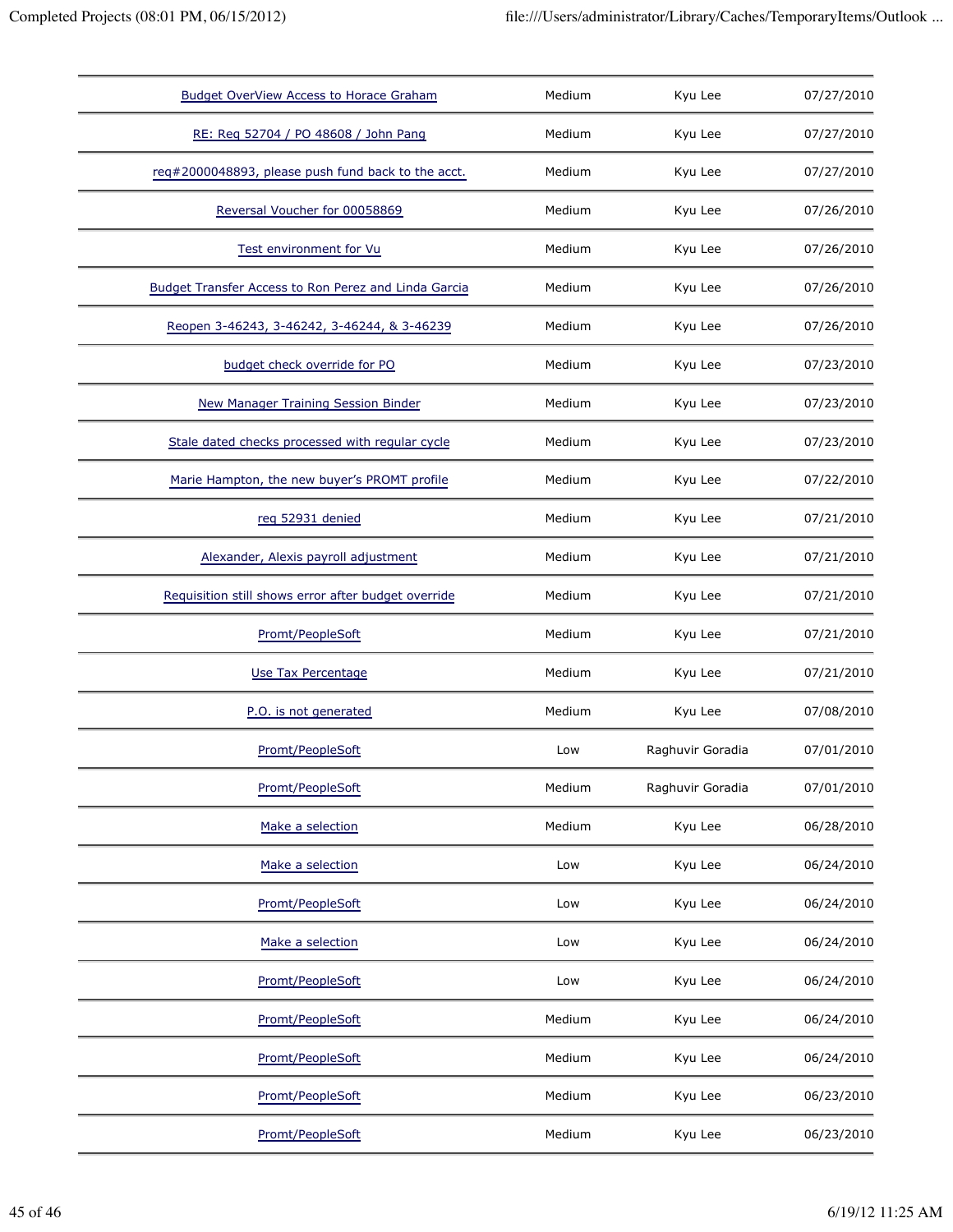| | | | |
|---|---|---|---|
| Budget OverView Access to Horace Graham | Medium | Kyu Lee | 07/27/2010 |
| RE: Req 52704 / PO 48608 / John Pang | Medium | Kyu Lee | 07/27/2010 |
| req#2000048893, please push fund back to the acct. | Medium | Kyu Lee | 07/27/2010 |
| Reversal Voucher for 00058869 | Medium | Kyu Lee | 07/26/2010 |
| Test environment for Vu | Medium | Kyu Lee | 07/26/2010 |
| Budget Transfer Access to Ron Perez and Linda Garcia | Medium | Kyu Lee | 07/26/2010 |
| Reopen 3-46243, 3-46242, 3-46244, & 3-46239 | Medium | Kyu Lee | 07/26/2010 |
| budget check override for PO | Medium | Kyu Lee | 07/23/2010 |
| New Manager Training Session Binder | Medium | Kyu Lee | 07/23/2010 |
| Stale dated checks processed with regular cycle | Medium | Kyu Lee | 07/23/2010 |
| Marie Hampton, the new buyer's PROMT profile | Medium | Kyu Lee | 07/22/2010 |
| req 52931 denied | Medium | Kyu Lee | 07/21/2010 |
| Alexander, Alexis payroll adjustment | Medium | Kyu Lee | 07/21/2010 |
| Requisition still shows error after budget override | Medium | Kyu Lee | 07/21/2010 |
| Promt/PeopleSoft | Medium | Kyu Lee | 07/21/2010 |
| Use Tax Percentage | Medium | Kyu Lee | 07/21/2010 |
| P.O. is not generated | Medium | Kyu Lee | 07/08/2010 |
| Promt/PeopleSoft | Low | Raghuvir Goradia | 07/01/2010 |
| Promt/PeopleSoft | Medium | Raghuvir Goradia | 07/01/2010 |
| Make a selection | Medium | Kyu Lee | 06/28/2010 |
| Make a selection | Low | Kyu Lee | 06/24/2010 |
| Promt/PeopleSoft | Low | Kyu Lee | 06/24/2010 |
| Make a selection | Low | Kyu Lee | 06/24/2010 |
| Promt/PeopleSoft | Low | Kyu Lee | 06/24/2010 |
| Promt/PeopleSoft | Medium | Kyu Lee | 06/24/2010 |
| Promt/PeopleSoft | Medium | Kyu Lee | 06/24/2010 |
| Promt/PeopleSoft | Medium | Kyu Lee | 06/23/2010 |
| Promt/PeopleSoft | Medium | Kyu Lee | 06/23/2010 |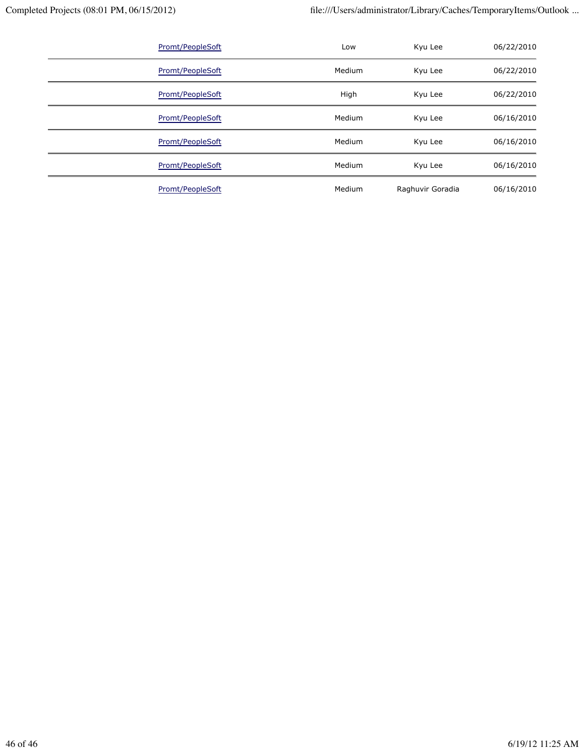| | | | | |
|---|---|---|---|---|
| | Promt/PeopleSoft | Low | Kyu Lee | 06/22/2010 |
| | Promt/PeopleSoft | Medium | Kyu Lee | 06/22/2010 |
| | Promt/PeopleSoft | High | Kyu Lee | 06/22/2010 |
| | Promt/PeopleSoft | Medium | Kyu Lee | 06/16/2010 |
| | Promt/PeopleSoft | Medium | Kyu Lee | 06/16/2010 |
| | Promt/PeopleSoft | Medium | Kyu Lee | 06/16/2010 |
| | Promt/PeopleSoft | Medium | Raghuvir Goradia | 06/16/2010 |